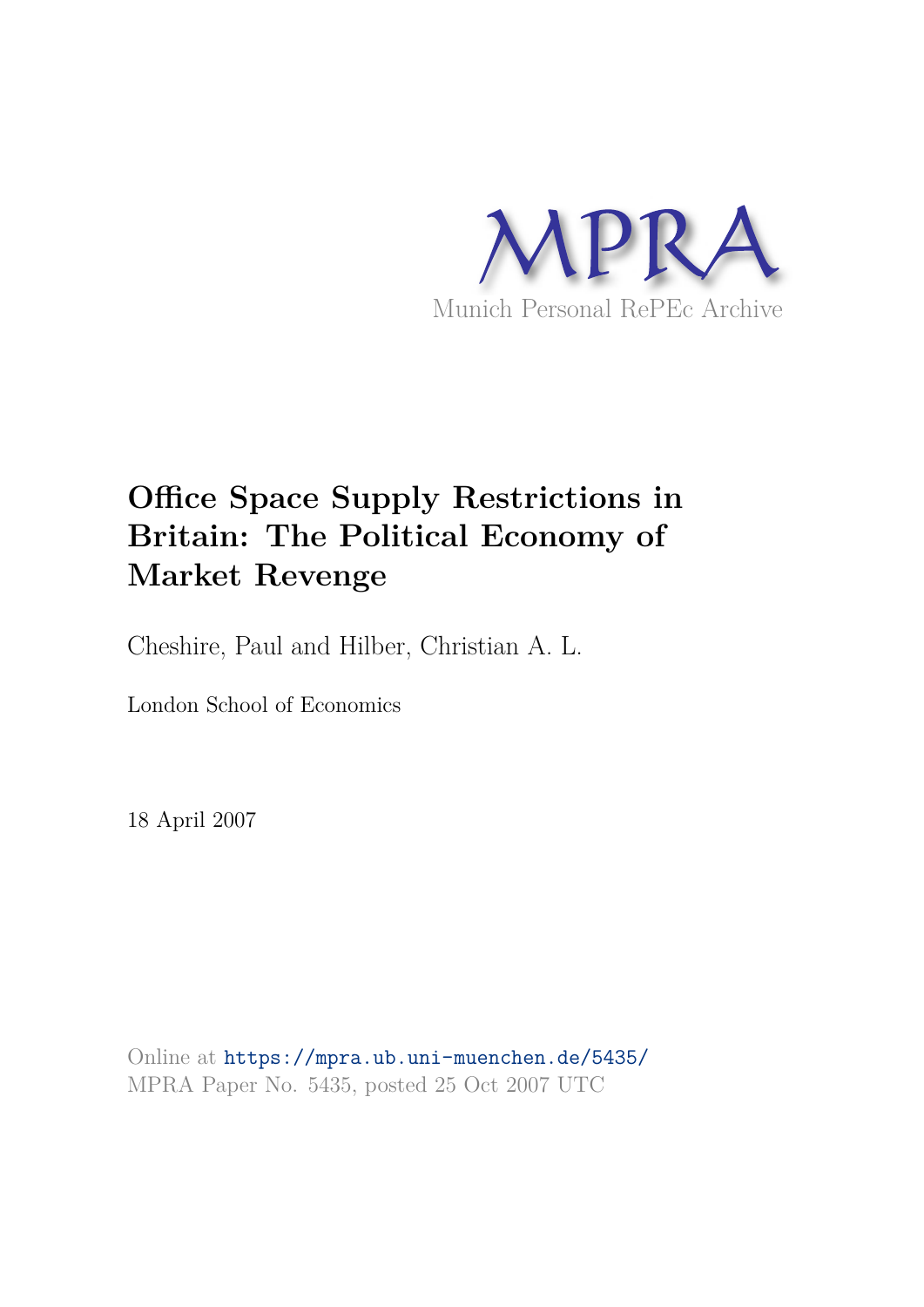MPRA

Munich Personal RePEc Archive

# Office Space Supply Restrictions in Britain: The Political Economy of Market Revenge

Cheshire, Paul and Hilber, Christian A. L.

London School of Economics

18 April 2007

Online at https://mpra.ub.uni-muenchen.de/5435/
MPRA Paper No. 5435, posted 25 Oct 2007 UTC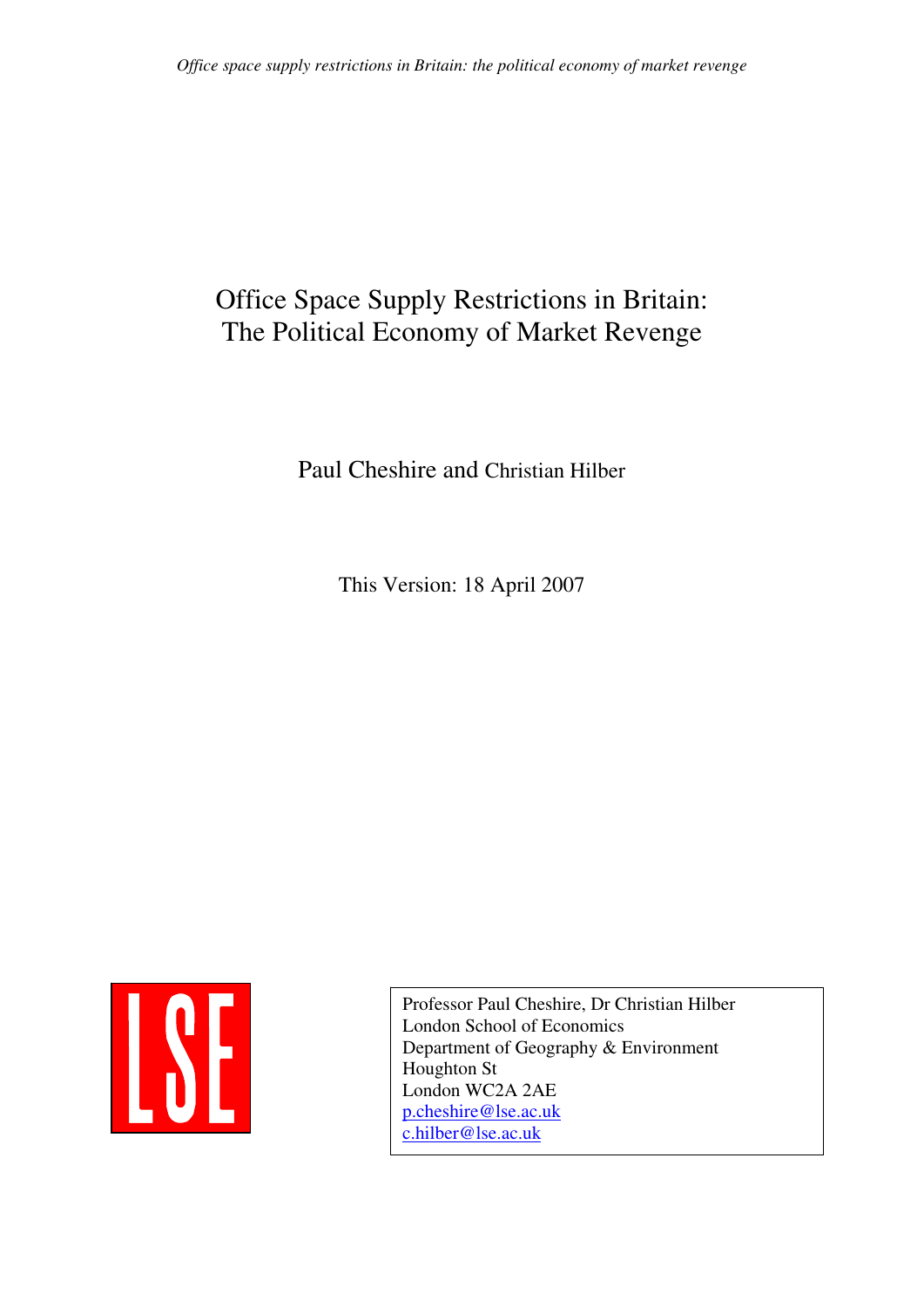# Office Space Supply Restrictions in Britain: The Political Economy of Market Revenge

Paul Cheshire and Christian Hilber

This Version: 18 April 2007

LSE

Professor Paul Cheshire, Dr Christian Hilber
London School of Economics
Department of Geography & Environment
Houghton St
London WC2A 2AE
p.cheshire@lse.ac.uk
c.hilber@lse.ac.uk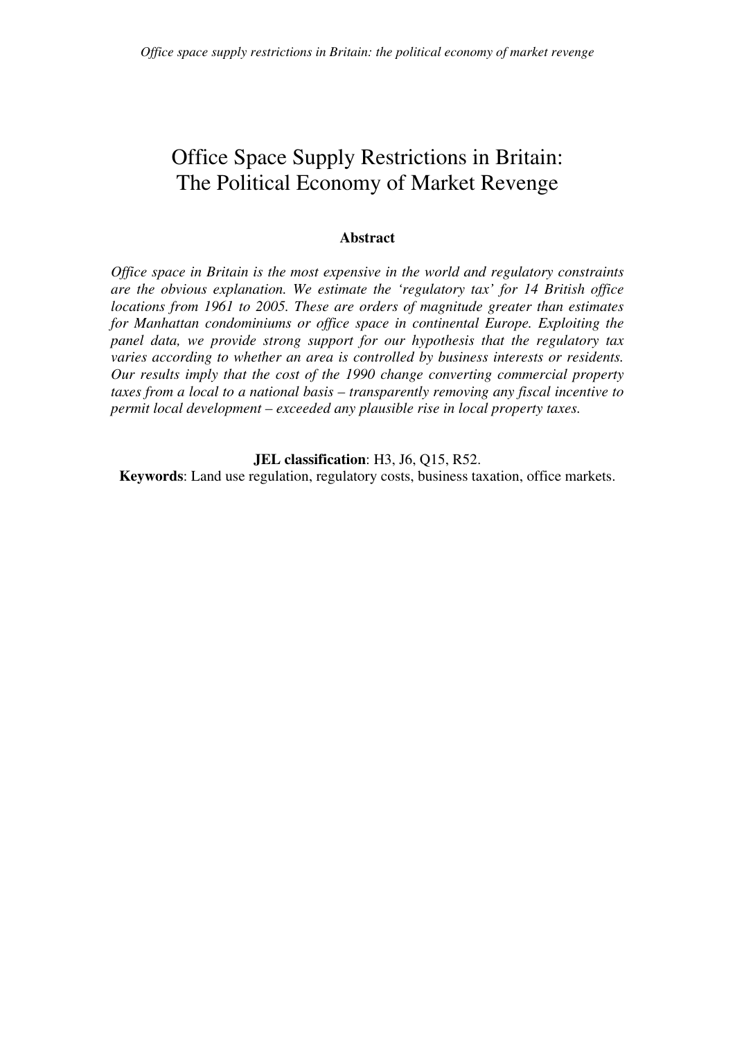# Office Space Supply Restrictions in Britain: The Political Economy of Market Revenge

**Abstract**

*Office space in Britain is the most expensive in the world and regulatory constraints are the obvious explanation. We estimate the 'regulatory tax' for 14 British office locations from 1961 to 2005. These are orders of magnitude greater than estimates for Manhattan condominiums or office space in continental Europe. Exploiting the panel data, we provide strong support for our hypothesis that the regulatory tax varies according to whether an area is controlled by business interests or residents. Our results imply that the cost of the 1990 change converting commercial property taxes from a local to a national basis – transparently removing any fiscal incentive to permit local development – exceeded any plausible rise in local property taxes.*

**JEL classification**: H3, J6, Q15, R52.

**Keywords**: Land use regulation, regulatory costs, business taxation, office markets.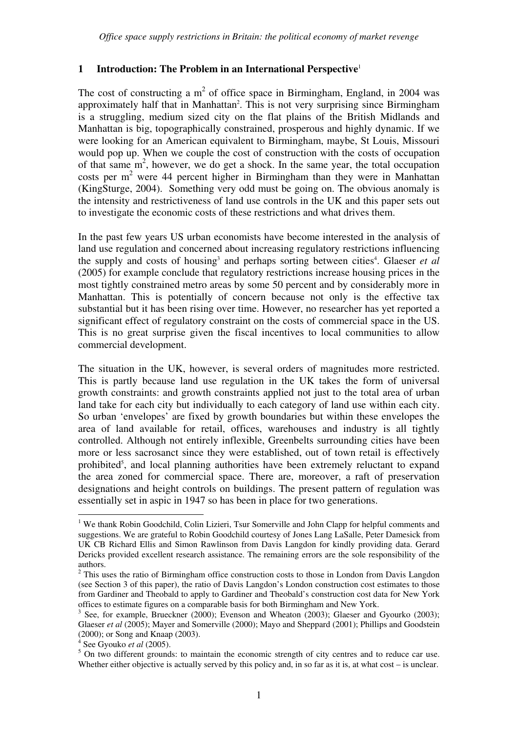## 1 Introduction: The Problem in an International Perspective[1]

The cost of constructing a $m^2$ of office space in Birmingham, England, in 2004 was approximately half that in Manhattan[2]. This is not very surprising since Birmingham is a struggling, medium sized city on the flat plains of the British Midlands and Manhattan is big, topographically constrained, prosperous and highly dynamic. If we were looking for an American equivalent to Birmingham, maybe, St Louis, Missouri would pop up. When we couple the cost of construction with the costs of occupation of that same $m^2$, however, we do get a shock. In the same year, the total occupation costs per $m^2$ were 44 percent higher in Birmingham than they were in Manhattan (KingSturge, 2004). Something very odd must be going on. The obvious anomaly is the intensity and restrictiveness of land use controls in the UK and this paper sets out to investigate the economic costs of these restrictions and what drives them.

In the past few years US urban economists have become interested in the analysis of land use regulation and concerned about increasing regulatory restrictions influencing the supply and costs of housing[3] and perhaps sorting between cities[4]. Glaeser *et al* (2005) for example conclude that regulatory restrictions increase housing prices in the most tightly constrained metro areas by some 50 percent and by considerably more in Manhattan. This is potentially of concern because not only is the effective tax substantial but it has been rising over time. However, no researcher has yet reported a significant effect of regulatory constraint on the costs of commercial space in the US. This is no great surprise given the fiscal incentives to local communities to allow commercial development.

The situation in the UK, however, is several orders of magnitudes more restricted. This is partly because land use regulation in the UK takes the form of universal growth constraints: and growth constraints applied not just to the total area of urban land take for each city but individually to each category of land use within each city. So urban 'envelopes' are fixed by growth boundaries but within these envelopes the area of land available for retail, offices, warehouses and industry is all tightly controlled. Although not entirely inflexible, Greenbelts surrounding cities have been more or less sacrosanct since they were established, out of town retail is effectively prohibited[5], and local planning authorities have been extremely reluctant to expand the area zoned for commercial space. There are, moreover, a raft of preservation designations and height controls on buildings. The present pattern of regulation was essentially set in aspic in 1947 so has been in place for two generations.

---

[1] We thank Robin Goodchild, Colin Lizieri, Tsur Somerville and John Clapp for helpful comments and suggestions. We are grateful to Robin Goodchild courtesy of Jones Lang LaSalle, Peter Damesick from UK CB Richard Ellis and Simon Rawlinson from Davis Langdon for kindly providing data. Gerard Dericks provided excellent research assistance. The remaining errors are the sole responsibility of the authors.

[2] This uses the ratio of Birmingham office construction costs to those in London from Davis Langdon (see Section 3 of this paper), the ratio of Davis Langdon's London construction cost estimates to those from Gardiner and Theobald to apply to Gardiner and Theobald's construction cost data for New York offices to estimate figures on a comparable basis for both Birmingham and New York.

[3] See, for example, Brueckner (2000); Evenson and Wheaton (2003); Glaeser and Gyourko (2003); Glaeser *et al* (2005); Mayer and Somerville (2000); Mayo and Sheppard (2001); Phillips and Goodstein (2000); or Song and Knaap (2003).

[4] See Gyouko *et al* (2005).

[5] On two different grounds: to maintain the economic strength of city centres and to reduce car use. Whether either objective is actually served by this policy and, in so far as it is, at what cost – is unclear.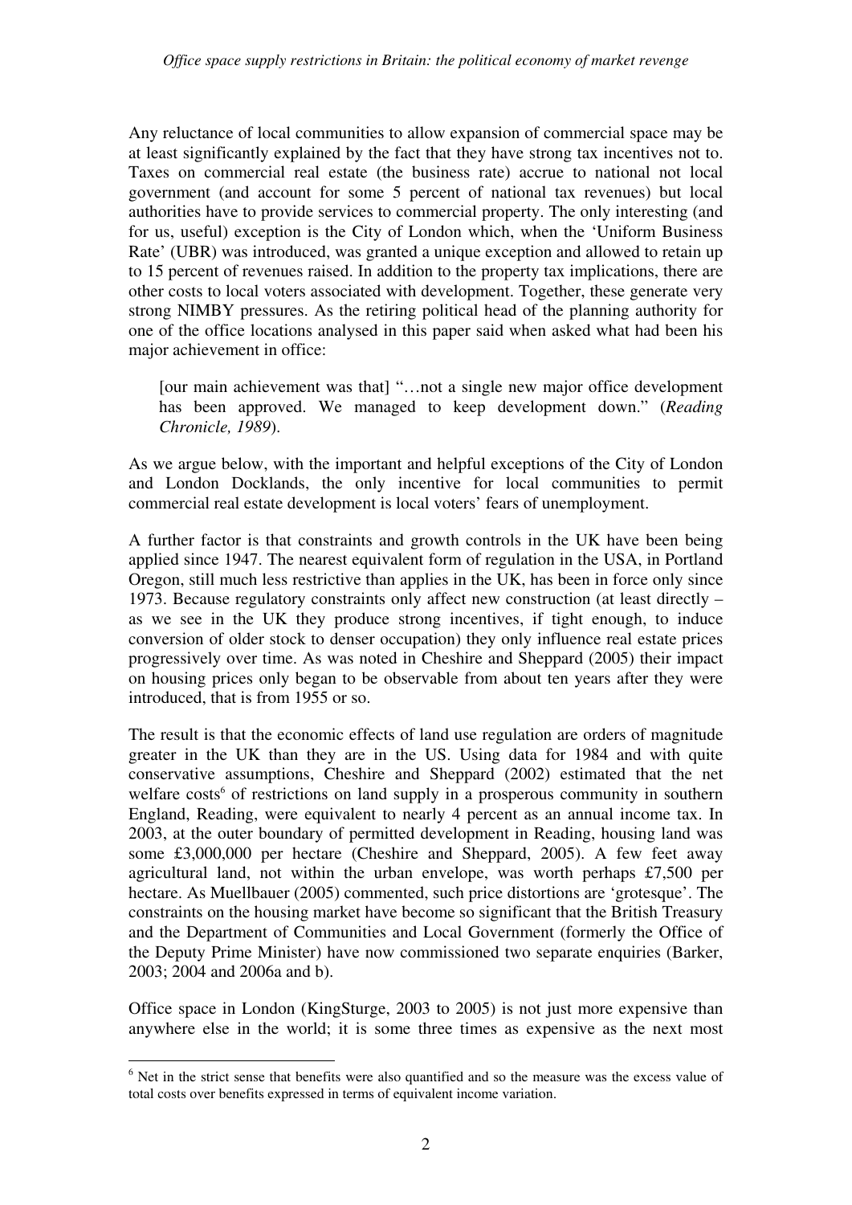Any reluctance of local communities to allow expansion of commercial space may be at least significantly explained by the fact that they have strong tax incentives not to. Taxes on commercial real estate (the business rate) accrue to national not local government (and account for some 5 percent of national tax revenues) but local authorities have to provide services to commercial property. The only interesting (and for us, useful) exception is the City of London which, when the 'Uniform Business Rate' (UBR) was introduced, was granted a unique exception and allowed to retain up to 15 percent of revenues raised. In addition to the property tax implications, there are other costs to local voters associated with development. Together, these generate very strong NIMBY pressures. As the retiring political head of the planning authority for one of the office locations analysed in this paper said when asked what had been his major achievement in office:

> [our main achievement was that] "…not a single new major office development has been approved. We managed to keep development down." (*Reading Chronicle, 1989*).

As we argue below, with the important and helpful exceptions of the City of London and London Docklands, the only incentive for local communities to permit commercial real estate development is local voters' fears of unemployment.

A further factor is that constraints and growth controls in the UK have been being applied since 1947. The nearest equivalent form of regulation in the USA, in Portland Oregon, still much less restrictive than applies in the UK, has been in force only since 1973. Because regulatory constraints only affect new construction (at least directly – as we see in the UK they produce strong incentives, if tight enough, to induce conversion of older stock to denser occupation) they only influence real estate prices progressively over time. As was noted in Cheshire and Sheppard (2005) their impact on housing prices only began to be observable from about ten years after they were introduced, that is from 1955 or so.

The result is that the economic effects of land use regulation are orders of magnitude greater in the UK than they are in the US. Using data for 1984 and with quite conservative assumptions, Cheshire and Sheppard (2002) estimated that the net welfare costs[6] of restrictions on land supply in a prosperous community in southern England, Reading, were equivalent to nearly 4 percent as an annual income tax. In 2003, at the outer boundary of permitted development in Reading, housing land was some £3,000,000 per hectare (Cheshire and Sheppard, 2005). A few feet away agricultural land, not within the urban envelope, was worth perhaps £7,500 per hectare. As Muellbauer (2005) commented, such price distortions are 'grotesque'. The constraints on the housing market have become so significant that the British Treasury and the Department of Communities and Local Government (formerly the Office of the Deputy Prime Minister) have now commissioned two separate enquiries (Barker, 2003; 2004 and 2006a and b).

Office space in London (KingSturge, 2003 to 2005) is not just more expensive than anywhere else in the world; it is some three times as expensive as the next most

[6] Net in the strict sense that benefits were also quantified and so the measure was the excess value of total costs over benefits expressed in terms of equivalent income variation.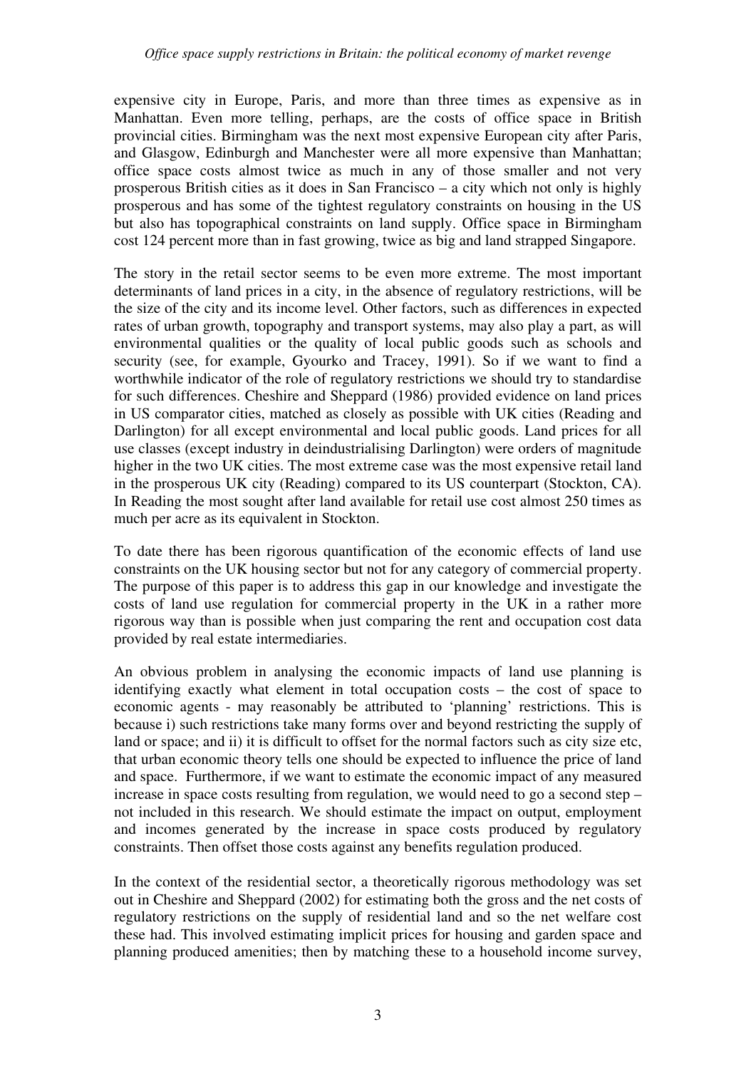expensive city in Europe, Paris, and more than three times as expensive as in Manhattan. Even more telling, perhaps, are the costs of office space in British provincial cities. Birmingham was the next most expensive European city after Paris, and Glasgow, Edinburgh and Manchester were all more expensive than Manhattan; office space costs almost twice as much in any of those smaller and not very prosperous British cities as it does in San Francisco – a city which not only is highly prosperous and has some of the tightest regulatory constraints on housing in the US but also has topographical constraints on land supply. Office space in Birmingham cost 124 percent more than in fast growing, twice as big and land strapped Singapore.

The story in the retail sector seems to be even more extreme. The most important determinants of land prices in a city, in the absence of regulatory restrictions, will be the size of the city and its income level. Other factors, such as differences in expected rates of urban growth, topography and transport systems, may also play a part, as will environmental qualities or the quality of local public goods such as schools and security (see, for example, Gyourko and Tracey, 1991). So if we want to find a worthwhile indicator of the role of regulatory restrictions we should try to standardise for such differences. Cheshire and Sheppard (1986) provided evidence on land prices in US comparator cities, matched as closely as possible with UK cities (Reading and Darlington) for all except environmental and local public goods. Land prices for all use classes (except industry in deindustrialising Darlington) were orders of magnitude higher in the two UK cities. The most extreme case was the most expensive retail land in the prosperous UK city (Reading) compared to its US counterpart (Stockton, CA). In Reading the most sought after land available for retail use cost almost 250 times as much per acre as its equivalent in Stockton.

To date there has been rigorous quantification of the economic effects of land use constraints on the UK housing sector but not for any category of commercial property. The purpose of this paper is to address this gap in our knowledge and investigate the costs of land use regulation for commercial property in the UK in a rather more rigorous way than is possible when just comparing the rent and occupation cost data provided by real estate intermediaries.

An obvious problem in analysing the economic impacts of land use planning is identifying exactly what element in total occupation costs – the cost of space to economic agents - may reasonably be attributed to 'planning' restrictions. This is because i) such restrictions take many forms over and beyond restricting the supply of land or space; and ii) it is difficult to offset for the normal factors such as city size etc, that urban economic theory tells one should be expected to influence the price of land and space. Furthermore, if we want to estimate the economic impact of any measured increase in space costs resulting from regulation, we would need to go a second step – not included in this research. We should estimate the impact on output, employment and incomes generated by the increase in space costs produced by regulatory constraints. Then offset those costs against any benefits regulation produced.

In the context of the residential sector, a theoretically rigorous methodology was set out in Cheshire and Sheppard (2002) for estimating both the gross and the net costs of regulatory restrictions on the supply of residential land and so the net welfare cost these had. This involved estimating implicit prices for housing and garden space and planning produced amenities; then by matching these to a household income survey,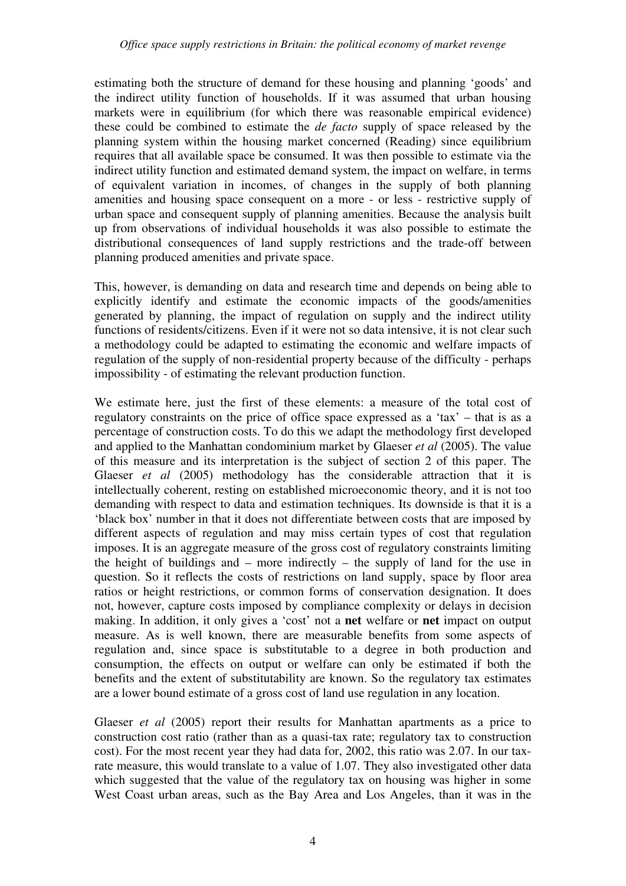estimating both the structure of demand for these housing and planning 'goods' and the indirect utility function of households. If it was assumed that urban housing markets were in equilibrium (for which there was reasonable empirical evidence) these could be combined to estimate the *de facto* supply of space released by the planning system within the housing market concerned (Reading) since equilibrium requires that all available space be consumed. It was then possible to estimate via the indirect utility function and estimated demand system, the impact on welfare, in terms of equivalent variation in incomes, of changes in the supply of both planning amenities and housing space consequent on a more - or less - restrictive supply of urban space and consequent supply of planning amenities. Because the analysis built up from observations of individual households it was also possible to estimate the distributional consequences of land supply restrictions and the trade-off between planning produced amenities and private space.

This, however, is demanding on data and research time and depends on being able to explicitly identify and estimate the economic impacts of the goods/amenities generated by planning, the impact of regulation on supply and the indirect utility functions of residents/citizens. Even if it were not so data intensive, it is not clear such a methodology could be adapted to estimating the economic and welfare impacts of regulation of the supply of non-residential property because of the difficulty - perhaps impossibility - of estimating the relevant production function.

We estimate here, just the first of these elements: a measure of the total cost of regulatory constraints on the price of office space expressed as a 'tax' – that is as a percentage of construction costs. To do this we adapt the methodology first developed and applied to the Manhattan condominium market by Glaeser *et al* (2005). The value of this measure and its interpretation is the subject of section 2 of this paper. The Glaeser *et al* (2005) methodology has the considerable attraction that it is intellectually coherent, resting on established microeconomic theory, and it is not too demanding with respect to data and estimation techniques. Its downside is that it is a 'black box' number in that it does not differentiate between costs that are imposed by different aspects of regulation and may miss certain types of cost that regulation imposes. It is an aggregate measure of the gross cost of regulatory constraints limiting the height of buildings and – more indirectly – the supply of land for the use in question. So it reflects the costs of restrictions on land supply, space by floor area ratios or height restrictions, or common forms of conservation designation. It does not, however, capture costs imposed by compliance complexity or delays in decision making. In addition, it only gives a 'cost' not a **net** welfare or **net** impact on output measure. As is well known, there are measurable benefits from some aspects of regulation and, since space is substitutable to a degree in both production and consumption, the effects on output or welfare can only be estimated if both the benefits and the extent of substitutability are known. So the regulatory tax estimates are a lower bound estimate of a gross cost of land use regulation in any location.

Glaeser *et al* (2005) report their results for Manhattan apartments as a price to construction cost ratio (rather than as a quasi-tax rate; regulatory tax to construction cost). For the most recent year they had data for, 2002, this ratio was 2.07. In our tax-rate measure, this would translate to a value of 1.07. They also investigated other data which suggested that the value of the regulatory tax on housing was higher in some West Coast urban areas, such as the Bay Area and Los Angeles, than it was in the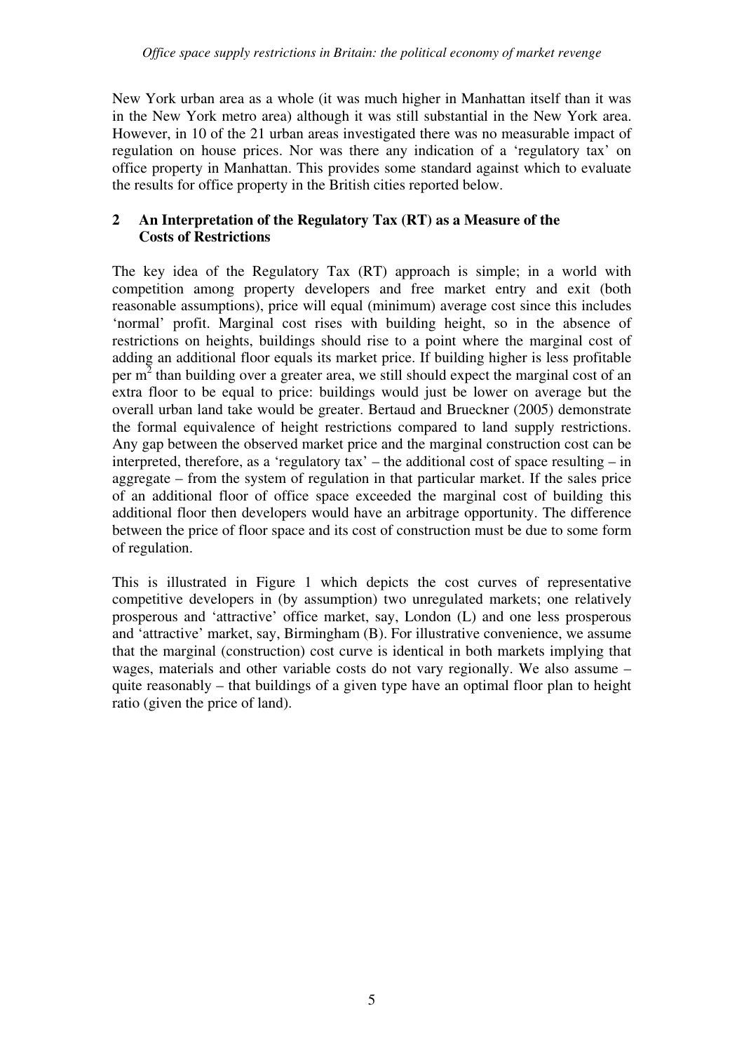New York urban area as a whole (it was much higher in Manhattan itself than it was in the New York metro area) although it was still substantial in the New York area. However, in 10 of the 21 urban areas investigated there was no measurable impact of regulation on house prices. Nor was there any indication of a 'regulatory tax' on office property in Manhattan. This provides some standard against which to evaluate the results for office property in the British cities reported below.

## 2 An Interpretation of the Regulatory Tax (RT) as a Measure of the Costs of Restrictions

The key idea of the Regulatory Tax (RT) approach is simple; in a world with competition among property developers and free market entry and exit (both reasonable assumptions), price will equal (minimum) average cost since this includes 'normal' profit. Marginal cost rises with building height, so in the absence of restrictions on heights, buildings should rise to a point where the marginal cost of adding an additional floor equals its market price. If building higher is less profitable per $m^2$ than building over a greater area, we still should expect the marginal cost of an extra floor to be equal to price: buildings would just be lower on average but the overall urban land take would be greater. Bertaud and Brueckner (2005) demonstrate the formal equivalence of height restrictions compared to land supply restrictions. Any gap between the observed market price and the marginal construction cost can be interpreted, therefore, as a 'regulatory tax' – the additional cost of space resulting – in aggregate – from the system of regulation in that particular market. If the sales price of an additional floor of office space exceeded the marginal cost of building this additional floor then developers would have an arbitrage opportunity. The difference between the price of floor space and its cost of construction must be due to some form of regulation.

This is illustrated in Figure 1 which depicts the cost curves of representative competitive developers in (by assumption) two unregulated markets; one relatively prosperous and 'attractive' office market, say, London (L) and one less prosperous and 'attractive' market, say, Birmingham (B). For illustrative convenience, we assume that the marginal (construction) cost curve is identical in both markets implying that wages, materials and other variable costs do not vary regionally. We also assume – quite reasonably – that buildings of a given type have an optimal floor plan to height ratio (given the price of land).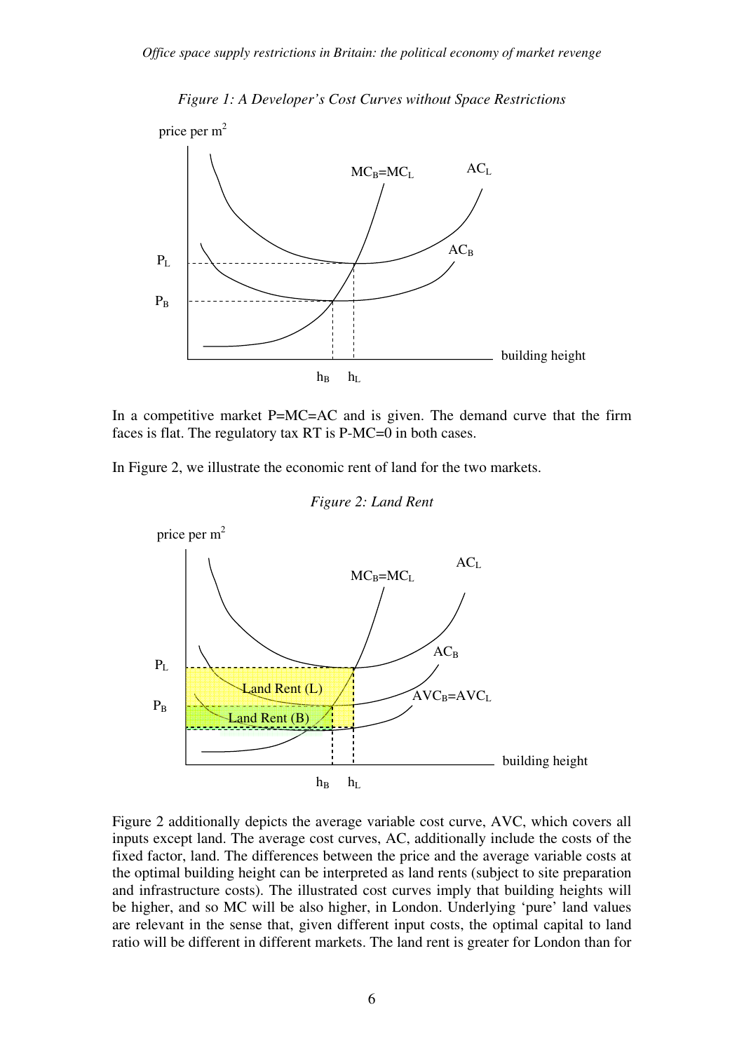*Figure 1: A Developer's Cost Curves without Space Restrictions*

In a competitive market P=MC=AC and is given. The demand curve that the firm faces is flat. The regulatory tax RT is P-MC=0 in both cases.

In Figure 2, we illustrate the economic rent of land for the two markets.

*Figure 2: Land Rent*

Figure 2 additionally depicts the average variable cost curve, AVC, which covers all inputs except land. The average cost curves, AC, additionally include the costs of the fixed factor, land. The differences between the price and the average variable costs at the optimal building height can be interpreted as land rents (subject to site preparation and infrastructure costs). The illustrated cost curves imply that building heights will be higher, and so MC will be also higher, in London. Underlying 'pure' land values are relevant in the sense that, given different input costs, the optimal capital to land ratio will be different in different markets. The land rent is greater for London than for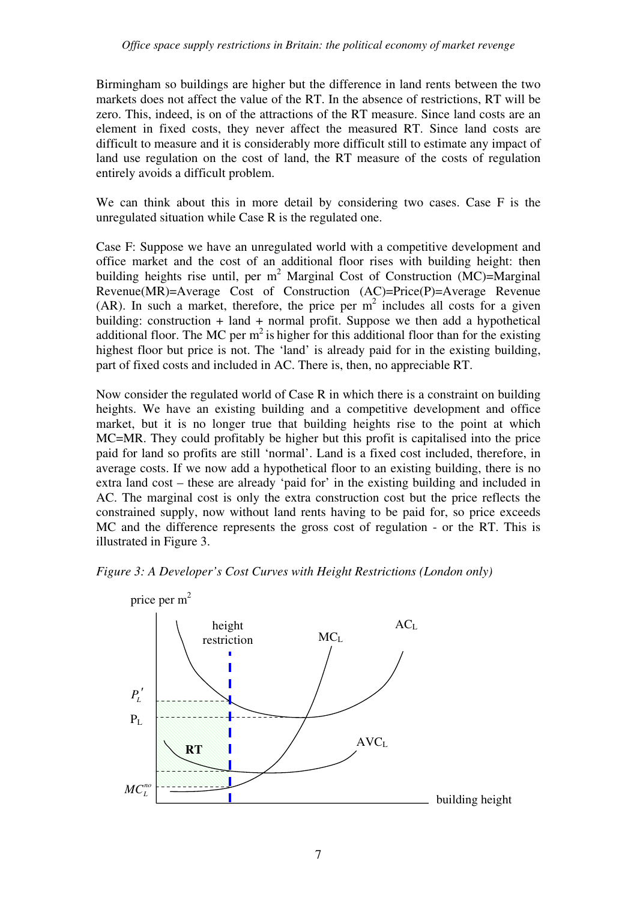Birmingham so buildings are higher but the difference in land rents between the two markets does not affect the value of the RT. In the absence of restrictions, RT will be zero. This, indeed, is on of the attractions of the RT measure. Since land costs are an element in fixed costs, they never affect the measured RT. Since land costs are difficult to measure and it is considerably more difficult still to estimate any impact of land use regulation on the cost of land, the RT measure of the costs of regulation entirely avoids a difficult problem.

We can think about this in more detail by considering two cases. Case F is the unregulated situation while Case R is the regulated one.

Case F: Suppose we have an unregulated world with a competitive development and office market and the cost of an additional floor rises with building height: then building heights rise until, per $m^2$ Marginal Cost of Construction (MC)=Marginal Revenue(MR)=Average Cost of Construction (AC)=Price(P)=Average Revenue (AR). In such a market, therefore, the price per $m^2$ includes all costs for a given building: construction + land + normal profit. Suppose we then add a hypothetical additional floor. The MC per $m^2$ is higher for this additional floor than for the existing highest floor but price is not. The 'land' is already paid for in the existing building, part of fixed costs and included in AC. There is, then, no appreciable RT.

Now consider the regulated world of Case R in which there is a constraint on building heights. We have an existing building and a competitive development and office market, but it is no longer true that building heights rise to the point at which MC=MR. They could profitably be higher but this profit is capitalised into the price paid for land so profits are still 'normal'. Land is a fixed cost included, therefore, in average costs. If we now add a hypothetical floor to an existing building, there is no extra land cost – these are already 'paid for' in the existing building and included in AC. The marginal cost is only the extra construction cost but the price reflects the constrained supply, now without land rents having to be paid for, so price exceeds MC and the difference represents the gross cost of regulation - or the RT. This is illustrated in Figure 3.

*Figure 3: A Developer's Cost Curves with Height Restrictions (London only)*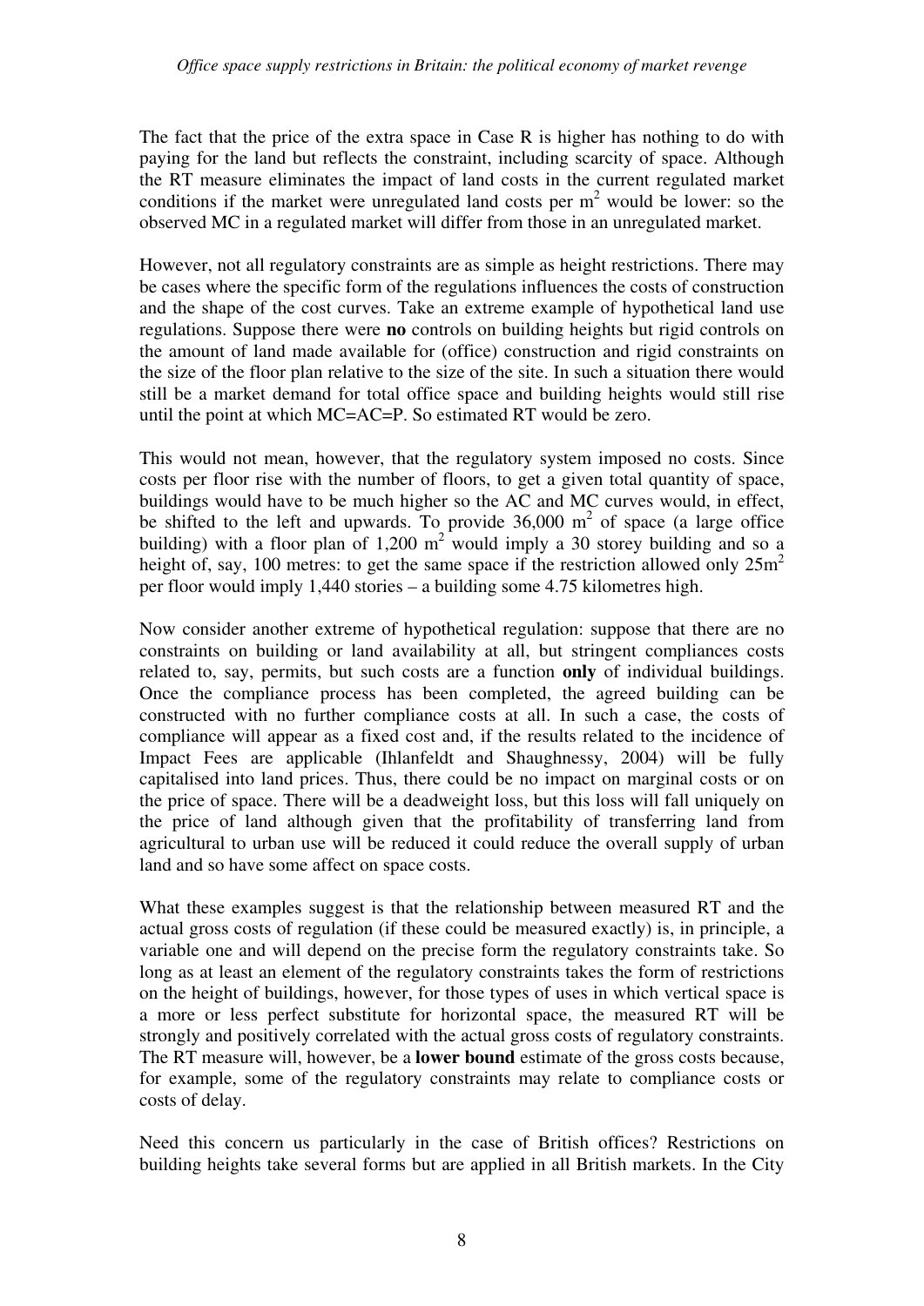The fact that the price of the extra space in Case R is higher has nothing to do with paying for the land but reflects the constraint, including scarcity of space. Although the RT measure eliminates the impact of land costs in the current regulated market conditions if the market were unregulated land costs per $m^2$ would be lower: so the observed MC in a regulated market will differ from those in an unregulated market.

However, not all regulatory constraints are as simple as height restrictions. There may be cases where the specific form of the regulations influences the costs of construction and the shape of the cost curves. Take an extreme example of hypothetical land use regulations. Suppose there were **no** controls on building heights but rigid controls on the amount of land made available for (office) construction and rigid constraints on the size of the floor plan relative to the size of the site. In such a situation there would still be a market demand for total office space and building heights would still rise until the point at which MC=AC=P. So estimated RT would be zero.

This would not mean, however, that the regulatory system imposed no costs. Since costs per floor rise with the number of floors, to get a given total quantity of space, buildings would have to be much higher so the AC and MC curves would, in effect, be shifted to the left and upwards. To provide 36,000 $m^2$ of space (a large office building) with a floor plan of 1,200 $m^2$ would imply a 30 storey building and so a height of, say, 100 metres: to get the same space if the restriction allowed only 25$m^2$ per floor would imply 1,440 stories – a building some 4.75 kilometres high.

Now consider another extreme of hypothetical regulation: suppose that there are no constraints on building or land availability at all, but stringent compliances costs related to, say, permits, but such costs are a function **only** of individual buildings. Once the compliance process has been completed, the agreed building can be constructed with no further compliance costs at all. In such a case, the costs of compliance will appear as a fixed cost and, if the results related to the incidence of Impact Fees are applicable (Ihlanfeldt and Shaughnessy, 2004) will be fully capitalised into land prices. Thus, there could be no impact on marginal costs or on the price of space. There will be a deadweight loss, but this loss will fall uniquely on the price of land although given that the profitability of transferring land from agricultural to urban use will be reduced it could reduce the overall supply of urban land and so have some affect on space costs.

What these examples suggest is that the relationship between measured RT and the actual gross costs of regulation (if these could be measured exactly) is, in principle, a variable one and will depend on the precise form the regulatory constraints take. So long as at least an element of the regulatory constraints takes the form of restrictions on the height of buildings, however, for those types of uses in which vertical space is a more or less perfect substitute for horizontal space, the measured RT will be strongly and positively correlated with the actual gross costs of regulatory constraints. The RT measure will, however, be a **lower bound** estimate of the gross costs because, for example, some of the regulatory constraints may relate to compliance costs or costs of delay.

Need this concern us particularly in the case of British offices? Restrictions on building heights take several forms but are applied in all British markets. In the City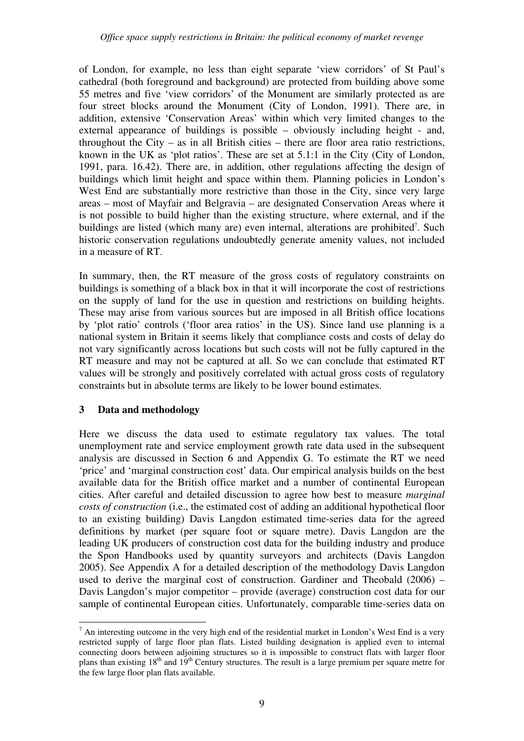of London, for example, no less than eight separate 'view corridors' of St Paul's cathedral (both foreground and background) are protected from building above some 55 metres and five 'view corridors' of the Monument are similarly protected as are four street blocks around the Monument (City of London, 1991). There are, in addition, extensive 'Conservation Areas' within which very limited changes to the external appearance of buildings is possible – obviously including height - and, throughout the City – as in all British cities – there are floor area ratio restrictions, known in the UK as 'plot ratios'. These are set at 5.1:1 in the City (City of London, 1991, para. 16.42). There are, in addition, other regulations affecting the design of buildings which limit height and space within them. Planning policies in London's West End are substantially more restrictive than those in the City, since very large areas – most of Mayfair and Belgravia – are designated Conservation Areas where it is not possible to build higher than the existing structure, where external, and if the buildings are listed (which many are) even internal, alterations are prohibited[7]. Such historic conservation regulations undoubtedly generate amenity values, not included in a measure of RT.

In summary, then, the RT measure of the gross costs of regulatory constraints on buildings is something of a black box in that it will incorporate the cost of restrictions on the supply of land for the use in question and restrictions on building heights. These may arise from various sources but are imposed in all British office locations by 'plot ratio' controls ('floor area ratios' in the US). Since land use planning is a national system in Britain it seems likely that compliance costs and costs of delay do not vary significantly across locations but such costs will not be fully captured in the RT measure and may not be captured at all. So we can conclude that estimated RT values will be strongly and positively correlated with actual gross costs of regulatory constraints but in absolute terms are likely to be lower bound estimates.

## 3 Data and methodology

Here we discuss the data used to estimate regulatory tax values. The total unemployment rate and service employment growth rate data used in the subsequent analysis are discussed in Section 6 and Appendix G. To estimate the RT we need 'price' and 'marginal construction cost' data. Our empirical analysis builds on the best available data for the British office market and a number of continental European cities. After careful and detailed discussion to agree how best to measure *marginal costs of construction* (i.e., the estimated cost of adding an additional hypothetical floor to an existing building) Davis Langdon estimated time-series data for the agreed definitions by market (per square foot or square metre). Davis Langdon are the leading UK producers of construction cost data for the building industry and produce the Spon Handbooks used by quantity surveyors and architects (Davis Langdon 2005). See Appendix A for a detailed description of the methodology Davis Langdon used to derive the marginal cost of construction. Gardiner and Theobald (2006) – Davis Langdon's major competitor – provide (average) construction cost data for our sample of continental European cities. Unfortunately, comparable time-series data on

[7] An interesting outcome in the very high end of the residential market in London's West End is a very restricted supply of large floor plan flats. Listed building designation is applied even to internal connecting doors between adjoining structures so it is impossible to construct flats with larger floor plans than existing 18th and 19th Century structures. The result is a large premium per square metre for the few large floor plan flats available.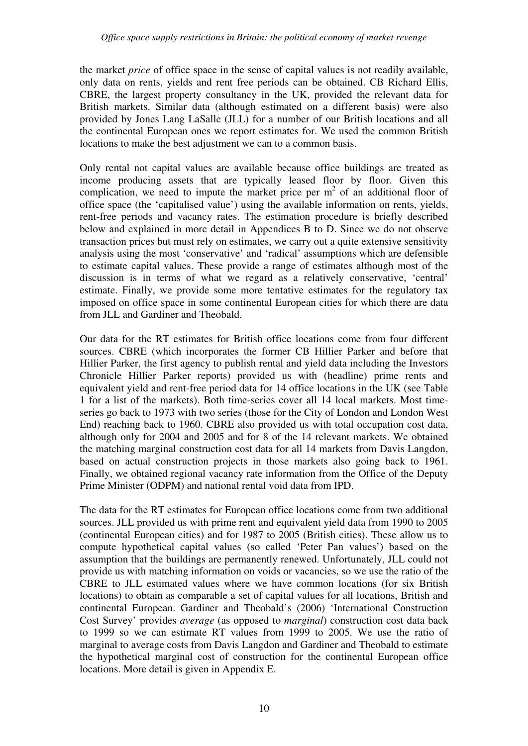the market *price* of office space in the sense of capital values is not readily available, only data on rents, yields and rent free periods can be obtained. CB Richard Ellis, CBRE, the largest property consultancy in the UK, provided the relevant data for British markets. Similar data (although estimated on a different basis) were also provided by Jones Lang LaSalle (JLL) for a number of our British locations and all the continental European ones we report estimates for. We used the common British locations to make the best adjustment we can to a common basis.

Only rental not capital values are available because office buildings are treated as income producing assets that are typically leased floor by floor. Given this complication, we need to impute the market price per $m^2$ of an additional floor of office space (the 'capitalised value') using the available information on rents, yields, rent-free periods and vacancy rates. The estimation procedure is briefly described below and explained in more detail in Appendices B to D. Since we do not observe transaction prices but must rely on estimates, we carry out a quite extensive sensitivity analysis using the most 'conservative' and 'radical' assumptions which are defensible to estimate capital values. These provide a range of estimates although most of the discussion is in terms of what we regard as a relatively conservative, 'central' estimate. Finally, we provide some more tentative estimates for the regulatory tax imposed on office space in some continental European cities for which there are data from JLL and Gardiner and Theobald.

Our data for the RT estimates for British office locations come from four different sources. CBRE (which incorporates the former CB Hillier Parker and before that Hillier Parker, the first agency to publish rental and yield data including the Investors Chronicle Hillier Parker reports) provided us with (headline) prime rents and equivalent yield and rent-free period data for 14 office locations in the UK (see Table 1 for a list of the markets). Both time-series cover all 14 local markets. Most time-series go back to 1973 with two series (those for the City of London and London West End) reaching back to 1960. CBRE also provided us with total occupation cost data, although only for 2004 and 2005 and for 8 of the 14 relevant markets. We obtained the matching marginal construction cost data for all 14 markets from Davis Langdon, based on actual construction projects in those markets also going back to 1961. Finally, we obtained regional vacancy rate information from the Office of the Deputy Prime Minister (ODPM) and national rental void data from IPD.

The data for the RT estimates for European office locations come from two additional sources. JLL provided us with prime rent and equivalent yield data from 1990 to 2005 (continental European cities) and for 1987 to 2005 (British cities). These allow us to compute hypothetical capital values (so called 'Peter Pan values') based on the assumption that the buildings are permanently renewed. Unfortunately, JLL could not provide us with matching information on voids or vacancies, so we use the ratio of the CBRE to JLL estimated values where we have common locations (for six British locations) to obtain as comparable a set of capital values for all locations, British and continental European. Gardiner and Theobald's (2006) 'International Construction Cost Survey' provides *average* (as opposed to *marginal*) construction cost data back to 1999 so we can estimate RT values from 1999 to 2005. We use the ratio of marginal to average costs from Davis Langdon and Gardiner and Theobald to estimate the hypothetical marginal cost of construction for the continental European office locations. More detail is given in Appendix E.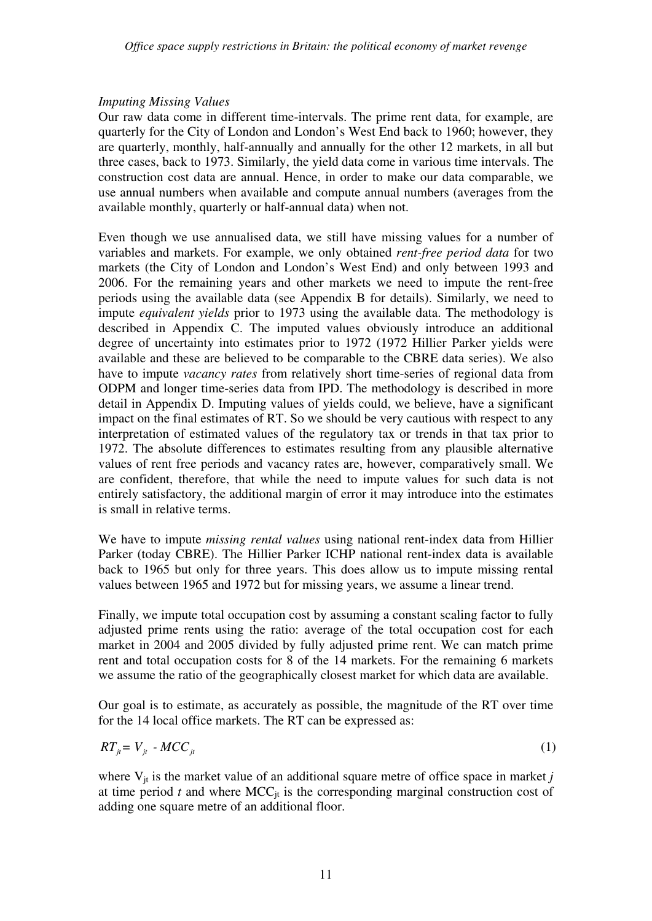*Imputing Missing Values*

Our raw data come in different time-intervals. The prime rent data, for example, are quarterly for the City of London and London's West End back to 1960; however, they are quarterly, monthly, half-annually and annually for the other 12 markets, in all but three cases, back to 1973. Similarly, the yield data come in various time intervals. The construction cost data are annual. Hence, in order to make our data comparable, we use annual numbers when available and compute annual numbers (averages from the available monthly, quarterly or half-annual data) when not.

Even though we use annualised data, we still have missing values for a number of variables and markets. For example, we only obtained *rent-free period data* for two markets (the City of London and London's West End) and only between 1993 and 2006. For the remaining years and other markets we need to impute the rent-free periods using the available data (see Appendix B for details). Similarly, we need to impute *equivalent yields* prior to 1973 using the available data. The methodology is described in Appendix C. The imputed values obviously introduce an additional degree of uncertainty into estimates prior to 1972 (1972 Hillier Parker yields were available and these are believed to be comparable to the CBRE data series). We also have to impute *vacancy rates* from relatively short time-series of regional data from ODPM and longer time-series data from IPD. The methodology is described in more detail in Appendix D. Imputing values of yields could, we believe, have a significant impact on the final estimates of RT. So we should be very cautious with respect to any interpretation of estimated values of the regulatory tax or trends in that tax prior to 1972. The absolute differences to estimates resulting from any plausible alternative values of rent free periods and vacancy rates are, however, comparatively small. We are confident, therefore, that while the need to impute values for such data is not entirely satisfactory, the additional margin of error it may introduce into the estimates is small in relative terms.

We have to impute *missing rental values* using national rent-index data from Hillier Parker (today CBRE). The Hillier Parker ICHP national rent-index data is available back to 1965 but only for three years. This does allow us to impute missing rental values between 1965 and 1972 but for missing years, we assume a linear trend.

Finally, we impute total occupation cost by assuming a constant scaling factor to fully adjusted prime rents using the ratio: average of the total occupation cost for each market in 2004 and 2005 divided by fully adjusted prime rent. We can match prime rent and total occupation costs for 8 of the 14 markets. For the remaining 6 markets we assume the ratio of the geographically closest market for which data are available.

Our goal is to estimate, as accurately as possible, the magnitude of the RT over time for the 14 local office markets. The RT can be expressed as:

$$RT_{jt} = V_{jt} - MCC_{jt} \tag{1}$$

where $V_{jt}$ is the market value of an additional square metre of office space in market $j$ at time period $t$ and where $MCC_{jt}$ is the corresponding marginal construction cost of adding one square metre of an additional floor.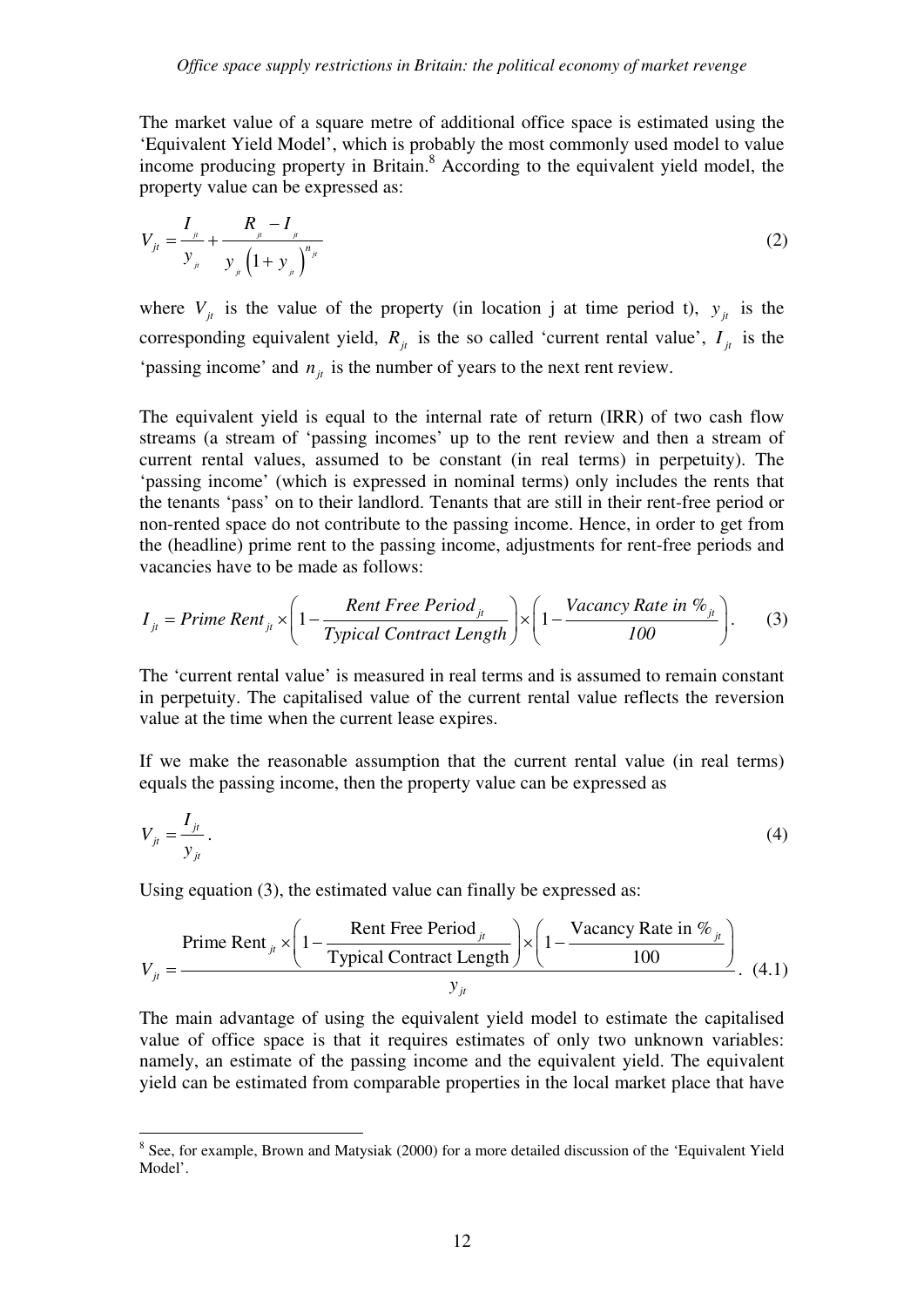The market value of a square metre of additional office space is estimated using the 'Equivalent Yield Model', which is probably the most commonly used model to value income producing property in Britain.[8] According to the equivalent yield model, the property value can be expressed as:

$$V_{jt} = \frac{I_{jt}}{y_{jt}} + \frac{R_{jt} - I_{jt}}{y_{jt}\left(1 + y_{jt}\right)^{n_{jt}}} \tag{2}$$

where $V_{jt}$ is the value of the property (in location j at time period t), $y_{jt}$ is the corresponding equivalent yield, $R_{jt}$ is the so called 'current rental value', $I_{jt}$ is the 'passing income' and $n_{jt}$ is the number of years to the next rent review.

The equivalent yield is equal to the internal rate of return (IRR) of two cash flow streams (a stream of 'passing incomes' up to the rent review and then a stream of current rental values, assumed to be constant (in real terms) in perpetuity). The 'passing income' (which is expressed in nominal terms) only includes the rents that the tenants 'pass' on to their landlord. Tenants that are still in their rent-free period or non-rented space do not contribute to the passing income. Hence, in order to get from the (headline) prime rent to the passing income, adjustments for rent-free periods and vacancies have to be made as follows:

$$I_{jt} = \textit{Prime Rent}_{jt} \times \left(1 - \frac{\textit{Rent Free Period}_{jt}}{\textit{Typical Contract Length}}\right) \times \left(1 - \frac{\textit{Vacancy Rate in }\%_{jt}}{\textit{100}}\right). \tag{3}$$

The 'current rental value' is measured in real terms and is assumed to remain constant in perpetuity. The capitalised value of the current rental value reflects the reversion value at the time when the current lease expires.

If we make the reasonable assumption that the current rental value (in real terms) equals the passing income, then the property value can be expressed as

$$V_{jt} = \frac{I_{jt}}{y_{jt}}. \tag{4}$$

Using equation (3), the estimated value can finally be expressed as:

$$V_{jt} = \frac{\text{Prime Rent}_{jt} \times \left(1 - \frac{\text{Rent Free Period}_{jt}}{\text{Typical Contract Length}}\right) \times \left(1 - \frac{\text{Vacancy Rate in }\%_{jt}}{100}\right)}{y_{jt}}. \tag{4.1}$$

The main advantage of using the equivalent yield model to estimate the capitalised value of office space is that it requires estimates of only two unknown variables: namely, an estimate of the passing income and the equivalent yield. The equivalent yield can be estimated from comparable properties in the local market place that have

[8] See, for example, Brown and Matysiak (2000) for a more detailed discussion of the 'Equivalent Yield Model'.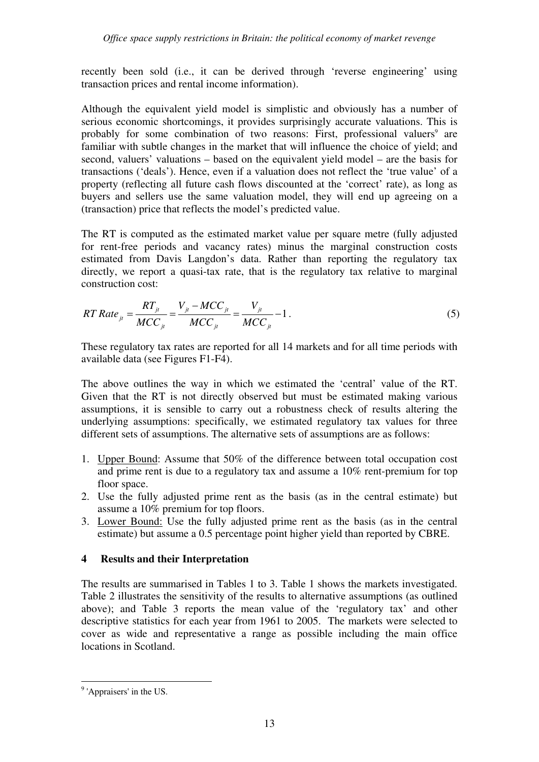recently been sold (i.e., it can be derived through 'reverse engineering' using transaction prices and rental income information).

Although the equivalent yield model is simplistic and obviously has a number of serious economic shortcomings, it provides surprisingly accurate valuations. This is probably for some combination of two reasons: First, professional valuers[9] are familiar with subtle changes in the market that will influence the choice of yield; and second, valuers' valuations – based on the equivalent yield model – are the basis for transactions ('deals'). Hence, even if a valuation does not reflect the 'true value' of a property (reflecting all future cash flows discounted at the 'correct' rate), as long as buyers and sellers use the same valuation model, they will end up agreeing on a (transaction) price that reflects the model's predicted value.

The RT is computed as the estimated market value per square metre (fully adjusted for rent-free periods and vacancy rates) minus the marginal construction costs estimated from Davis Langdon's data. Rather than reporting the regulatory tax directly, we report a quasi-tax rate, that is the regulatory tax relative to marginal construction cost:

$$RT\ Rate_{jt} = \frac{RT_{jt}}{MCC_{jt}} = \frac{V_{jt} - MCC_{jt}}{MCC_{jt}} = \frac{V_{jt}}{MCC_{jt}} - 1 . \tag{5}$$

These regulatory tax rates are reported for all 14 markets and for all time periods with available data (see Figures F1-F4).

The above outlines the way in which we estimated the 'central' value of the RT. Given that the RT is not directly observed but must be estimated making various assumptions, it is sensible to carry out a robustness check of results altering the underlying assumptions: specifically, we estimated regulatory tax values for three different sets of assumptions. The alternative sets of assumptions are as follows:

1. Upper Bound: Assume that 50% of the difference between total occupation cost and prime rent is due to a regulatory tax and assume a 10% rent-premium for top floor space.
2. Use the fully adjusted prime rent as the basis (as in the central estimate) but assume a 10% premium for top floors.
3. Lower Bound: Use the fully adjusted prime rent as the basis (as in the central estimate) but assume a 0.5 percentage point higher yield than reported by CBRE.

## 4 Results and their Interpretation

The results are summarised in Tables 1 to 3. Table 1 shows the markets investigated. Table 2 illustrates the sensitivity of the results to alternative assumptions (as outlined above); and Table 3 reports the mean value of the 'regulatory tax' and other descriptive statistics for each year from 1961 to 2005. The markets were selected to cover as wide and representative a range as possible including the main office locations in Scotland.

[9] 'Appraisers' in the US.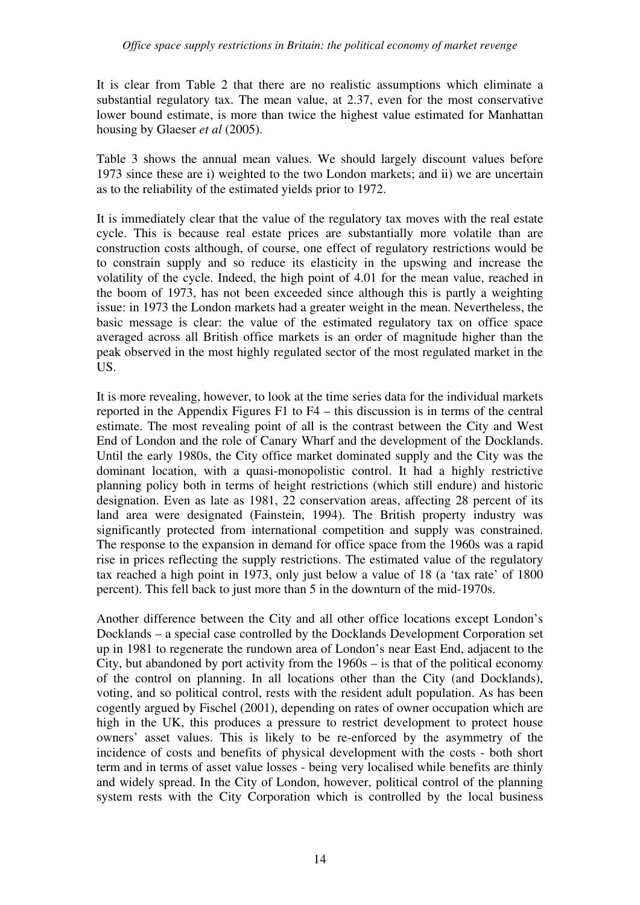It is clear from Table 2 that there are no realistic assumptions which eliminate a substantial regulatory tax. The mean value, at 2.37, even for the most conservative lower bound estimate, is more than twice the highest value estimated for Manhattan housing by Glaeser *et al* (2005).

Table 3 shows the annual mean values. We should largely discount values before 1973 since these are i) weighted to the two London markets; and ii) we are uncertain as to the reliability of the estimated yields prior to 1972.

It is immediately clear that the value of the regulatory tax moves with the real estate cycle. This is because real estate prices are substantially more volatile than are construction costs although, of course, one effect of regulatory restrictions would be to constrain supply and so reduce its elasticity in the upswing and increase the volatility of the cycle. Indeed, the high point of 4.01 for the mean value, reached in the boom of 1973, has not been exceeded since although this is partly a weighting issue: in 1973 the London markets had a greater weight in the mean. Nevertheless, the basic message is clear: the value of the estimated regulatory tax on office space averaged across all British office markets is an order of magnitude higher than the peak observed in the most highly regulated sector of the most regulated market in the US.

It is more revealing, however, to look at the time series data for the individual markets reported in the Appendix Figures F1 to F4 – this discussion is in terms of the central estimate. The most revealing point of all is the contrast between the City and West End of London and the role of Canary Wharf and the development of the Docklands. Until the early 1980s, the City office market dominated supply and the City was the dominant location, with a quasi-monopolistic control. It had a highly restrictive planning policy both in terms of height restrictions (which still endure) and historic designation. Even as late as 1981, 22 conservation areas, affecting 28 percent of its land area were designated (Fainstein, 1994). The British property industry was significantly protected from international competition and supply was constrained. The response to the expansion in demand for office space from the 1960s was a rapid rise in prices reflecting the supply restrictions. The estimated value of the regulatory tax reached a high point in 1973, only just below a value of 18 (a 'tax rate' of 1800 percent). This fell back to just more than 5 in the downturn of the mid-1970s.

Another difference between the City and all other office locations except London's Docklands – a special case controlled by the Docklands Development Corporation set up in 1981 to regenerate the rundown area of London's near East End, adjacent to the City, but abandoned by port activity from the 1960s – is that of the political economy of the control on planning. In all locations other than the City (and Docklands), voting, and so political control, rests with the resident adult population. As has been cogently argued by Fischel (2001), depending on rates of owner occupation which are high in the UK, this produces a pressure to restrict development to protect house owners' asset values. This is likely to be re-enforced by the asymmetry of the incidence of costs and benefits of physical development with the costs - both short term and in terms of asset value losses - being very localised while benefits are thinly and widely spread. In the City of London, however, political control of the planning system rests with the City Corporation which is controlled by the local business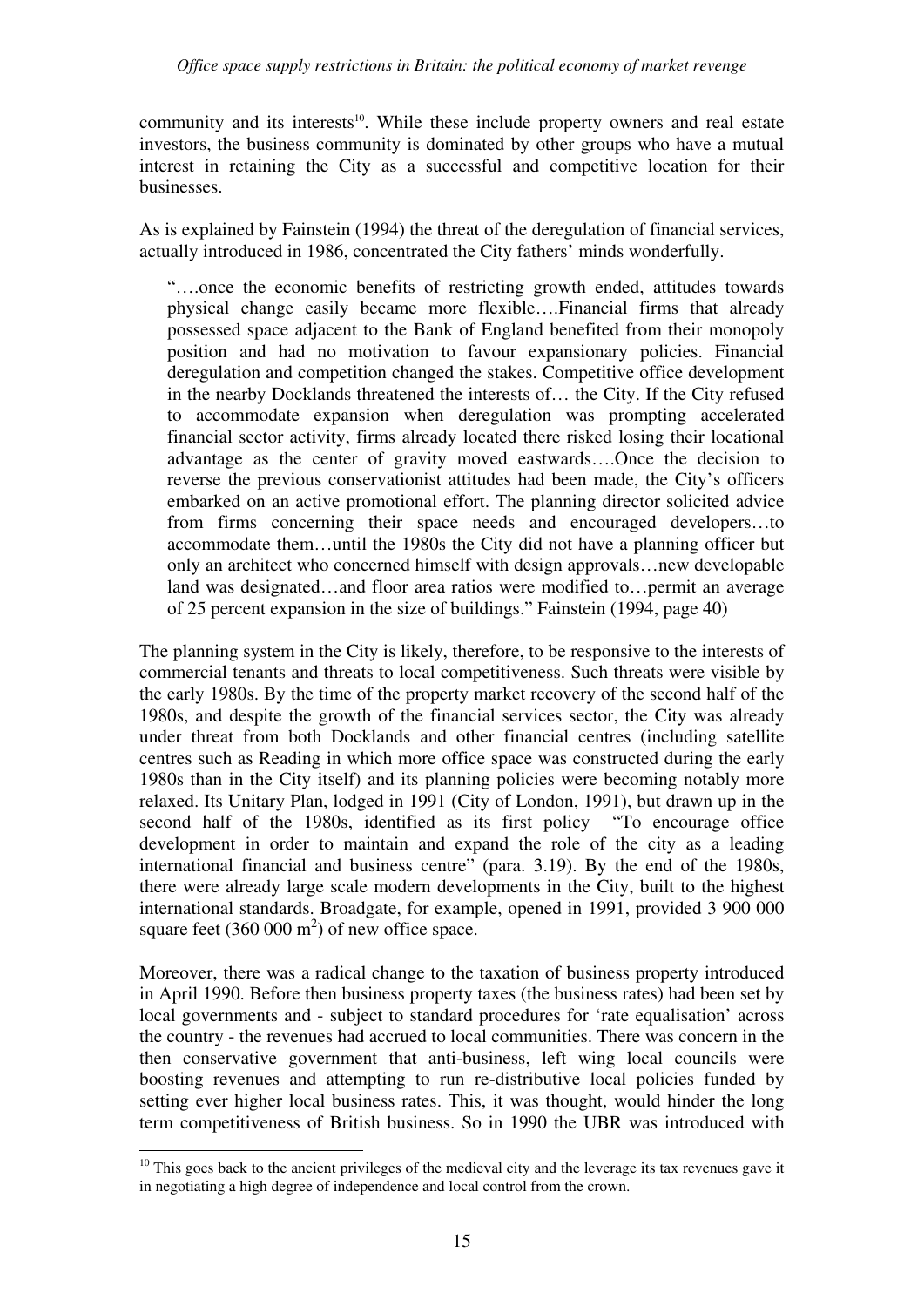community and its interests[10]. While these include property owners and real estate investors, the business community is dominated by other groups who have a mutual interest in retaining the City as a successful and competitive location for their businesses.

As is explained by Fainstein (1994) the threat of the deregulation of financial services, actually introduced in 1986, concentrated the City fathers' minds wonderfully.

> "….once the economic benefits of restricting growth ended, attitudes towards physical change easily became more flexible….Financial firms that already possessed space adjacent to the Bank of England benefited from their monopoly position and had no motivation to favour expansionary policies. Financial deregulation and competition changed the stakes. Competitive office development in the nearby Docklands threatened the interests of… the City. If the City refused to accommodate expansion when deregulation was prompting accelerated financial sector activity, firms already located there risked losing their locational advantage as the center of gravity moved eastwards….Once the decision to reverse the previous conservationist attitudes had been made, the City's officers embarked on an active promotional effort. The planning director solicited advice from firms concerning their space needs and encouraged developers…to accommodate them…until the 1980s the City did not have a planning officer but only an architect who concerned himself with design approvals…new developable land was designated…and floor area ratios were modified to…permit an average of 25 percent expansion in the size of buildings." Fainstein (1994, page 40)

The planning system in the City is likely, therefore, to be responsive to the interests of commercial tenants and threats to local competitiveness. Such threats were visible by the early 1980s. By the time of the property market recovery of the second half of the 1980s, and despite the growth of the financial services sector, the City was already under threat from both Docklands and other financial centres (including satellite centres such as Reading in which more office space was constructed during the early 1980s than in the City itself) and its planning policies were becoming notably more relaxed. Its Unitary Plan, lodged in 1991 (City of London, 1991), but drawn up in the second half of the 1980s, identified as its first policy "To encourage office development in order to maintain and expand the role of the city as a leading international financial and business centre" (para. 3.19). By the end of the 1980s, there were already large scale modern developments in the City, built to the highest international standards. Broadgate, for example, opened in 1991, provided 3 900 000 square feet (360 000 m$^2$) of new office space.

Moreover, there was a radical change to the taxation of business property introduced in April 1990. Before then business property taxes (the business rates) had been set by local governments and - subject to standard procedures for 'rate equalisation' across the country - the revenues had accrued to local communities. There was concern in the then conservative government that anti-business, left wing local councils were boosting revenues and attempting to run re-distributive local policies funded by setting ever higher local business rates. This, it was thought, would hinder the long term competitiveness of British business. So in 1990 the UBR was introduced with

[10] This goes back to the ancient privileges of the medieval city and the leverage its tax revenues gave it in negotiating a high degree of independence and local control from the crown.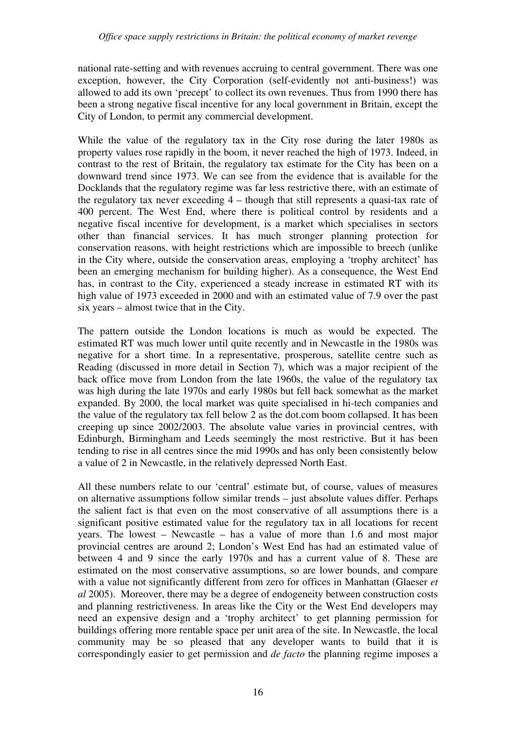national rate-setting and with revenues accruing to central government. There was one exception, however, the City Corporation (self-evidently not anti-business!) was allowed to add its own 'precept' to collect its own revenues. Thus from 1990 there has been a strong negative fiscal incentive for any local government in Britain, except the City of London, to permit any commercial development.

While the value of the regulatory tax in the City rose during the later 1980s as property values rose rapidly in the boom, it never reached the high of 1973. Indeed, in contrast to the rest of Britain, the regulatory tax estimate for the City has been on a downward trend since 1973. We can see from the evidence that is available for the Docklands that the regulatory regime was far less restrictive there, with an estimate of the regulatory tax never exceeding 4 – though that still represents a quasi-tax rate of 400 percent. The West End, where there is political control by residents and a negative fiscal incentive for development, is a market which specialises in sectors other than financial services. It has much stronger planning protection for conservation reasons, with height restrictions which are impossible to breech (unlike in the City where, outside the conservation areas, employing a 'trophy architect' has been an emerging mechanism for building higher). As a consequence, the West End has, in contrast to the City, experienced a steady increase in estimated RT with its high value of 1973 exceeded in 2000 and with an estimated value of 7.9 over the past six years – almost twice that in the City.

The pattern outside the London locations is much as would be expected. The estimated RT was much lower until quite recently and in Newcastle in the 1980s was negative for a short time. In a representative, prosperous, satellite centre such as Reading (discussed in more detail in Section 7), which was a major recipient of the back office move from London from the late 1960s, the value of the regulatory tax was high during the late 1970s and early 1980s but fell back somewhat as the market expanded. By 2000, the local market was quite specialised in hi-tech companies and the value of the regulatory tax fell below 2 as the dot.com boom collapsed. It has been creeping up since 2002/2003. The absolute value varies in provincial centres, with Edinburgh, Birmingham and Leeds seemingly the most restrictive. But it has been tending to rise in all centres since the mid 1990s and has only been consistently below a value of 2 in Newcastle, in the relatively depressed North East.

All these numbers relate to our 'central' estimate but, of course, values of measures on alternative assumptions follow similar trends – just absolute values differ. Perhaps the salient fact is that even on the most conservative of all assumptions there is a significant positive estimated value for the regulatory tax in all locations for recent years. The lowest – Newcastle – has a value of more than 1.6 and most major provincial centres are around 2; London's West End has had an estimated value of between 4 and 9 since the early 1970s and has a current value of 8. These are estimated on the most conservative assumptions, so are lower bounds, and compare with a value not significantly different from zero for offices in Manhattan (Glaeser *et al* 2005). Moreover, there may be a degree of endogeneity between construction costs and planning restrictiveness. In areas like the City or the West End developers may need an expensive design and a 'trophy architect' to get planning permission for buildings offering more rentable space per unit area of the site. In Newcastle, the local community may be so pleased that any developer wants to build that it is correspondingly easier to get permission and *de facto* the planning regime imposes a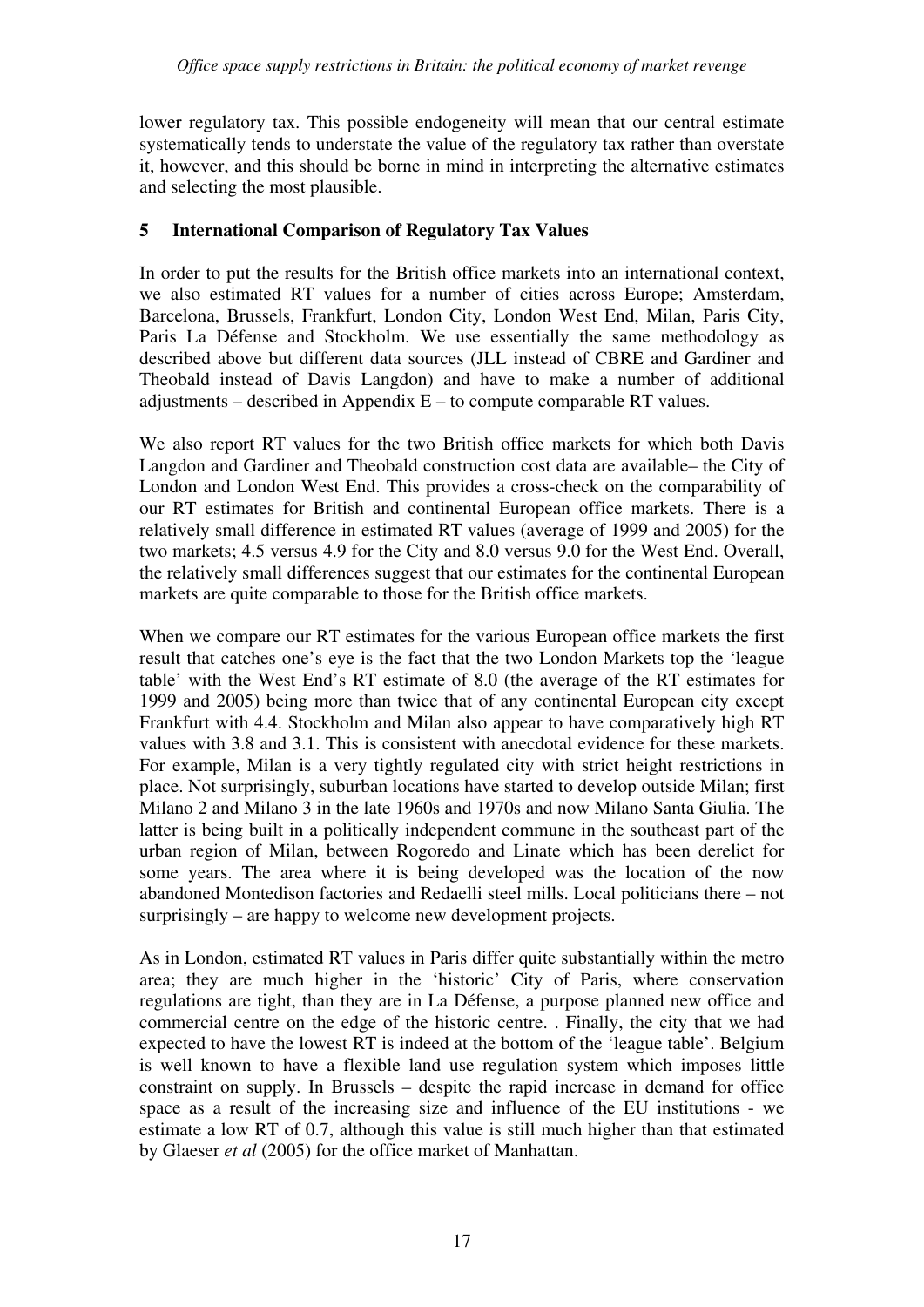lower regulatory tax. This possible endogeneity will mean that our central estimate systematically tends to understate the value of the regulatory tax rather than overstate it, however, and this should be borne in mind in interpreting the alternative estimates and selecting the most plausible.

## 5 International Comparison of Regulatory Tax Values

In order to put the results for the British office markets into an international context, we also estimated RT values for a number of cities across Europe; Amsterdam, Barcelona, Brussels, Frankfurt, London City, London West End, Milan, Paris City, Paris La Défense and Stockholm. We use essentially the same methodology as described above but different data sources (JLL instead of CBRE and Gardiner and Theobald instead of Davis Langdon) and have to make a number of additional adjustments – described in Appendix E – to compute comparable RT values.

We also report RT values for the two British office markets for which both Davis Langdon and Gardiner and Theobald construction cost data are available– the City of London and London West End. This provides a cross-check on the comparability of our RT estimates for British and continental European office markets. There is a relatively small difference in estimated RT values (average of 1999 and 2005) for the two markets; 4.5 versus 4.9 for the City and 8.0 versus 9.0 for the West End. Overall, the relatively small differences suggest that our estimates for the continental European markets are quite comparable to those for the British office markets.

When we compare our RT estimates for the various European office markets the first result that catches one's eye is the fact that the two London Markets top the 'league table' with the West End's RT estimate of 8.0 (the average of the RT estimates for 1999 and 2005) being more than twice that of any continental European city except Frankfurt with 4.4. Stockholm and Milan also appear to have comparatively high RT values with 3.8 and 3.1. This is consistent with anecdotal evidence for these markets. For example, Milan is a very tightly regulated city with strict height restrictions in place. Not surprisingly, suburban locations have started to develop outside Milan; first Milano 2 and Milano 3 in the late 1960s and 1970s and now Milano Santa Giulia. The latter is being built in a politically independent commune in the southeast part of the urban region of Milan, between Rogoredo and Linate which has been derelict for some years. The area where it is being developed was the location of the now abandoned Montedison factories and Redaelli steel mills. Local politicians there – not surprisingly – are happy to welcome new development projects.

As in London, estimated RT values in Paris differ quite substantially within the metro area; they are much higher in the 'historic' City of Paris, where conservation regulations are tight, than they are in La Défense, a purpose planned new office and commercial centre on the edge of the historic centre. . Finally, the city that we had expected to have the lowest RT is indeed at the bottom of the 'league table'. Belgium is well known to have a flexible land use regulation system which imposes little constraint on supply. In Brussels – despite the rapid increase in demand for office space as a result of the increasing size and influence of the EU institutions - we estimate a low RT of 0.7, although this value is still much higher than that estimated by Glaeser *et al* (2005) for the office market of Manhattan.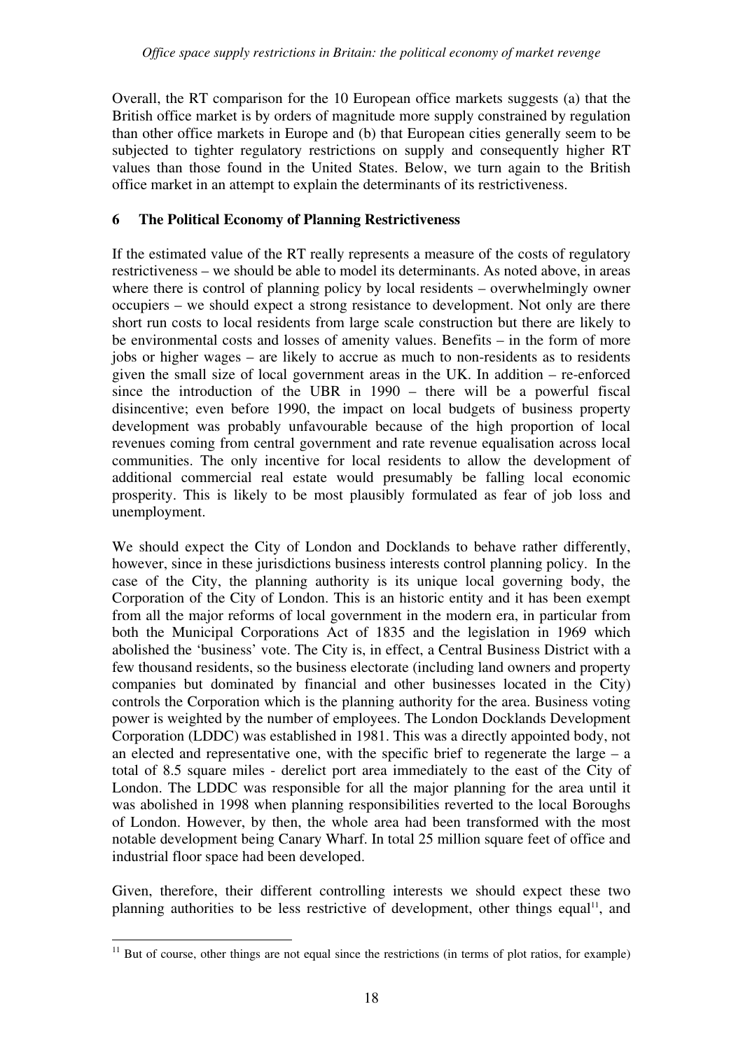Overall, the RT comparison for the 10 European office markets suggests (a) that the British office market is by orders of magnitude more supply constrained by regulation than other office markets in Europe and (b) that European cities generally seem to be subjected to tighter regulatory restrictions on supply and consequently higher RT values than those found in the United States. Below, we turn again to the British office market in an attempt to explain the determinants of its restrictiveness.

## 6 The Political Economy of Planning Restrictiveness

If the estimated value of the RT really represents a measure of the costs of regulatory restrictiveness – we should be able to model its determinants. As noted above, in areas where there is control of planning policy by local residents – overwhelmingly owner occupiers – we should expect a strong resistance to development. Not only are there short run costs to local residents from large scale construction but there are likely to be environmental costs and losses of amenity values. Benefits – in the form of more jobs or higher wages – are likely to accrue as much to non-residents as to residents given the small size of local government areas in the UK. In addition – re-enforced since the introduction of the UBR in 1990 – there will be a powerful fiscal disincentive; even before 1990, the impact on local budgets of business property development was probably unfavourable because of the high proportion of local revenues coming from central government and rate revenue equalisation across local communities. The only incentive for local residents to allow the development of additional commercial real estate would presumably be falling local economic prosperity. This is likely to be most plausibly formulated as fear of job loss and unemployment.

We should expect the City of London and Docklands to behave rather differently, however, since in these jurisdictions business interests control planning policy. In the case of the City, the planning authority is its unique local governing body, the Corporation of the City of London. This is an historic entity and it has been exempt from all the major reforms of local government in the modern era, in particular from both the Municipal Corporations Act of 1835 and the legislation in 1969 which abolished the 'business' vote. The City is, in effect, a Central Business District with a few thousand residents, so the business electorate (including land owners and property companies but dominated by financial and other businesses located in the City) controls the Corporation which is the planning authority for the area. Business voting power is weighted by the number of employees. The London Docklands Development Corporation (LDDC) was established in 1981. This was a directly appointed body, not an elected and representative one, with the specific brief to regenerate the large – a total of 8.5 square miles - derelict port area immediately to the east of the City of London. The LDDC was responsible for all the major planning for the area until it was abolished in 1998 when planning responsibilities reverted to the local Boroughs of London. However, by then, the whole area had been transformed with the most notable development being Canary Wharf. In total 25 million square feet of office and industrial floor space had been developed.

Given, therefore, their different controlling interests we should expect these two planning authorities to be less restrictive of development, other things equal[11], and

[11] But of course, other things are not equal since the restrictions (in terms of plot ratios, for example)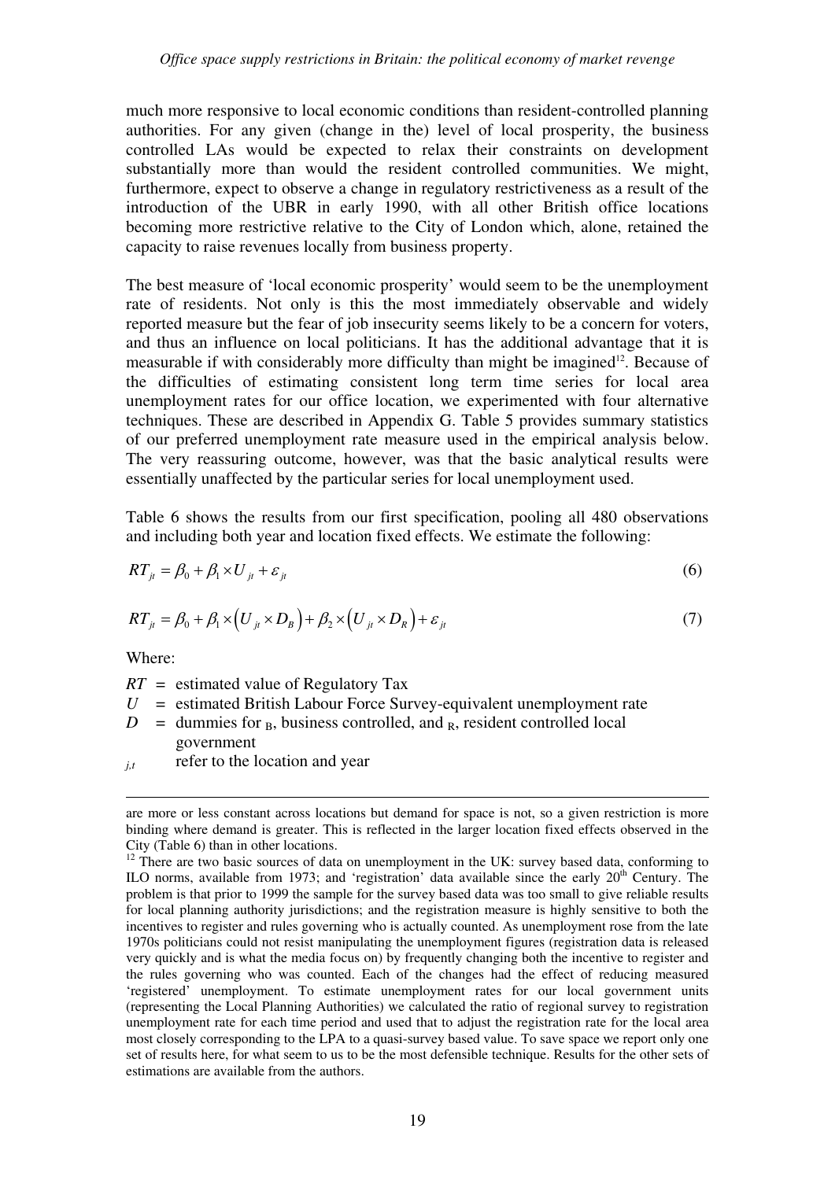much more responsive to local economic conditions than resident-controlled planning authorities. For any given (change in the) level of local prosperity, the business controlled LAs would be expected to relax their constraints on development substantially more than would the resident controlled communities. We might, furthermore, expect to observe a change in regulatory restrictiveness as a result of the introduction of the UBR in early 1990, with all other British office locations becoming more restrictive relative to the City of London which, alone, retained the capacity to raise revenues locally from business property.

The best measure of 'local economic prosperity' would seem to be the unemployment rate of residents. Not only is this the most immediately observable and widely reported measure but the fear of job insecurity seems likely to be a concern for voters, and thus an influence on local politicians. It has the additional advantage that it is measurable if with considerably more difficulty than might be imagined[12]. Because of the difficulties of estimating consistent long term time series for local area unemployment rates for our office location, we experimented with four alternative techniques. These are described in Appendix G. Table 5 provides summary statistics of our preferred unemployment rate measure used in the empirical analysis below. The very reassuring outcome, however, was that the basic analytical results were essentially unaffected by the particular series for local unemployment used.

Table 6 shows the results from our first specification, pooling all 480 observations and including both year and location fixed effects. We estimate the following:

$$RT_{jt} = \beta_0 + \beta_1 \times U_{jt} + \varepsilon_{jt} \tag{6}$$

$$RT_{jt} = \beta_0 + \beta_1 \times \left(U_{jt} \times D_B\right) + \beta_2 \times \left(U_{jt} \times D_R\right) + \varepsilon_{jt} \tag{7}$$

Where:

$RT$ = estimated value of Regulatory Tax
$U$ = estimated British Labour Force Survey-equivalent unemployment rate
$D$ = dummies for $_B$, business controlled, and $_R$, resident controlled local government
$_{j,t}$ refer to the location and year

---

are more or less constant across locations but demand for space is not, so a given restriction is more binding where demand is greater. This is reflected in the larger location fixed effects observed in the City (Table 6) than in other locations.

[12] There are two basic sources of data on unemployment in the UK: survey based data, conforming to ILO norms, available from 1973; and 'registration' data available since the early 20th Century. The problem is that prior to 1999 the sample for the survey based data was too small to give reliable results for local planning authority jurisdictions; and the registration measure is highly sensitive to both the incentives to register and rules governing who is actually counted. As unemployment rose from the late 1970s politicians could not resist manipulating the unemployment figures (registration data is released very quickly and is what the media focus on) by frequently changing both the incentive to register and the rules governing who was counted. Each of the changes had the effect of reducing measured 'registered' unemployment. To estimate unemployment rates for our local government units (representing the Local Planning Authorities) we calculated the ratio of regional survey to registration unemployment rate for each time period and used that to adjust the registration rate for the local area most closely corresponding to the LPA to a quasi-survey based value. To save space we report only one set of results here, for what seem to us to be the most defensible technique. Results for the other sets of estimations are available from the authors.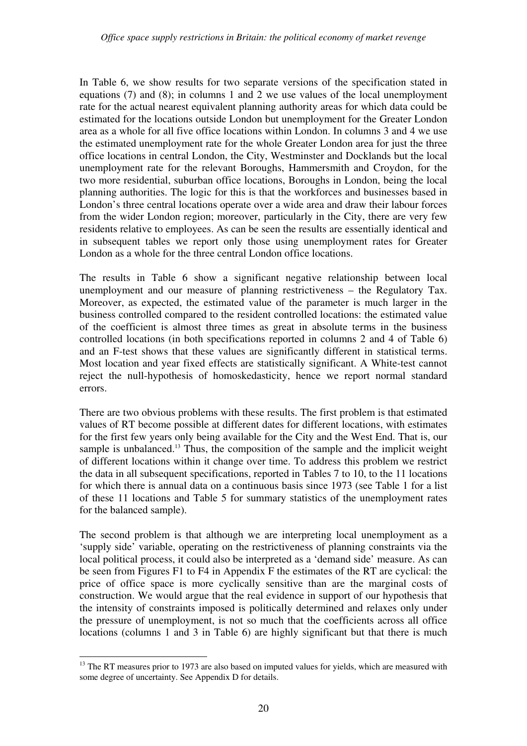In Table 6, we show results for two separate versions of the specification stated in equations (7) and (8); in columns 1 and 2 we use values of the local unemployment rate for the actual nearest equivalent planning authority areas for which data could be estimated for the locations outside London but unemployment for the Greater London area as a whole for all five office locations within London. In columns 3 and 4 we use the estimated unemployment rate for the whole Greater London area for just the three office locations in central London, the City, Westminster and Docklands but the local unemployment rate for the relevant Boroughs, Hammersmith and Croydon, for the two more residential, suburban office locations, Boroughs in London, being the local planning authorities. The logic for this is that the workforces and businesses based in London's three central locations operate over a wide area and draw their labour forces from the wider London region; moreover, particularly in the City, there are very few residents relative to employees. As can be seen the results are essentially identical and in subsequent tables we report only those using unemployment rates for Greater London as a whole for the three central London office locations.

The results in Table 6 show a significant negative relationship between local unemployment and our measure of planning restrictiveness – the Regulatory Tax. Moreover, as expected, the estimated value of the parameter is much larger in the business controlled compared to the resident controlled locations: the estimated value of the coefficient is almost three times as great in absolute terms in the business controlled locations (in both specifications reported in columns 2 and 4 of Table 6) and an F-test shows that these values are significantly different in statistical terms. Most location and year fixed effects are statistically significant. A White-test cannot reject the null-hypothesis of homoskedasticity, hence we report normal standard errors.

There are two obvious problems with these results. The first problem is that estimated values of RT become possible at different dates for different locations, with estimates for the first few years only being available for the City and the West End. That is, our sample is unbalanced.[13] Thus, the composition of the sample and the implicit weight of different locations within it change over time. To address this problem we restrict the data in all subsequent specifications, reported in Tables 7 to 10, to the 11 locations for which there is annual data on a continuous basis since 1973 (see Table 1 for a list of these 11 locations and Table 5 for summary statistics of the unemployment rates for the balanced sample).

The second problem is that although we are interpreting local unemployment as a 'supply side' variable, operating on the restrictiveness of planning constraints via the local political process, it could also be interpreted as a 'demand side' measure. As can be seen from Figures F1 to F4 in Appendix F the estimates of the RT are cyclical: the price of office space is more cyclically sensitive than are the marginal costs of construction. We would argue that the real evidence in support of our hypothesis that the intensity of constraints imposed is politically determined and relaxes only under the pressure of unemployment, is not so much that the coefficients across all office locations (columns 1 and 3 in Table 6) are highly significant but that there is much

[13] The RT measures prior to 1973 are also based on imputed values for yields, which are measured with some degree of uncertainty. See Appendix D for details.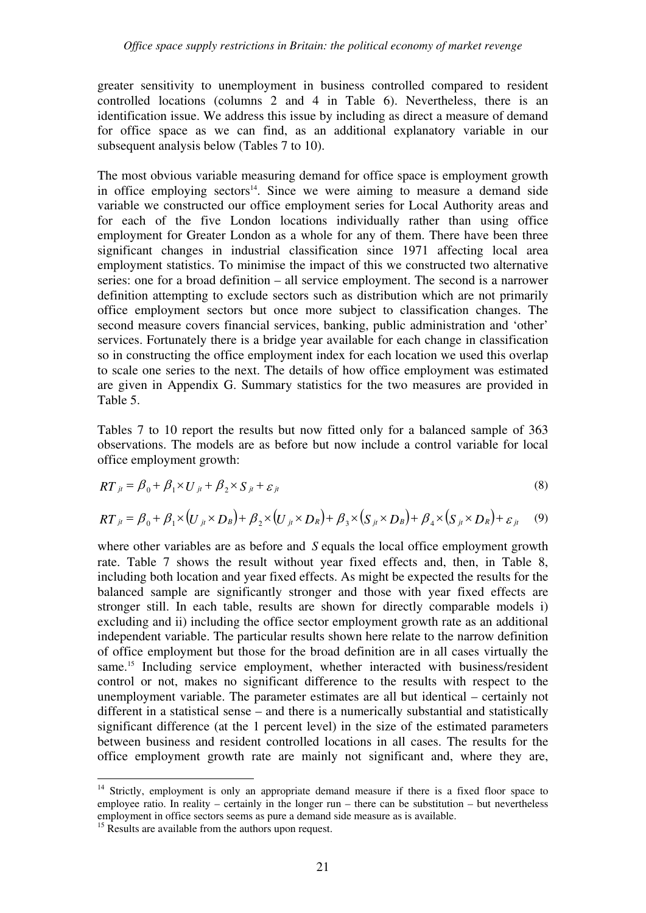greater sensitivity to unemployment in business controlled compared to resident controlled locations (columns 2 and 4 in Table 6). Nevertheless, there is an identification issue. We address this issue by including as direct a measure of demand for office space as we can find, as an additional explanatory variable in our subsequent analysis below (Tables 7 to 10).

The most obvious variable measuring demand for office space is employment growth in office employing sectors[14]. Since we were aiming to measure a demand side variable we constructed our office employment series for Local Authority areas and for each of the five London locations individually rather than using office employment for Greater London as a whole for any of them. There have been three significant changes in industrial classification since 1971 affecting local area employment statistics. To minimise the impact of this we constructed two alternative series: one for a broad definition – all service employment. The second is a narrower definition attempting to exclude sectors such as distribution which are not primarily office employment sectors but once more subject to classification changes. The second measure covers financial services, banking, public administration and 'other' services. Fortunately there is a bridge year available for each change in classification so in constructing the office employment index for each location we used this overlap to scale one series to the next. The details of how office employment was estimated are given in Appendix G. Summary statistics for the two measures are provided in Table 5.

Tables 7 to 10 report the results but now fitted only for a balanced sample of 363 observations. The models are as before but now include a control variable for local office employment growth:

$$RT_{jt} = \beta_0 + \beta_1 \times U_{jt} + \beta_2 \times S_{jt} + \varepsilon_{jt} \tag{8}$$

$$RT_{jt} = \beta_0 + \beta_1 \times (U_{jt} \times D_B) + \beta_2 \times (U_{jt} \times D_R) + \beta_3 \times (S_{jt} \times D_B) + \beta_4 \times (S_{jt} \times D_R) + \varepsilon_{jt} \tag{9}$$

where other variables are as before and $S$ equals the local office employment growth rate. Table 7 shows the result without year fixed effects and, then, in Table 8, including both location and year fixed effects. As might be expected the results for the balanced sample are significantly stronger and those with year fixed effects are stronger still. In each table, results are shown for directly comparable models i) excluding and ii) including the office sector employment growth rate as an additional independent variable. The particular results shown here relate to the narrow definition of office employment but those for the broad definition are in all cases virtually the same.[15] Including service employment, whether interacted with business/resident control or not, makes no significant difference to the results with respect to the unemployment variable. The parameter estimates are all but identical – certainly not different in a statistical sense – and there is a numerically substantial and statistically significant difference (at the 1 percent level) in the size of the estimated parameters between business and resident controlled locations in all cases. The results for the office employment growth rate are mainly not significant and, where they are,

---

[14] Strictly, employment is only an appropriate demand measure if there is a fixed floor space to employee ratio. In reality – certainly in the longer run – there can be substitution – but nevertheless employment in office sectors seems as pure a demand side measure as is available.

[15] Results are available from the authors upon request.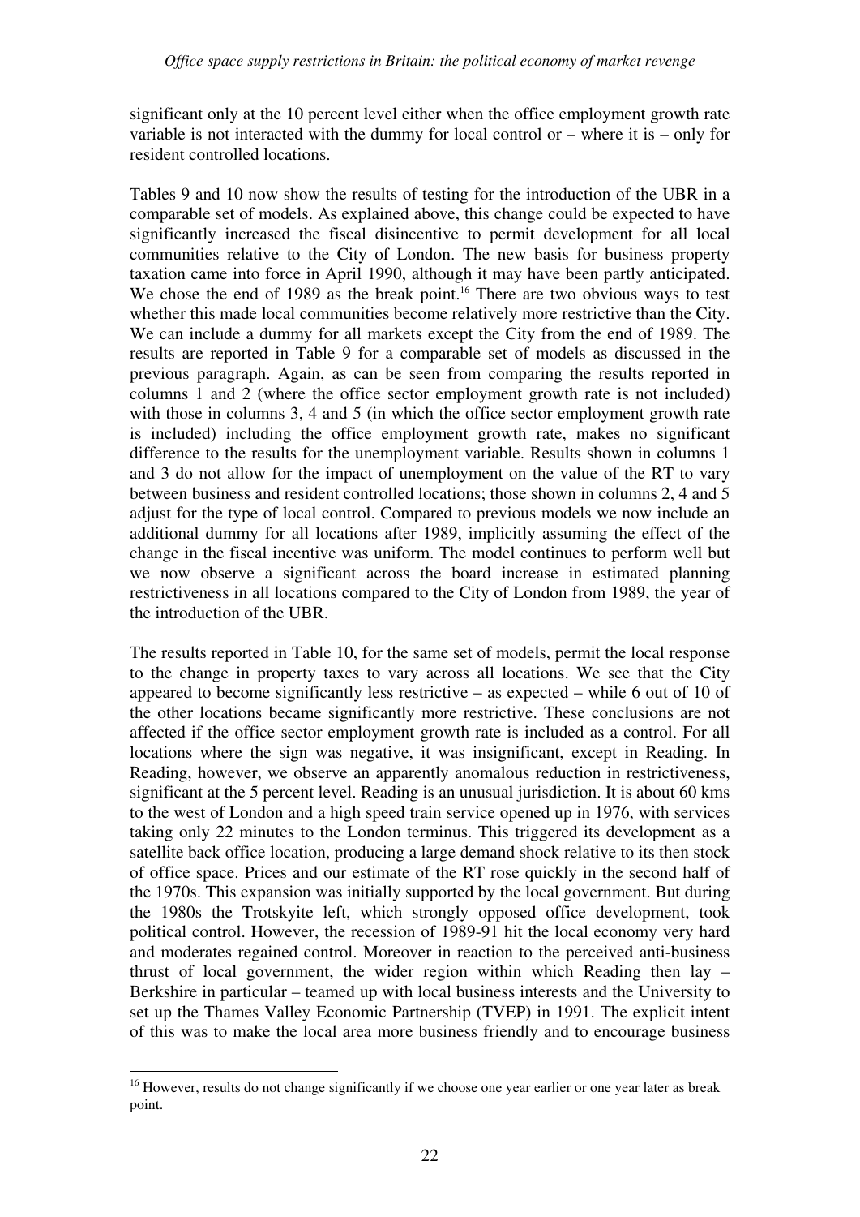significant only at the 10 percent level either when the office employment growth rate variable is not interacted with the dummy for local control or – where it is – only for resident controlled locations.

Tables 9 and 10 now show the results of testing for the introduction of the UBR in a comparable set of models. As explained above, this change could be expected to have significantly increased the fiscal disincentive to permit development for all local communities relative to the City of London. The new basis for business property taxation came into force in April 1990, although it may have been partly anticipated. We chose the end of 1989 as the break point.[16] There are two obvious ways to test whether this made local communities become relatively more restrictive than the City. We can include a dummy for all markets except the City from the end of 1989. The results are reported in Table 9 for a comparable set of models as discussed in the previous paragraph. Again, as can be seen from comparing the results reported in columns 1 and 2 (where the office sector employment growth rate is not included) with those in columns 3, 4 and 5 (in which the office sector employment growth rate is included) including the office employment growth rate, makes no significant difference to the results for the unemployment variable. Results shown in columns 1 and 3 do not allow for the impact of unemployment on the value of the RT to vary between business and resident controlled locations; those shown in columns 2, 4 and 5 adjust for the type of local control. Compared to previous models we now include an additional dummy for all locations after 1989, implicitly assuming the effect of the change in the fiscal incentive was uniform. The model continues to perform well but we now observe a significant across the board increase in estimated planning restrictiveness in all locations compared to the City of London from 1989, the year of the introduction of the UBR.

The results reported in Table 10, for the same set of models, permit the local response to the change in property taxes to vary across all locations. We see that the City appeared to become significantly less restrictive – as expected – while 6 out of 10 of the other locations became significantly more restrictive. These conclusions are not affected if the office sector employment growth rate is included as a control. For all locations where the sign was negative, it was insignificant, except in Reading. In Reading, however, we observe an apparently anomalous reduction in restrictiveness, significant at the 5 percent level. Reading is an unusual jurisdiction. It is about 60 kms to the west of London and a high speed train service opened up in 1976, with services taking only 22 minutes to the London terminus. This triggered its development as a satellite back office location, producing a large demand shock relative to its then stock of office space. Prices and our estimate of the RT rose quickly in the second half of the 1970s. This expansion was initially supported by the local government. But during the 1980s the Trotskyite left, which strongly opposed office development, took political control. However, the recession of 1989-91 hit the local economy very hard and moderates regained control. Moreover in reaction to the perceived anti-business thrust of local government, the wider region within which Reading then lay – Berkshire in particular – teamed up with local business interests and the University to set up the Thames Valley Economic Partnership (TVEP) in 1991. The explicit intent of this was to make the local area more business friendly and to encourage business

[16] However, results do not change significantly if we choose one year earlier or one year later as break point.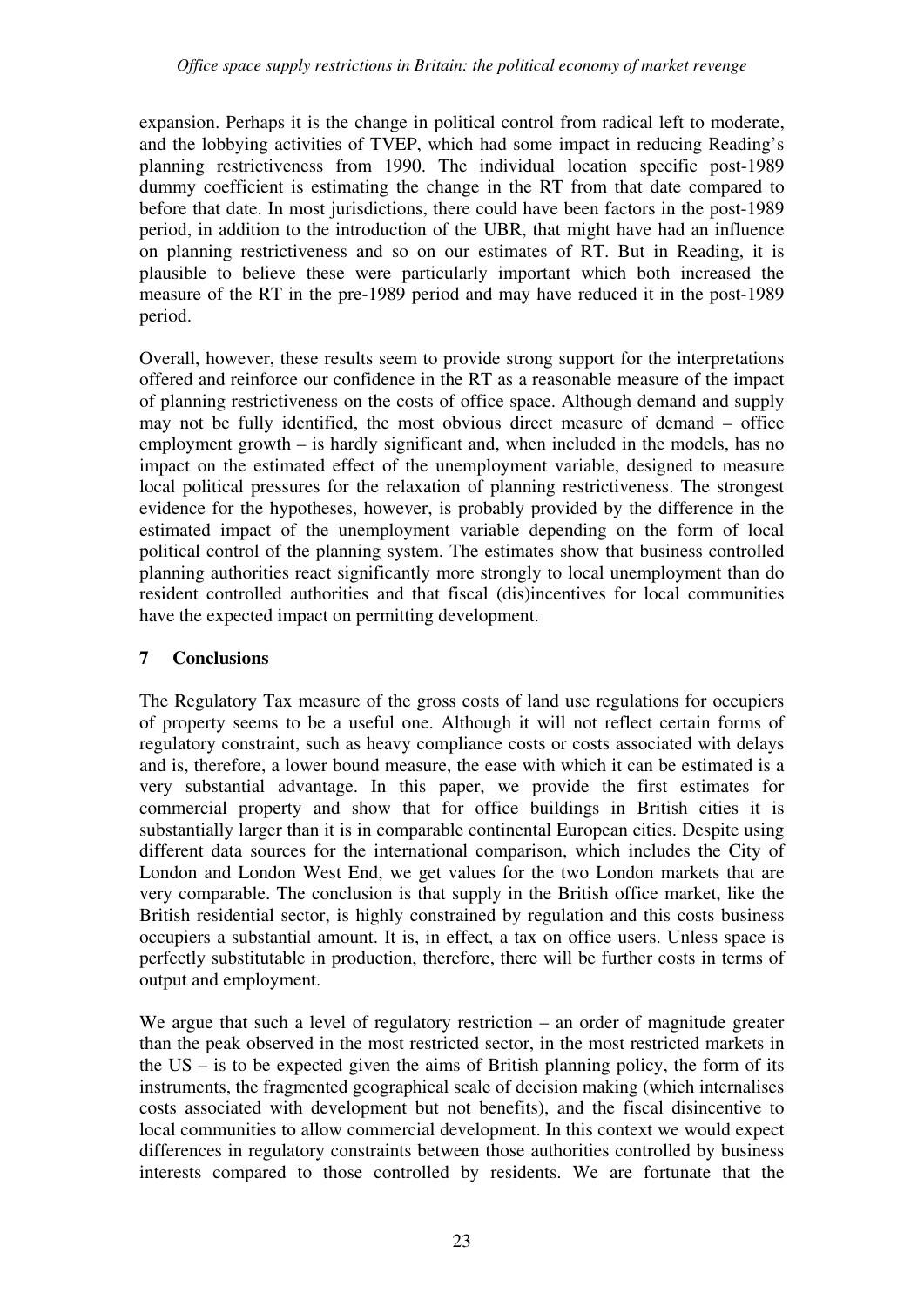expansion. Perhaps it is the change in political control from radical left to moderate, and the lobbying activities of TVEP, which had some impact in reducing Reading's planning restrictiveness from 1990. The individual location specific post-1989 dummy coefficient is estimating the change in the RT from that date compared to before that date. In most jurisdictions, there could have been factors in the post-1989 period, in addition to the introduction of the UBR, that might have had an influence on planning restrictiveness and so on our estimates of RT. But in Reading, it is plausible to believe these were particularly important which both increased the measure of the RT in the pre-1989 period and may have reduced it in the post-1989 period.

Overall, however, these results seem to provide strong support for the interpretations offered and reinforce our confidence in the RT as a reasonable measure of the impact of planning restrictiveness on the costs of office space. Although demand and supply may not be fully identified, the most obvious direct measure of demand – office employment growth – is hardly significant and, when included in the models, has no impact on the estimated effect of the unemployment variable, designed to measure local political pressures for the relaxation of planning restrictiveness. The strongest evidence for the hypotheses, however, is probably provided by the difference in the estimated impact of the unemployment variable depending on the form of local political control of the planning system. The estimates show that business controlled planning authorities react significantly more strongly to local unemployment than do resident controlled authorities and that fiscal (dis)incentives for local communities have the expected impact on permitting development.

## 7 Conclusions

The Regulatory Tax measure of the gross costs of land use regulations for occupiers of property seems to be a useful one. Although it will not reflect certain forms of regulatory constraint, such as heavy compliance costs or costs associated with delays and is, therefore, a lower bound measure, the ease with which it can be estimated is a very substantial advantage. In this paper, we provide the first estimates for commercial property and show that for office buildings in British cities it is substantially larger than it is in comparable continental European cities. Despite using different data sources for the international comparison, which includes the City of London and London West End, we get values for the two London markets that are very comparable. The conclusion is that supply in the British office market, like the British residential sector, is highly constrained by regulation and this costs business occupiers a substantial amount. It is, in effect, a tax on office users. Unless space is perfectly substitutable in production, therefore, there will be further costs in terms of output and employment.

We argue that such a level of regulatory restriction – an order of magnitude greater than the peak observed in the most restricted sector, in the most restricted markets in the US – is to be expected given the aims of British planning policy, the form of its instruments, the fragmented geographical scale of decision making (which internalises costs associated with development but not benefits), and the fiscal disincentive to local communities to allow commercial development. In this context we would expect differences in regulatory constraints between those authorities controlled by business interests compared to those controlled by residents. We are fortunate that the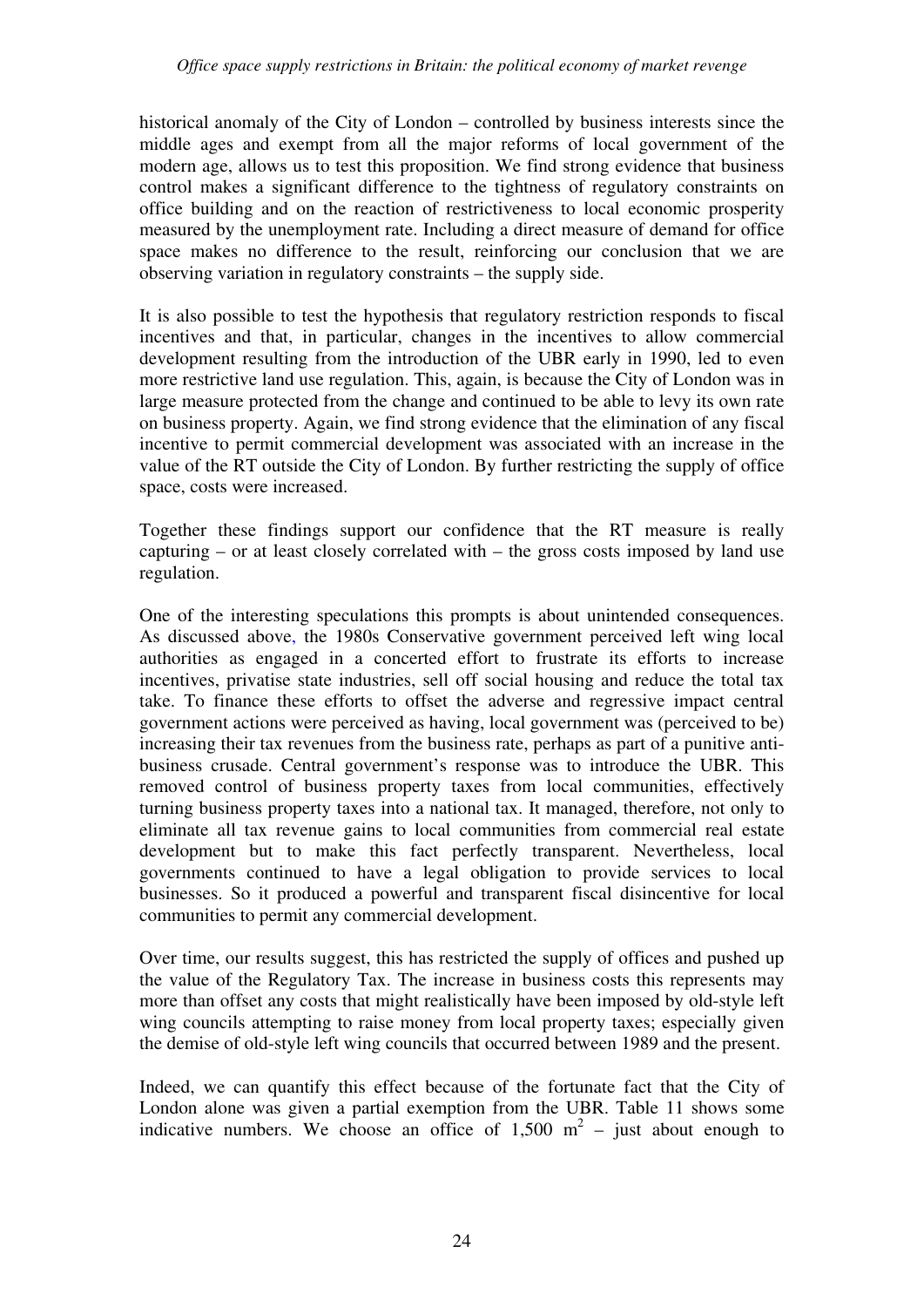historical anomaly of the City of London – controlled by business interests since the middle ages and exempt from all the major reforms of local government of the modern age, allows us to test this proposition. We find strong evidence that business control makes a significant difference to the tightness of regulatory constraints on office building and on the reaction of restrictiveness to local economic prosperity measured by the unemployment rate. Including a direct measure of demand for office space makes no difference to the result, reinforcing our conclusion that we are observing variation in regulatory constraints – the supply side.

It is also possible to test the hypothesis that regulatory restriction responds to fiscal incentives and that, in particular, changes in the incentives to allow commercial development resulting from the introduction of the UBR early in 1990, led to even more restrictive land use regulation. This, again, is because the City of London was in large measure protected from the change and continued to be able to levy its own rate on business property. Again, we find strong evidence that the elimination of any fiscal incentive to permit commercial development was associated with an increase in the value of the RT outside the City of London. By further restricting the supply of office space, costs were increased.

Together these findings support our confidence that the RT measure is really capturing – or at least closely correlated with – the gross costs imposed by land use regulation.

One of the interesting speculations this prompts is about unintended consequences. As discussed above, the 1980s Conservative government perceived left wing local authorities as engaged in a concerted effort to frustrate its efforts to increase incentives, privatise state industries, sell off social housing and reduce the total tax take. To finance these efforts to offset the adverse and regressive impact central government actions were perceived as having, local government was (perceived to be) increasing their tax revenues from the business rate, perhaps as part of a punitive anti-business crusade. Central government's response was to introduce the UBR. This removed control of business property taxes from local communities, effectively turning business property taxes into a national tax. It managed, therefore, not only to eliminate all tax revenue gains to local communities from commercial real estate development but to make this fact perfectly transparent. Nevertheless, local governments continued to have a legal obligation to provide services to local businesses. So it produced a powerful and transparent fiscal disincentive for local communities to permit any commercial development.

Over time, our results suggest, this has restricted the supply of offices and pushed up the value of the Regulatory Tax. The increase in business costs this represents may more than offset any costs that might realistically have been imposed by old-style left wing councils attempting to raise money from local property taxes; especially given the demise of old-style left wing councils that occurred between 1989 and the present.

Indeed, we can quantify this effect because of the fortunate fact that the City of London alone was given a partial exemption from the UBR. Table 11 shows some indicative numbers. We choose an office of 1,500 m$^2$ – just about enough to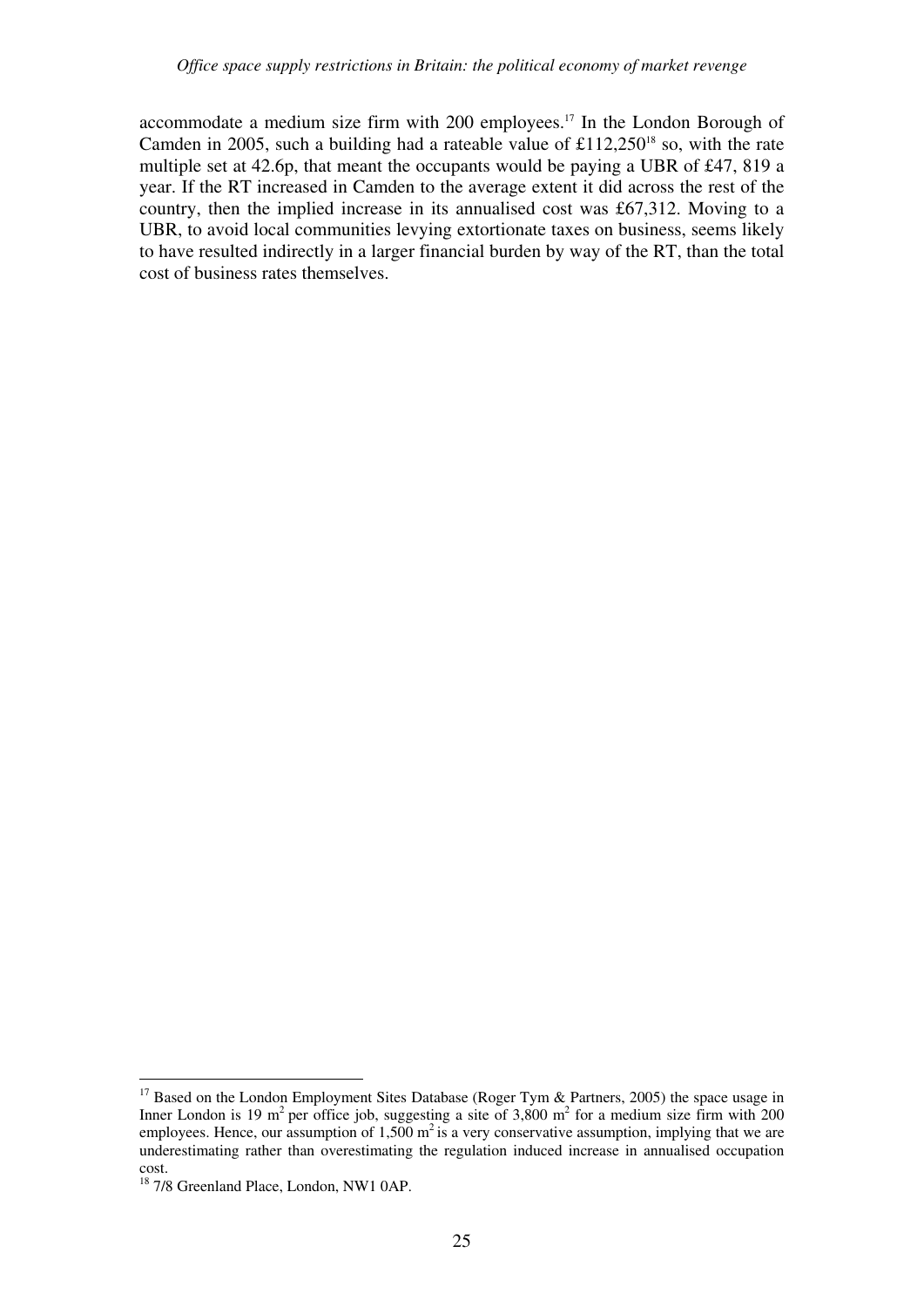accommodate a medium size firm with 200 employees.[17] In the London Borough of Camden in 2005, such a building had a rateable value of £112,250[18] so, with the rate multiple set at 42.6p, that meant the occupants would be paying a UBR of £47, 819 a year. If the RT increased in Camden to the average extent it did across the rest of the country, then the implied increase in its annualised cost was £67,312. Moving to a UBR, to avoid local communities levying extortionate taxes on business, seems likely to have resulted indirectly in a larger financial burden by way of the RT, than the total cost of business rates themselves.

---

[17] Based on the London Employment Sites Database (Roger Tym & Partners, 2005) the space usage in Inner London is 19 m$^2$ per office job, suggesting a site of 3,800 m$^2$ for a medium size firm with 200 employees. Hence, our assumption of 1,500 m$^2$ is a very conservative assumption, implying that we are underestimating rather than overestimating the regulation induced increase in annualised occupation cost.

[18] 7/8 Greenland Place, London, NW1 0AP.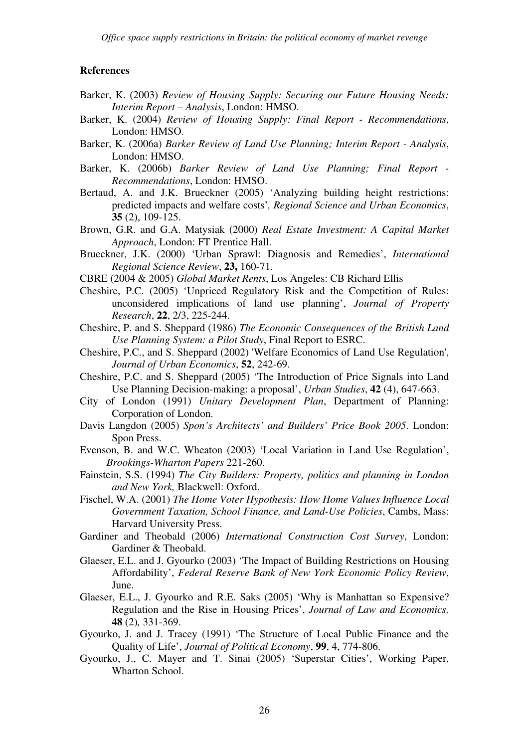## References

Barker, K. (2003) *Review of Housing Supply: Securing our Future Housing Needs: Interim Report – Analysis*, London: HMSO.

Barker, K. (2004) *Review of Housing Supply: Final Report - Recommendations*, London: HMSO.

Barker, K. (2006a) *Barker Review of Land Use Planning; Interim Report - Analysis*, London: HMSO.

Barker, K. (2006b) *Barker Review of Land Use Planning; Final Report - Recommendations*, London: HMSO.

Bertaud, A. and J.K. Brueckner (2005) 'Analyzing building height restrictions: predicted impacts and welfare costs', *Regional Science and Urban Economics*, **35** (2), 109-125.

Brown, G.R. and G.A. Matysiak (2000) *Real Estate Investment: A Capital Market Approach*, London: FT Prentice Hall.

Brueckner, J.K. (2000) 'Urban Sprawl: Diagnosis and Remedies', *International Regional Science Review*, **23,** 160-71.

CBRE (2004 & 2005) *Global Market Rents*, Los Angeles: CB Richard Ellis

Cheshire, P.C. (2005) 'Unpriced Regulatory Risk and the Competition of Rules: unconsidered implications of land use planning', *Journal of Property Research*, **22**, 2/3, 225-244.

Cheshire, P. and S. Sheppard (1986) *The Economic Consequences of the British Land Use Planning System: a Pilot Study*, Final Report to ESRC.

Cheshire, P.C., and S. Sheppard (2002) 'Welfare Economics of Land Use Regulation', *Journal of Urban Economics*, **52**, 242-69.

Cheshire, P.C. and S. Sheppard (2005) 'The Introduction of Price Signals into Land Use Planning Decision-making: a proposal', *Urban Studies*, **42** (4), 647-663.

City of London (1991) *Unitary Development Plan*, Department of Planning: Corporation of London.

Davis Langdon (2005) *Spon's Architects' and Builders' Price Book 2005*. London: Spon Press.

Evenson, B. and W.C. Wheaton (2003) 'Local Variation in Land Use Regulation', *Brookings-Wharton Papers* 221-260.

Fainstein, S.S. (1994) *The City Builders: Property, politics and planning in London and New York,* Blackwell: Oxford.

Fischel, W.A. (2001) *The Home Voter Hypothesis: How Home Values Influence Local Government Taxation, School Finance, and Land-Use Policies*, Cambs, Mass: Harvard University Press.

Gardiner and Theobald (2006) *International Construction Cost Survey*, London: Gardiner & Theobald.

Glaeser, E.L. and J. Gyourko (2003) 'The Impact of Building Restrictions on Housing Affordability', *Federal Reserve Bank of New York Economic Policy Review*, June.

Glaeser, E.L., J. Gyourko and R.E. Saks (2005) 'Why is Manhattan so Expensive? Regulation and the Rise in Housing Prices', *Journal of Law and Economics,* **48** (2)*,* 331-369.

Gyourko, J. and J. Tracey (1991) 'The Structure of Local Public Finance and the Quality of Life', *Journal of Political Economy*, **99**, 4, 774-806.

Gyourko, J., C. Mayer and T. Sinai (2005) 'Superstar Cities', Working Paper, Wharton School.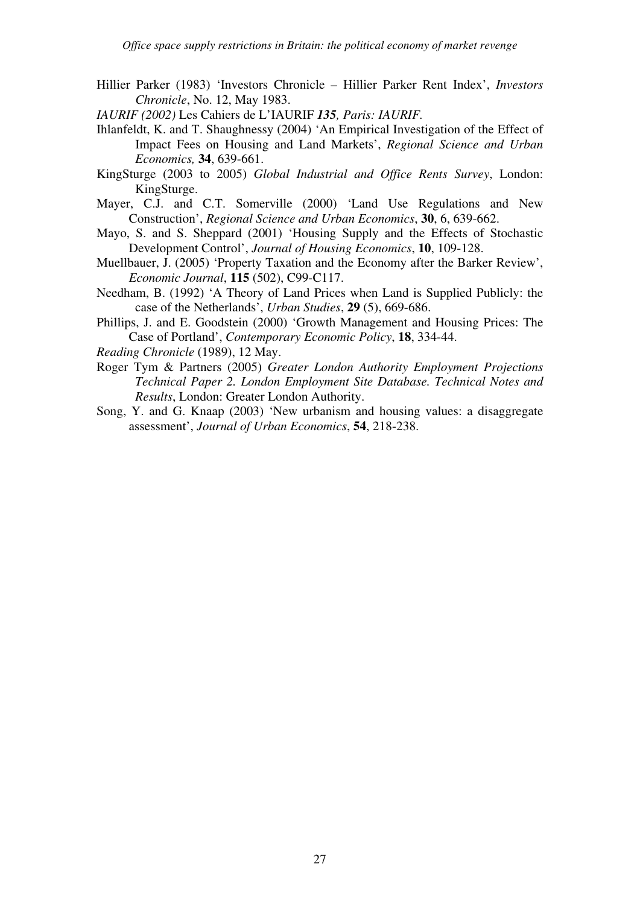Hillier Parker (1983) 'Investors Chronicle – Hillier Parker Rent Index', *Investors Chronicle*, No. 12, May 1983.

*IAURIF (2002)* Les Cahiers de L'IAURIF ***135**, Paris: IAURIF.*

Ihlanfeldt, K. and T. Shaughnessy (2004) 'An Empirical Investigation of the Effect of Impact Fees on Housing and Land Markets', *Regional Science and Urban Economics,* **34**, 639-661.

KingSturge (2003 to 2005) *Global Industrial and Office Rents Survey*, London: KingSturge.

Mayer, C.J. and C.T. Somerville (2000) 'Land Use Regulations and New Construction', *Regional Science and Urban Economics*, **30**, 6, 639-662.

Mayo, S. and S. Sheppard (2001) 'Housing Supply and the Effects of Stochastic Development Control', *Journal of Housing Economics*, **10**, 109-128.

Muellbauer, J. (2005) 'Property Taxation and the Economy after the Barker Review', *Economic Journal*, **115** (502), C99-C117.

Needham, B. (1992) 'A Theory of Land Prices when Land is Supplied Publicly: the case of the Netherlands', *Urban Studies*, **29** (5), 669-686.

Phillips, J. and E. Goodstein (2000) 'Growth Management and Housing Prices: The Case of Portland', *Contemporary Economic Policy*, **18**, 334-44.

*Reading Chronicle* (1989), 12 May.

Roger Tym & Partners (2005) *Greater London Authority Employment Projections Technical Paper 2. London Employment Site Database. Technical Notes and Results*, London: Greater London Authority.

Song, Y. and G. Knaap (2003) 'New urbanism and housing values: a disaggregate assessment', *Journal of Urban Economics*, **54**, 218-238.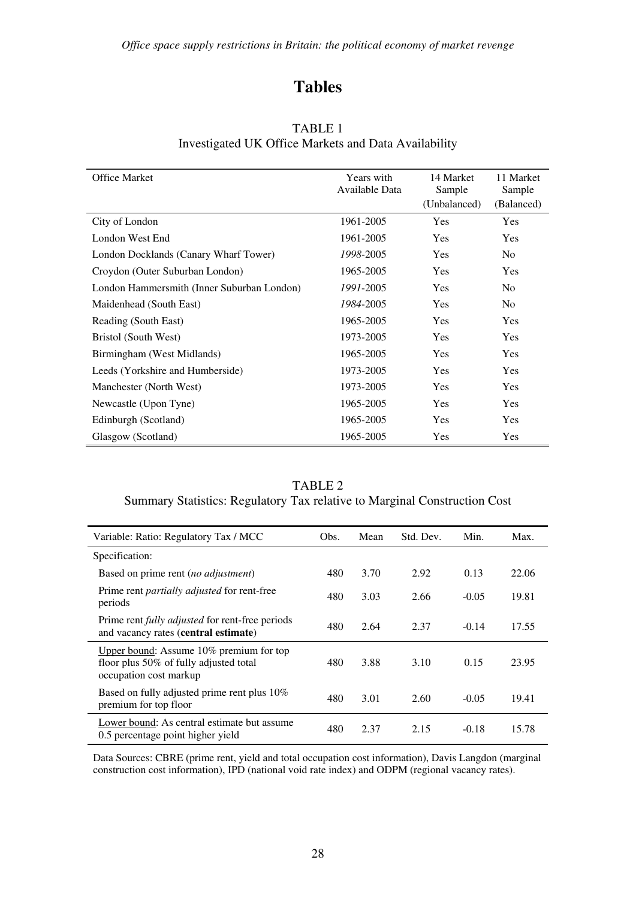# Tables

TABLE 1
Investigated UK Office Markets and Data Availability

| Office Market | Years with Available Data | 14 Market Sample (Unbalanced) | 11 Market Sample (Balanced) |
|---|---|---|---|
| City of London | 1961-2005 | Yes | Yes |
| London West End | 1961-2005 | Yes | Yes |
| London Docklands (Canary Wharf Tower) | *1998*-2005 | Yes | No |
| Croydon (Outer Suburban London) | 1965-2005 | Yes | Yes |
| London Hammersmith (Inner Suburban London) | *1991*-2005 | Yes | No |
| Maidenhead (South East) | *1984*-2005 | Yes | No |
| Reading (South East) | 1965-2005 | Yes | Yes |
| Bristol (South West) | 1973-2005 | Yes | Yes |
| Birmingham (West Midlands) | 1965-2005 | Yes | Yes |
| Leeds (Yorkshire and Humberside) | 1973-2005 | Yes | Yes |
| Manchester (North West) | 1973-2005 | Yes | Yes |
| Newcastle (Upon Tyne) | 1965-2005 | Yes | Yes |
| Edinburgh (Scotland) | 1965-2005 | Yes | Yes |
| Glasgow (Scotland) | 1965-2005 | Yes | Yes |

TABLE 2
Summary Statistics: Regulatory Tax relative to Marginal Construction Cost

| Variable: Ratio: Regulatory Tax / MCC | Obs. | Mean | Std. Dev. | Min. | Max. |
|---|---|---|---|---|---|
| Specification: | | | | | |
| Based on prime rent (*no adjustment*) | 480 | 3.70 | 2.92 | 0.13 | 22.06 |
| Prime rent *partially adjusted* for rent-free periods | 480 | 3.03 | 2.66 | -0.05 | 19.81 |
| Prime rent *fully adjusted* for rent-free periods and vacancy rates (**central estimate**) | 480 | 2.64 | 2.37 | -0.14 | 17.55 |
| Upper bound: Assume 10% premium for top floor plus 50% of fully adjusted total occupation cost markup | 480 | 3.88 | 3.10 | 0.15 | 23.95 |
| Based on fully adjusted prime rent plus 10% premium for top floor | 480 | 3.01 | 2.60 | -0.05 | 19.41 |
| Lower bound: As central estimate but assume 0.5 percentage point higher yield | 480 | 2.37 | 2.15 | -0.18 | 15.78 |

Data Sources: CBRE (prime rent, yield and total occupation cost information), Davis Langdon (marginal construction cost information), IPD (national void rate index) and ODPM (regional vacancy rates).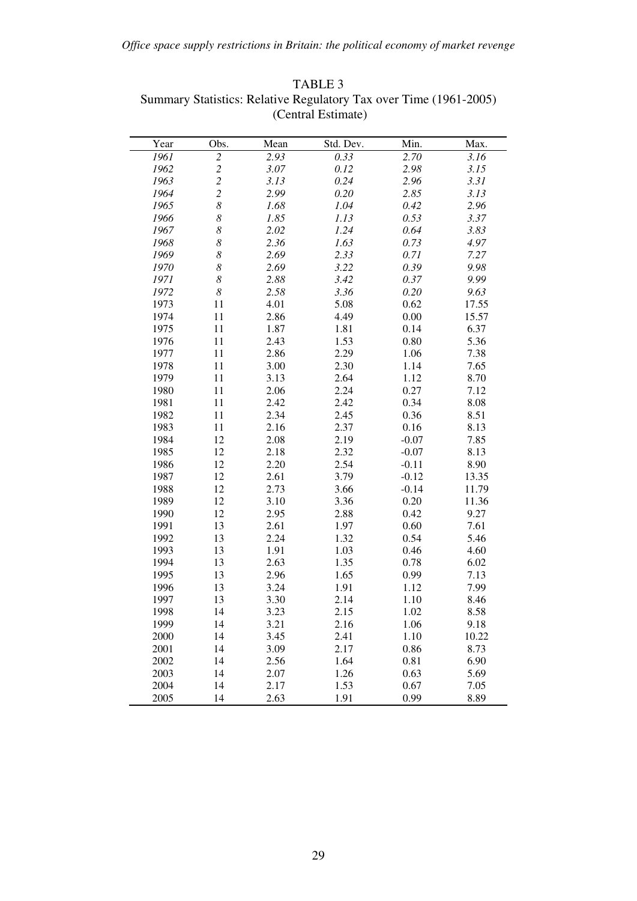TABLE 3
Summary Statistics: Relative Regulatory Tax over Time (1961-2005)
(Central Estimate)

| Year | Obs. | Mean | Std. Dev. | Min. | Max. |
|---|---|---|---|---|---|
| *1961* | *2* | *2.93* | *0.33* | *2.70* | *3.16* |
| *1962* | *2* | *3.07* | *0.12* | *2.98* | *3.15* |
| *1963* | *2* | *3.13* | *0.24* | *2.96* | *3.31* |
| *1964* | *2* | *2.99* | *0.20* | *2.85* | *3.13* |
| *1965* | *8* | *1.68* | *1.04* | *0.42* | *2.96* |
| *1966* | *8* | *1.85* | *1.13* | *0.53* | *3.37* |
| *1967* | *8* | *2.02* | *1.24* | *0.64* | *3.83* |
| *1968* | *8* | *2.36* | *1.63* | *0.73* | *4.97* |
| *1969* | *8* | *2.69* | *2.33* | *0.71* | *7.27* |
| *1970* | *8* | *2.69* | *3.22* | *0.39* | *9.98* |
| *1971* | *8* | *2.88* | *3.42* | *0.37* | *9.99* |
| *1972* | *8* | *2.58* | *3.36* | *0.20* | *9.63* |
| 1973 | 11 | 4.01 | 5.08 | 0.62 | 17.55 |
| 1974 | 11 | 2.86 | 4.49 | 0.00 | 15.57 |
| 1975 | 11 | 1.87 | 1.81 | 0.14 | 6.37 |
| 1976 | 11 | 2.43 | 1.53 | 0.80 | 5.36 |
| 1977 | 11 | 2.86 | 2.29 | 1.06 | 7.38 |
| 1978 | 11 | 3.00 | 2.30 | 1.14 | 7.65 |
| 1979 | 11 | 3.13 | 2.64 | 1.12 | 8.70 |
| 1980 | 11 | 2.06 | 2.24 | 0.27 | 7.12 |
| 1981 | 11 | 2.42 | 2.42 | 0.34 | 8.08 |
| 1982 | 11 | 2.34 | 2.45 | 0.36 | 8.51 |
| 1983 | 11 | 2.16 | 2.37 | 0.16 | 8.13 |
| 1984 | 12 | 2.08 | 2.19 | -0.07 | 7.85 |
| 1985 | 12 | 2.18 | 2.32 | -0.07 | 8.13 |
| 1986 | 12 | 2.20 | 2.54 | -0.11 | 8.90 |
| 1987 | 12 | 2.61 | 3.79 | -0.12 | 13.35 |
| 1988 | 12 | 2.73 | 3.66 | -0.14 | 11.79 |
| 1989 | 12 | 3.10 | 3.36 | 0.20 | 11.36 |
| 1990 | 12 | 2.95 | 2.88 | 0.42 | 9.27 |
| 1991 | 13 | 2.61 | 1.97 | 0.60 | 7.61 |
| 1992 | 13 | 2.24 | 1.32 | 0.54 | 5.46 |
| 1993 | 13 | 1.91 | 1.03 | 0.46 | 4.60 |
| 1994 | 13 | 2.63 | 1.35 | 0.78 | 6.02 |
| 1995 | 13 | 2.96 | 1.65 | 0.99 | 7.13 |
| 1996 | 13 | 3.24 | 1.91 | 1.12 | 7.99 |
| 1997 | 13 | 3.30 | 2.14 | 1.10 | 8.46 |
| 1998 | 14 | 3.23 | 2.15 | 1.02 | 8.58 |
| 1999 | 14 | 3.21 | 2.16 | 1.06 | 9.18 |
| 2000 | 14 | 3.45 | 2.41 | 1.10 | 10.22 |
| 2001 | 14 | 3.09 | 2.17 | 0.86 | 8.73 |
| 2002 | 14 | 2.56 | 1.64 | 0.81 | 6.90 |
| 2003 | 14 | 2.07 | 1.26 | 0.63 | 5.69 |
| 2004 | 14 | 2.17 | 1.53 | 0.67 | 7.05 |
| 2005 | 14 | 2.63 | 1.91 | 0.99 | 8.89 |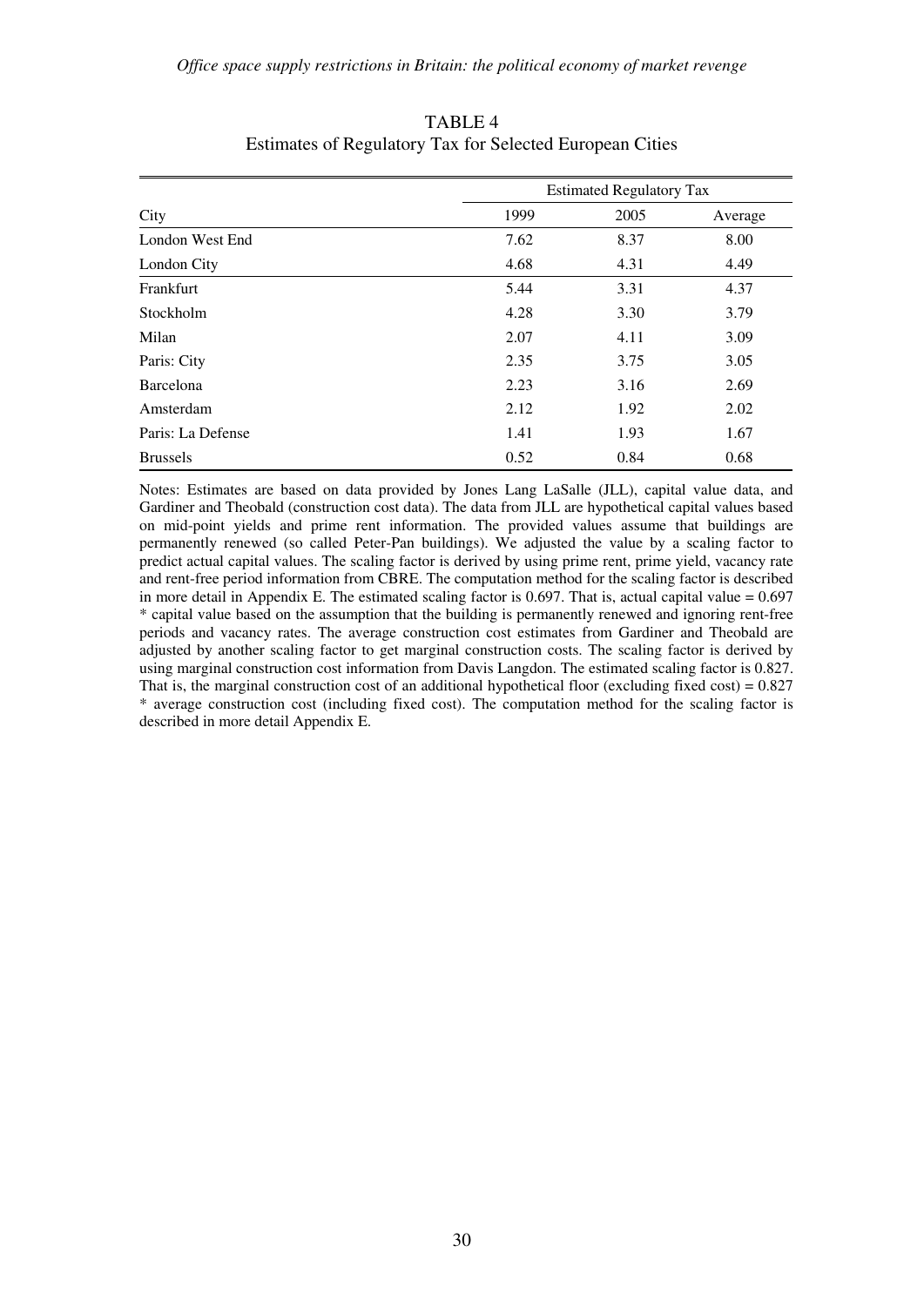TABLE 4
Estimates of Regulatory Tax for Selected European Cities

| City | Estimated Regulatory Tax | | |
|---|---|---|---|
| | 1999 | 2005 | Average |
| London West End | 7.62 | 8.37 | 8.00 |
| London City | 4.68 | 4.31 | 4.49 |
| Frankfurt | 5.44 | 3.31 | 4.37 |
| Stockholm | 4.28 | 3.30 | 3.79 |
| Milan | 2.07 | 4.11 | 3.09 |
| Paris: City | 2.35 | 3.75 | 3.05 |
| Barcelona | 2.23 | 3.16 | 2.69 |
| Amsterdam | 2.12 | 1.92 | 2.02 |
| Paris: La Defense | 1.41 | 1.93 | 1.67 |
| Brussels | 0.52 | 0.84 | 0.68 |

Notes: Estimates are based on data provided by Jones Lang LaSalle (JLL), capital value data, and Gardiner and Theobald (construction cost data). The data from JLL are hypothetical capital values based on mid-point yields and prime rent information. The provided values assume that buildings are permanently renewed (so called Peter-Pan buildings). We adjusted the value by a scaling factor to predict actual capital values. The scaling factor is derived by using prime rent, prime yield, vacancy rate and rent-free period information from CBRE. The computation method for the scaling factor is described in more detail in Appendix E. The estimated scaling factor is 0.697. That is, actual capital value = 0.697 * capital value based on the assumption that the building is permanently renewed and ignoring rent-free periods and vacancy rates. The average construction cost estimates from Gardiner and Theobald are adjusted by another scaling factor to get marginal construction costs. The scaling factor is derived by using marginal construction cost information from Davis Langdon. The estimated scaling factor is 0.827. That is, the marginal construction cost of an additional hypothetical floor (excluding fixed cost) = 0.827 * average construction cost (including fixed cost). The computation method for the scaling factor is described in more detail Appendix E.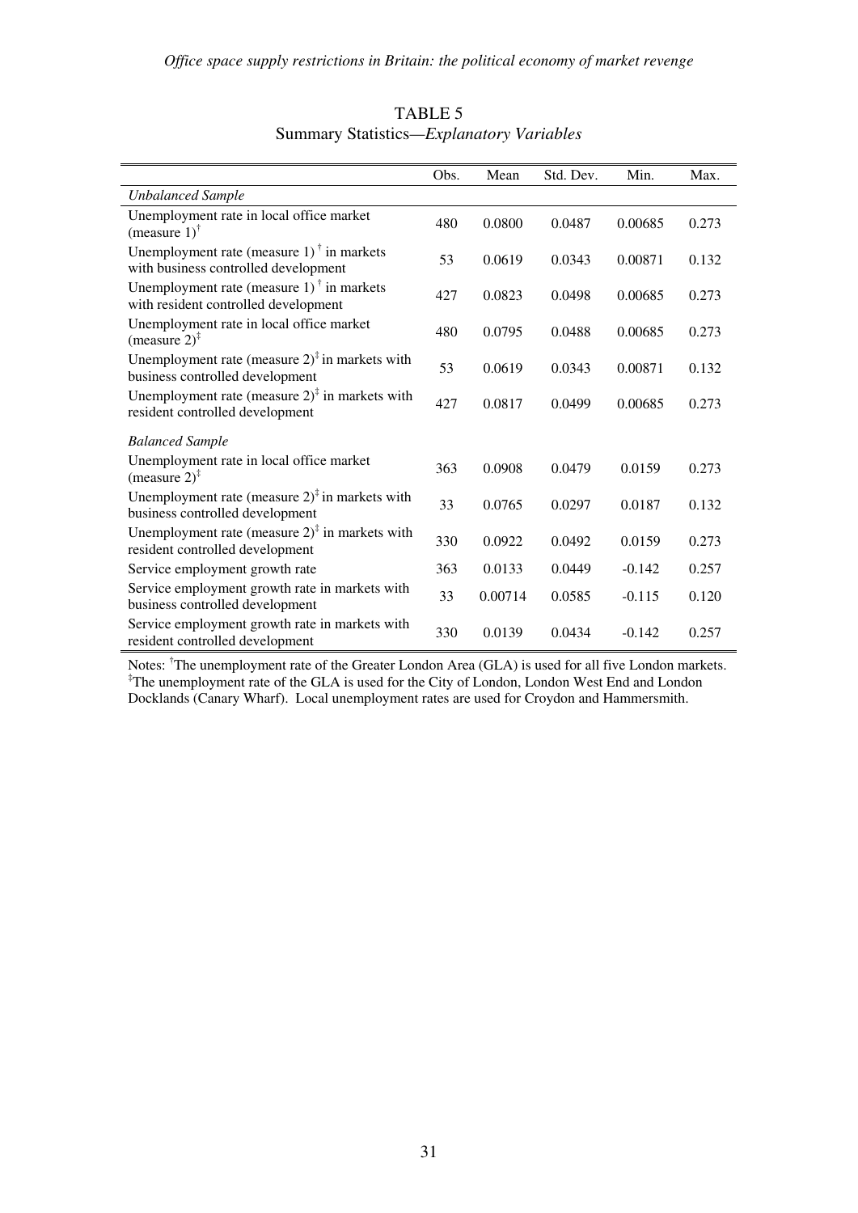# TABLE 5
## Summary Statistics—*Explanatory Variables*

| | Obs. | Mean | Std. Dev. | Min. | Max. |
|---|---|---|---|---|---|
| *Unbalanced Sample* | | | | | |
| Unemployment rate in local office market (measure 1)[†] | 480 | 0.0800 | 0.0487 | 0.00685 | 0.273 |
| Unemployment rate (measure 1)[†] in markets with business controlled development | 53 | 0.0619 | 0.0343 | 0.00871 | 0.132 |
| Unemployment rate (measure 1)[†] in markets with resident controlled development | 427 | 0.0823 | 0.0498 | 0.00685 | 0.273 |
| Unemployment rate in local office market (measure 2)[‡] | 480 | 0.0795 | 0.0488 | 0.00685 | 0.273 |
| Unemployment rate (measure 2)[‡] in markets with business controlled development | 53 | 0.0619 | 0.0343 | 0.00871 | 0.132 |
| Unemployment rate (measure 2)[‡] in markets with resident controlled development | 427 | 0.0817 | 0.0499 | 0.00685 | 0.273 |
| *Balanced Sample* | | | | | |
| Unemployment rate in local office market (measure 2)[‡] | 363 | 0.0908 | 0.0479 | 0.0159 | 0.273 |
| Unemployment rate (measure 2)[‡] in markets with business controlled development | 33 | 0.0765 | 0.0297 | 0.0187 | 0.132 |
| Unemployment rate (measure 2)[‡] in markets with resident controlled development | 330 | 0.0922 | 0.0492 | 0.0159 | 0.273 |
| Service employment growth rate | 363 | 0.0133 | 0.0449 | -0.142 | 0.257 |
| Service employment growth rate in markets with business controlled development | 33 | 0.00714 | 0.0585 | -0.115 | 0.120 |
| Service employment growth rate in markets with resident controlled development | 330 | 0.0139 | 0.0434 | -0.142 | 0.257 |

Notes: [†]The unemployment rate of the Greater London Area (GLA) is used for all five London markets. [‡]The unemployment rate of the GLA is used for the City of London, London West End and London Docklands (Canary Wharf). Local unemployment rates are used for Croydon and Hammersmith.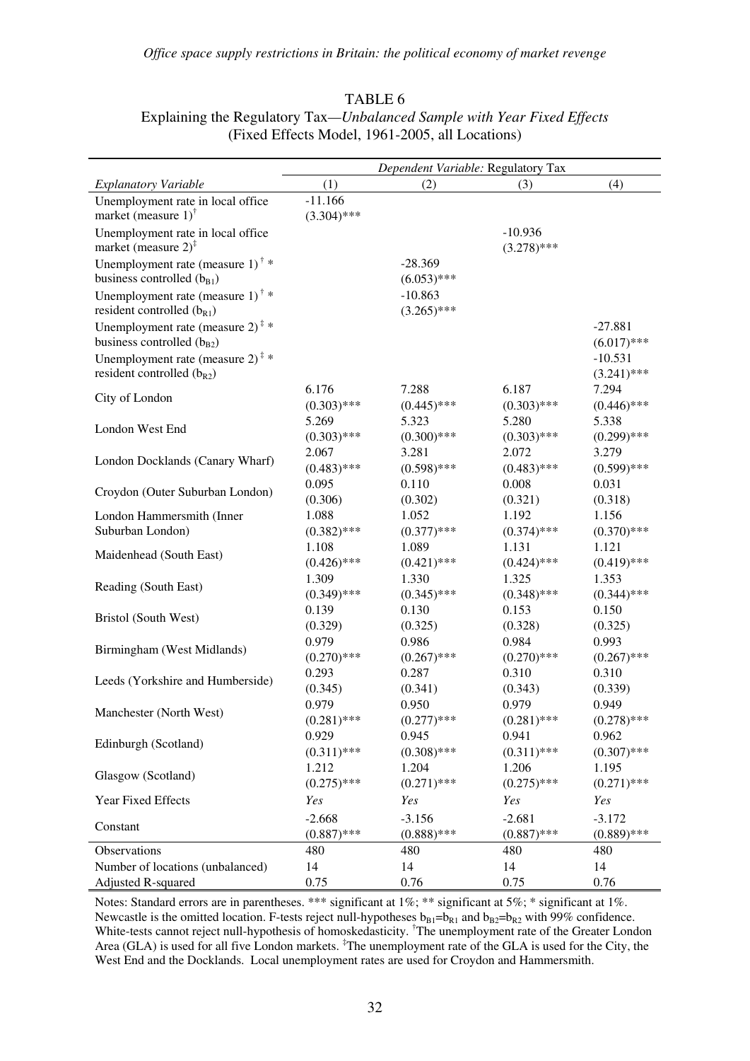TABLE 6

Explaining the Regulatory Tax—*Unbalanced Sample with Year Fixed Effects*

(Fixed Effects Model, 1961-2005, all Locations)

| | *Dependent Variable:* Regulatory Tax | | | |
|---|---|---|---|---|
| *Explanatory Variable* | (1) | (2) | (3) | (4) |
| Unemployment rate in local office market (measure 1)$^{\dagger}$ | -11.166 (3.304)*** | | | |
| Unemployment rate in local office market (measure 2)$^{\ddagger}$ | | | -10.936 (3.278)*** | |
| Unemployment rate (measure 1)$^{\dagger}$ * business controlled ($b_{B1}$) | | -28.369 (6.053)*** | | |
| Unemployment rate (measure 1)$^{\dagger}$ * resident controlled ($b_{R1}$) | | -10.863 (3.265)*** | | |
| Unemployment rate (measure 2)$^{\ddagger}$ * business controlled ($b_{B2}$) | | | | -27.881 (6.017)*** |
| Unemployment rate (measure 2)$^{\ddagger}$ * resident controlled ($b_{R2}$) | | | | -10.531 (3.241)*** |
| City of London | 6.176 (0.303)*** | 7.288 (0.445)*** | 6.187 (0.303)*** | 7.294 (0.446)*** |
| London West End | 5.269 (0.303)*** | 5.323 (0.300)*** | 5.280 (0.303)*** | 5.338 (0.299)*** |
| London Docklands (Canary Wharf) | 2.067 (0.483)*** | 3.281 (0.598)*** | 2.072 (0.483)*** | 3.279 (0.599)*** |
| Croydon (Outer Suburban London) | 0.095 (0.306) | 0.110 (0.302) | 0.008 (0.321) | 0.031 (0.318) |
| London Hammersmith (Inner Suburban London) | 1.088 (0.382)*** | 1.052 (0.377)*** | 1.192 (0.374)*** | 1.156 (0.370)*** |
| Maidenhead (South East) | 1.108 (0.426)*** | 1.089 (0.421)*** | 1.131 (0.424)*** | 1.121 (0.419)*** |
| Reading (South East) | 1.309 (0.349)*** | 1.330 (0.345)*** | 1.325 (0.348)*** | 1.353 (0.344)*** |
| Bristol (South West) | 0.139 (0.329) | 0.130 (0.325) | 0.153 (0.328) | 0.150 (0.325) |
| Birmingham (West Midlands) | 0.979 (0.270)*** | 0.986 (0.267)*** | 0.984 (0.270)*** | 0.993 (0.267)*** |
| Leeds (Yorkshire and Humberside) | 0.293 (0.345) | 0.287 (0.341) | 0.310 (0.343) | 0.310 (0.339) |
| Manchester (North West) | 0.979 (0.281)*** | 0.950 (0.277)*** | 0.979 (0.281)*** | 0.949 (0.278)*** |
| Edinburgh (Scotland) | 0.929 (0.311)*** | 0.945 (0.308)*** | 0.941 (0.311)*** | 0.962 (0.307)*** |
| Glasgow (Scotland) | 1.212 (0.275)*** | 1.204 (0.271)*** | 1.206 (0.275)*** | 1.195 (0.271)*** |
| Year Fixed Effects | *Yes* | *Yes* | *Yes* | *Yes* |
| Constant | -2.668 (0.887)*** | -3.156 (0.888)*** | -2.681 (0.887)*** | -3.172 (0.889)*** |
| Observations | 480 | 480 | 480 | 480 |
| Number of locations (unbalanced) | 14 | 14 | 14 | 14 |
| Adjusted R-squared | 0.75 | 0.76 | 0.75 | 0.76 |

Notes: Standard errors are in parentheses. *** significant at 1%; ** significant at 5%; * significant at 1%. Newcastle is the omitted location. F-tests reject null-hypotheses $b_{B1}=b_{R1}$ and $b_{B2}=b_{R2}$ with 99% confidence. White-tests cannot reject null-hypothesis of homoskedasticity. $^{\dagger}$The unemployment rate of the Greater London Area (GLA) is used for all five London markets. $^{\ddagger}$The unemployment rate of the GLA is used for the City, the West End and the Docklands. Local unemployment rates are used for Croydon and Hammersmith.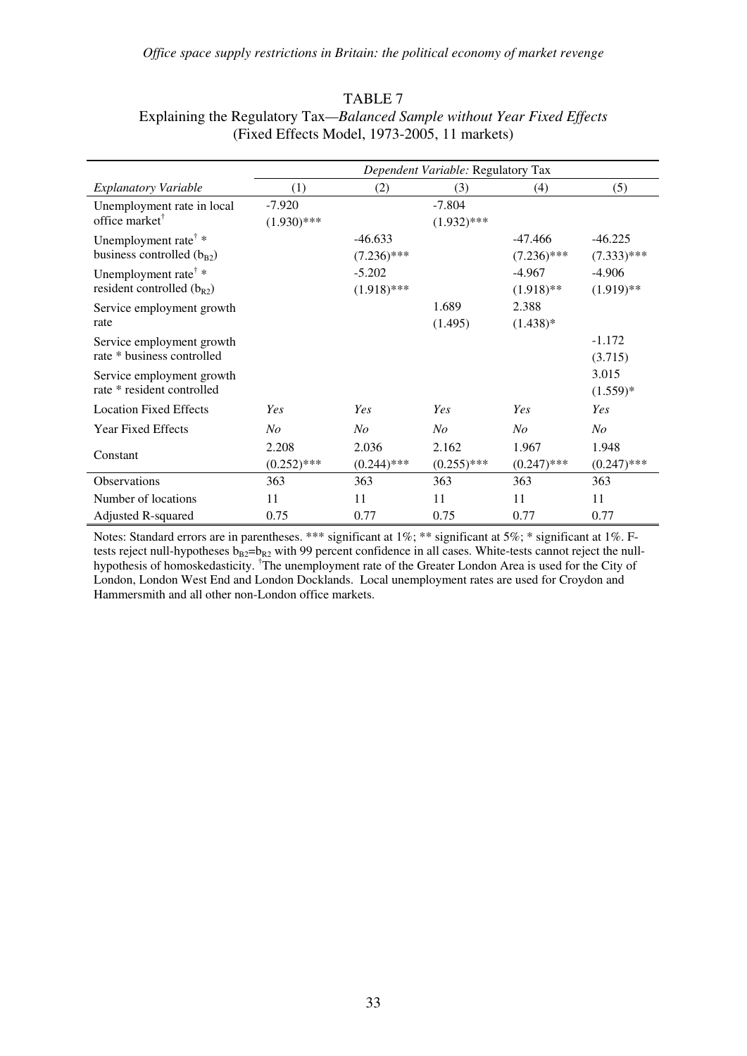TABLE 7

Explaining the Regulatory Tax—*Balanced Sample without Year Fixed Effects*

(Fixed Effects Model, 1973-2005, 11 markets)

| | *Dependent Variable:* Regulatory Tax | | | | |
|---|---|---|---|---|---|
| *Explanatory Variable* | (1) | (2) | (3) | (4) | (5) |
| Unemployment rate in local office market[†] | -7.920 (1.930)*** | | -7.804 (1.932)*** | | |
| Unemployment rate[†] * business controlled ($b_{B2}$) | | -46.633 (7.236)*** | | -47.466 (7.236)*** | -46.225 (7.333)*** |
| Unemployment rate[†] * resident controlled ($b_{R2}$) | | -5.202 (1.918)*** | | -4.967 (1.918)** | -4.906 (1.919)** |
| Service employment growth rate | | | 1.689 (1.495) | 2.388 (1.438)* | |
| Service employment growth rate * business controlled | | | | | -1.172 (3.715) |
| Service employment growth rate * resident controlled | | | | | 3.015 (1.559)* |
| Location Fixed Effects | *Yes* | *Yes* | *Yes* | *Yes* | *Yes* |
| Year Fixed Effects | *No* | *No* | *No* | *No* | *No* |
| Constant | 2.208 (0.252)*** | 2.036 (0.244)*** | 2.162 (0.255)*** | 1.967 (0.247)*** | 1.948 (0.247)*** |
| Observations | 363 | 363 | 363 | 363 | 363 |
| Number of locations | 11 | 11 | 11 | 11 | 11 |
| Adjusted R-squared | 0.75 | 0.77 | 0.75 | 0.77 | 0.77 |

Notes: Standard errors are in parentheses. *** significant at 1%; ** significant at 5%; * significant at 1%. F-tests reject null-hypotheses $b_{B2}=b_{R2}$ with 99 percent confidence in all cases. White-tests cannot reject the null-hypothesis of homoskedasticity. [†]The unemployment rate of the Greater London Area is used for the City of London, London West End and London Docklands. Local unemployment rates are used for Croydon and Hammersmith and all other non-London office markets.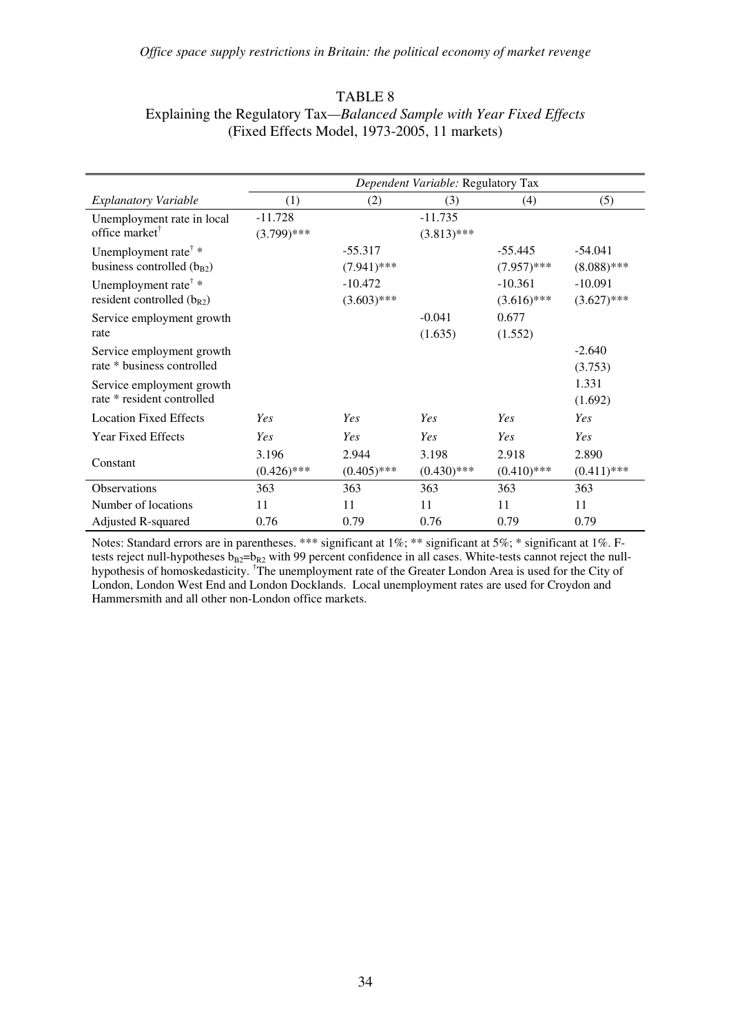TABLE 8

Explaining the Regulatory Tax—*Balanced Sample with Year Fixed Effects*

(Fixed Effects Model, 1973-2005, 11 markets)

| | *Dependent Variable:* Regulatory Tax | | | | |
|---|---|---|---|---|---|
| *Explanatory Variable* | (1) | (2) | (3) | (4) | (5) |
| Unemployment rate in local office market† | -11.728 (3.799)*** | | -11.735 (3.813)*** | | |
| Unemployment rate† * business controlled ($b_{B2}$) | | -55.317 (7.941)*** | | -55.445 (7.957)*** | -54.041 (8.088)*** |
| Unemployment rate† * resident controlled ($b_{R2}$) | | -10.472 (3.603)*** | | -10.361 (3.616)*** | -10.091 (3.627)*** |
| Service employment growth rate | | | -0.041 (1.635) | 0.677 (1.552) | |
| Service employment growth rate * business controlled | | | | | -2.640 (3.753) |
| Service employment growth rate * resident controlled | | | | | 1.331 (1.692) |
| Location Fixed Effects | *Yes* | *Yes* | *Yes* | *Yes* | *Yes* |
| Year Fixed Effects | *Yes* | *Yes* | *Yes* | *Yes* | *Yes* |
| Constant | 3.196 (0.426)*** | 2.944 (0.405)*** | 3.198 (0.430)*** | 2.918 (0.410)*** | 2.890 (0.411)*** |
| Observations | 363 | 363 | 363 | 363 | 363 |
| Number of locations | 11 | 11 | 11 | 11 | 11 |
| Adjusted R-squared | 0.76 | 0.79 | 0.76 | 0.79 | 0.79 |

Notes: Standard errors are in parentheses. *** significant at 1%; ** significant at 5%; * significant at 1%. F-tests reject null-hypotheses $b_{B2}=b_{R2}$ with 99 percent confidence in all cases. White-tests cannot reject the null-hypothesis of homoskedasticity. †The unemployment rate of the Greater London Area is used for the City of London, London West End and London Docklands. Local unemployment rates are used for Croydon and Hammersmith and all other non-London office markets.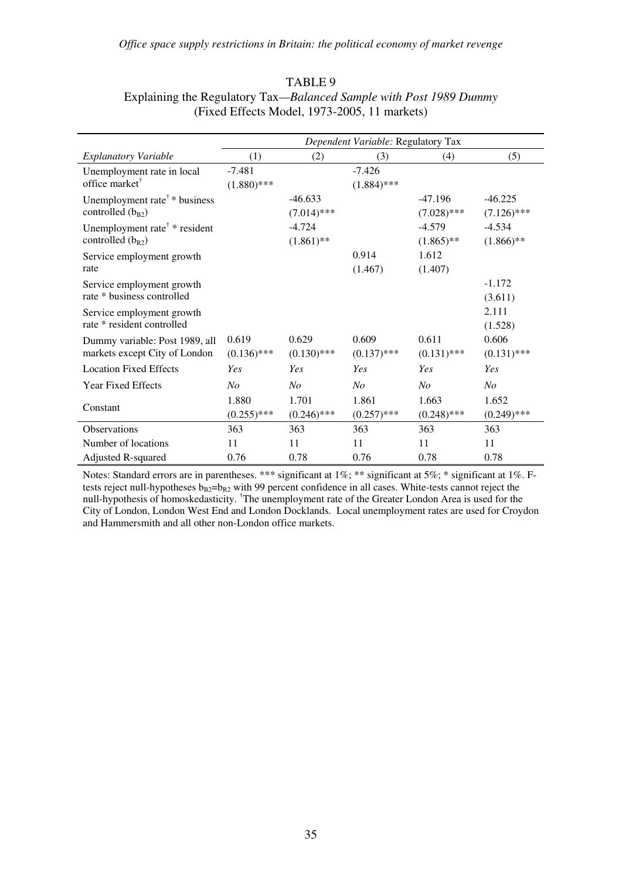TABLE 9

Explaining the Regulatory Tax—*Balanced Sample with Post 1989 Dummy*

(Fixed Effects Model, 1973-2005, 11 markets)

| | *Dependent Variable:* Regulatory Tax | | | | |
|---|---|---|---|---|---|
| *Explanatory Variable* | (1) | (2) | (3) | (4) | (5) |
| Unemployment rate in local office market† | -7.481 (1.880)*** | | -7.426 (1.884)*** | | |
| Unemployment rate† * business controlled ($b_{B2}$) | | -46.633 (7.014)*** | | -47.196 (7.028)*** | -46.225 (7.126)*** |
| Unemployment rate† * resident controlled ($b_{R2}$) | | -4.724 (1.861)** | | -4.579 (1.865)** | -4.534 (1.866)** |
| Service employment growth rate | | | 0.914 (1.467) | 1.612 (1.407) | |
| Service employment growth rate * business controlled | | | | | -1.172 (3.611) |
| Service employment growth rate * resident controlled | | | | | 2.111 (1.528) |
| Dummy variable: Post 1989, all markets except City of London | 0.619 (0.136)*** | 0.629 (0.130)*** | 0.609 (0.137)*** | 0.611 (0.131)*** | 0.606 (0.131)*** |
| Location Fixed Effects | *Yes* | *Yes* | *Yes* | *Yes* | *Yes* |
| Year Fixed Effects | *No* | *No* | *No* | *No* | *No* |
| Constant | 1.880 (0.255)*** | 1.701 (0.246)*** | 1.861 (0.257)*** | 1.663 (0.248)*** | 1.652 (0.249)*** |
| Observations | 363 | 363 | 363 | 363 | 363 |
| Number of locations | 11 | 11 | 11 | 11 | 11 |
| Adjusted R-squared | 0.76 | 0.78 | 0.76 | 0.78 | 0.78 |

Notes: Standard errors are in parentheses. *** significant at 1%; ** significant at 5%; * significant at 1%. F-tests reject null-hypotheses $b_{B2}=b_{R2}$ with 99 percent confidence in all cases. White-tests cannot reject the null-hypothesis of homoskedasticity. †The unemployment rate of the Greater London Area is used for the City of London, London West End and London Docklands. Local unemployment rates are used for Croydon and Hammersmith and all other non-London office markets.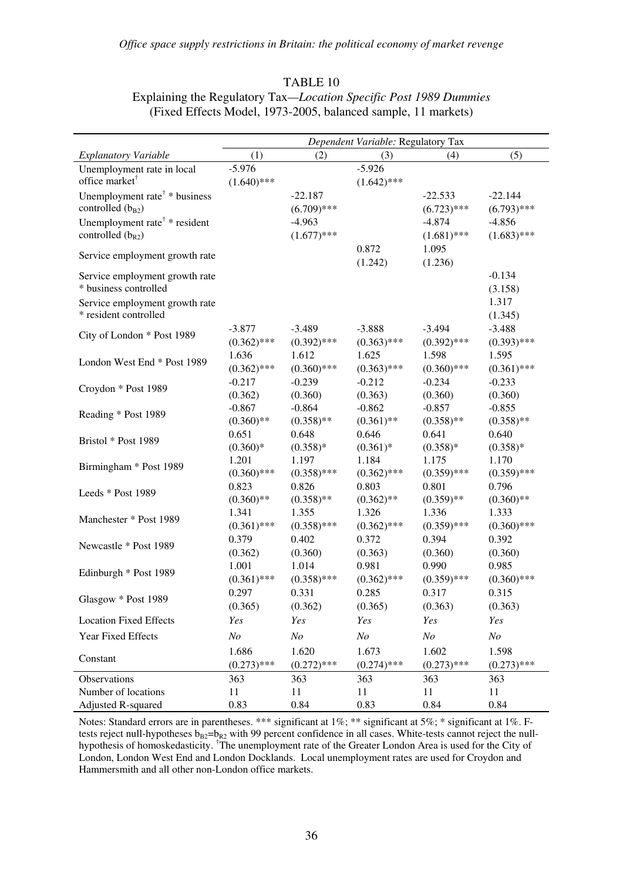TABLE 10

Explaining the Regulatory Tax—*Location Specific Post 1989 Dummies*

(Fixed Effects Model, 1973-2005, balanced sample, 11 markets)

| | *Dependent Variable:* Regulatory Tax | | | | |
|---|---|---|---|---|---|
| *Explanatory Variable* | (1) | (2) | (3) | (4) | (5) |
| Unemployment rate in local office market† | -5.976 (1.640)*** | | -5.926 (1.642)*** | | |
| Unemployment rate† * business controlled ($b_{B2}$) | | -22.187 (6.709)*** | | -22.533 (6.723)*** | -22.144 (6.793)*** |
| Unemployment rate† * resident controlled ($b_{R2}$) | | -4.963 (1.677)*** | | -4.874 (1.681)*** | -4.856 (1.683)*** |
| Service employment growth rate | | | 0.872 (1.242) | 1.095 (1.236) | |
| Service employment growth rate * business controlled | | | | | -0.134 (3.158) |
| Service employment growth rate * resident controlled | | | | | 1.317 (1.345) |
| City of London * Post 1989 | -3.877 (0.362)*** | -3.489 (0.392)*** | -3.888 (0.363)*** | -3.494 (0.392)*** | -3.488 (0.393)*** |
| London West End * Post 1989 | 1.636 (0.362)*** | 1.612 (0.360)*** | 1.625 (0.363)*** | 1.598 (0.360)*** | 1.595 (0.361)*** |
| Croydon * Post 1989 | -0.217 (0.362) | -0.239 (0.360) | -0.212 (0.363) | -0.234 (0.360) | -0.233 (0.360) |
| Reading * Post 1989 | -0.867 (0.360)** | -0.864 (0.358)** | -0.862 (0.361)** | -0.857 (0.358)** | -0.855 (0.358)** |
| Bristol * Post 1989 | 0.651 (0.360)* | 0.648 (0.358)* | 0.646 (0.361)* | 0.641 (0.358)* | 0.640 (0.358)* |
| Birmingham * Post 1989 | 1.201 (0.360)*** | 1.197 (0.358)*** | 1.184 (0.362)*** | 1.175 (0.359)*** | 1.170 (0.359)*** |
| Leeds * Post 1989 | 0.823 (0.360)** | 0.826 (0.358)** | 0.803 (0.362)** | 0.801 (0.359)** | 0.796 (0.360)** |
| Manchester * Post 1989 | 1.341 (0.361)*** | 1.355 (0.358)*** | 1.326 (0.362)*** | 1.336 (0.359)*** | 1.333 (0.360)*** |
| Newcastle * Post 1989 | 0.379 (0.362) | 0.402 (0.360) | 0.372 (0.363) | 0.394 (0.360) | 0.392 (0.360) |
| Edinburgh * Post 1989 | 1.001 (0.361)*** | 1.014 (0.358)*** | 0.981 (0.362)*** | 0.990 (0.359)*** | 0.985 (0.360)*** |
| Glasgow * Post 1989 | 0.297 (0.365) | 0.331 (0.362) | 0.285 (0.365) | 0.317 (0.363) | 0.315 (0.363) |
| Location Fixed Effects | *Yes* | *Yes* | *Yes* | *Yes* | *Yes* |
| Year Fixed Effects | *No* | *No* | *No* | *No* | *No* |
| Constant | 1.686 (0.273)*** | 1.620 (0.272)*** | 1.673 (0.274)*** | 1.602 (0.273)*** | 1.598 (0.273)*** |
| Observations | 363 | 363 | 363 | 363 | 363 |
| Number of locations | 11 | 11 | 11 | 11 | 11 |
| Adjusted R-squared | 0.83 | 0.84 | 0.83 | 0.84 | 0.84 |

Notes: Standard errors are in parentheses. *** significant at 1%; ** significant at 5%; * significant at 1%. F-tests reject null-hypotheses $b_{B2}$=$b_{R2}$ with 99 percent confidence in all cases. White-tests cannot reject the null-hypothesis of homoskedasticity. †The unemployment rate of the Greater London Area is used for the City of London, London West End and London Docklands. Local unemployment rates are used for Croydon and Hammersmith and all other non-London office markets.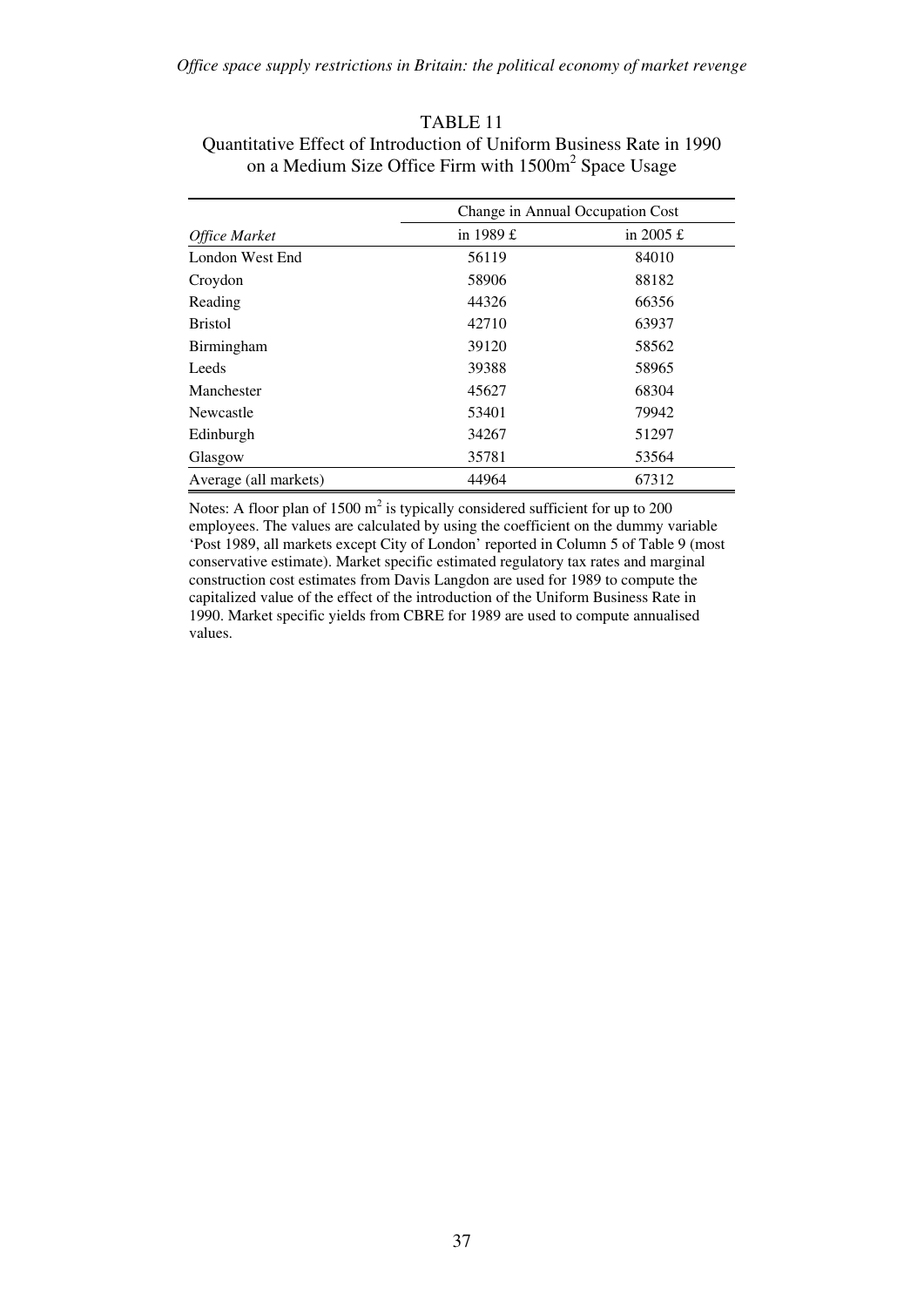TABLE 11

Quantitative Effect of Introduction of Uniform Business Rate in 1990 on a Medium Size Office Firm with 1500m$^2$ Space Usage

| | Change in Annual Occupation Cost | |
|---|---|---|
| *Office Market* | in 1989 £ | in 2005 £ |
| London West End | 56119 | 84010 |
| Croydon | 58906 | 88182 |
| Reading | 44326 | 66356 |
| Bristol | 42710 | 63937 |
| Birmingham | 39120 | 58562 |
| Leeds | 39388 | 58965 |
| Manchester | 45627 | 68304 |
| Newcastle | 53401 | 79942 |
| Edinburgh | 34267 | 51297 |
| Glasgow | 35781 | 53564 |
| Average (all markets) | 44964 | 67312 |

Notes: A floor plan of 1500 m$^2$ is typically considered sufficient for up to 200 employees. The values are calculated by using the coefficient on the dummy variable 'Post 1989, all markets except City of London' reported in Column 5 of Table 9 (most conservative estimate). Market specific estimated regulatory tax rates and marginal construction cost estimates from Davis Langdon are used for 1989 to compute the capitalized value of the effect of the introduction of the Uniform Business Rate in 1990. Market specific yields from CBRE for 1989 are used to compute annualised values.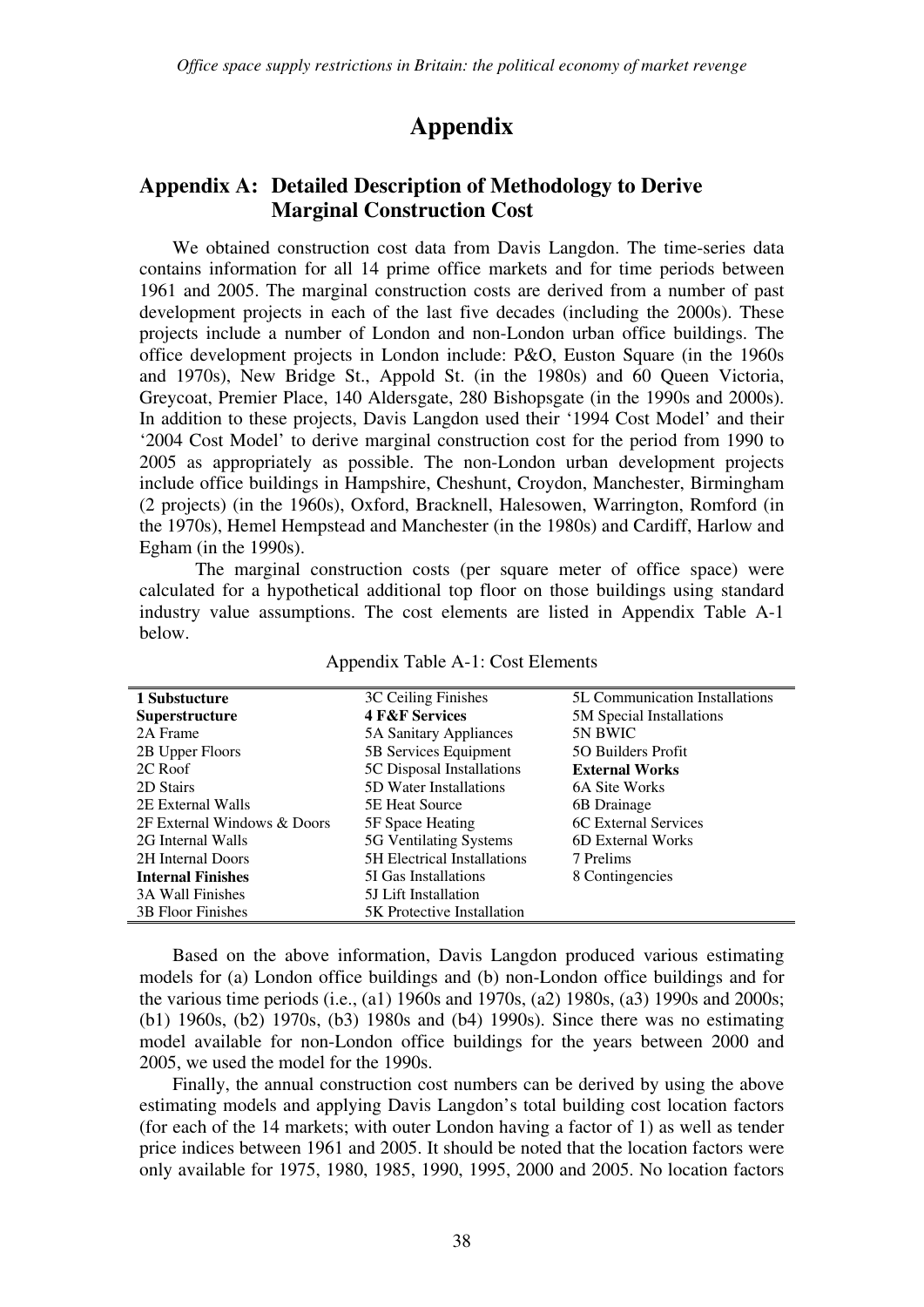# Appendix

## Appendix A: Detailed Description of Methodology to Derive Marginal Construction Cost

We obtained construction cost data from Davis Langdon. The time-series data contains information for all 14 prime office markets and for time periods between 1961 and 2005. The marginal construction costs are derived from a number of past development projects in each of the last five decades (including the 2000s). These projects include a number of London and non-London urban office buildings. The office development projects in London include: P&O, Euston Square (in the 1960s and 1970s), New Bridge St., Appold St. (in the 1980s) and 60 Queen Victoria, Greycoat, Premier Place, 140 Aldersgate, 280 Bishopsgate (in the 1990s and 2000s). In addition to these projects, Davis Langdon used their '1994 Cost Model' and their '2004 Cost Model' to derive marginal construction cost for the period from 1990 to 2005 as appropriately as possible. The non-London urban development projects include office buildings in Hampshire, Cheshunt, Croydon, Manchester, Birmingham (2 projects) (in the 1960s), Oxford, Bracknell, Halesowen, Warrington, Romford (in the 1970s), Hemel Hempstead and Manchester (in the 1980s) and Cardiff, Harlow and Egham (in the 1990s).

The marginal construction costs (per square meter of office space) were calculated for a hypothetical additional top floor on those buildings using standard industry value assumptions. The cost elements are listed in Appendix Table A-1 below.

Appendix Table A-1: Cost Elements

| | | |
|---|---|---|
| **1 Substucture** | 3C Ceiling Finishes | 5L Communication Installations |
| **Superstructure** | **4 F&F Services** | 5M Special Installations |
| 2A Frame | 5A Sanitary Appliances | 5N BWIC |
| 2B Upper Floors | 5B Services Equipment | 5O Builders Profit |
| 2C Roof | 5C Disposal Installations | **External Works** |
| 2D Stairs | 5D Water Installations | 6A Site Works |
| 2E External Walls | 5E Heat Source | 6B Drainage |
| 2F External Windows & Doors | 5F Space Heating | 6C External Services |
| 2G Internal Walls | 5G Ventilating Systems | 6D External Works |
| 2H Internal Doors | 5H Electrical Installations | 7 Prelims |
| **Internal Finishes** | 5I Gas Installations | 8 Contingencies |
| 3A Wall Finishes | 5J Lift Installation | |
| 3B Floor Finishes | 5K Protective Installation | |

Based on the above information, Davis Langdon produced various estimating models for (a) London office buildings and (b) non-London office buildings and for the various time periods (i.e., (a1) 1960s and 1970s, (a2) 1980s, (a3) 1990s and 2000s; (b1) 1960s, (b2) 1970s, (b3) 1980s and (b4) 1990s). Since there was no estimating model available for non-London office buildings for the years between 2000 and 2005, we used the model for the 1990s.

Finally, the annual construction cost numbers can be derived by using the above estimating models and applying Davis Langdon's total building cost location factors (for each of the 14 markets; with outer London having a factor of 1) as well as tender price indices between 1961 and 2005. It should be noted that the location factors were only available for 1975, 1980, 1985, 1990, 1995, 2000 and 2005. No location factors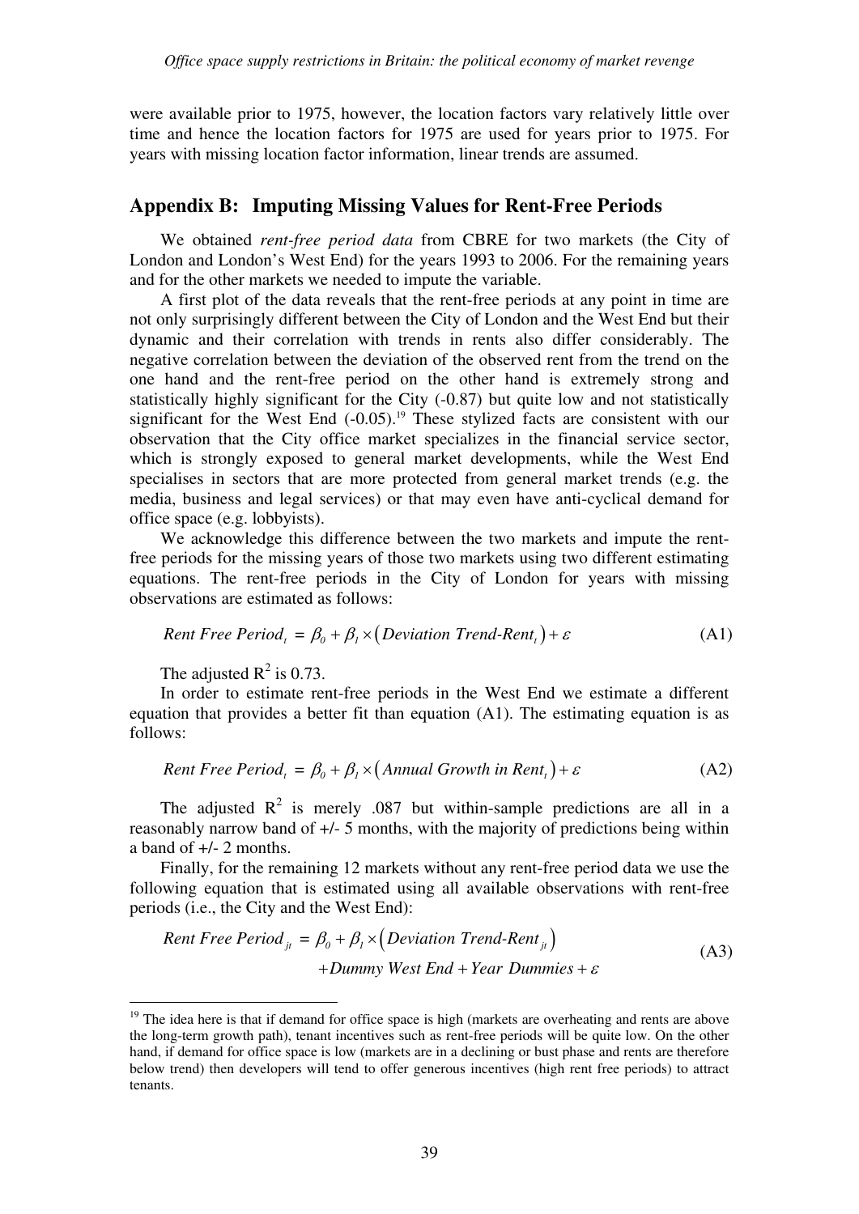were available prior to 1975, however, the location factors vary relatively little over time and hence the location factors for 1975 are used for years prior to 1975. For years with missing location factor information, linear trends are assumed.

## Appendix B: Imputing Missing Values for Rent-Free Periods

We obtained *rent-free period data* from CBRE for two markets (the City of London and London's West End) for the years 1993 to 2006. For the remaining years and for the other markets we needed to impute the variable.

A first plot of the data reveals that the rent-free periods at any point in time are not only surprisingly different between the City of London and the West End but their dynamic and their correlation with trends in rents also differ considerably. The negative correlation between the deviation of the observed rent from the trend on the one hand and the rent-free period on the other hand is extremely strong and statistically highly significant for the City (-0.87) but quite low and not statistically significant for the West End (-0.05).[19] These stylized facts are consistent with our observation that the City office market specializes in the financial service sector, which is strongly exposed to general market developments, while the West End specialises in sectors that are more protected from general market trends (e.g. the media, business and legal services) or that may even have anti-cyclical demand for office space (e.g. lobbyists).

We acknowledge this difference between the two markets and impute the rent-free periods for the missing years of those two markets using two different estimating equations. The rent-free periods in the City of London for years with missing observations are estimated as follows:

$$\textit{Rent Free Period}_t = \beta_0 + \beta_1 \times \left(\textit{Deviation Trend-Rent}_t\right) + \varepsilon \tag{A1}$$

The adjusted $R^2$ is 0.73.

In order to estimate rent-free periods in the West End we estimate a different equation that provides a better fit than equation (A1). The estimating equation is as follows:

$$\textit{Rent Free Period}_t = \beta_0 + \beta_1 \times \left(\textit{Annual Growth in Rent}_t\right) + \varepsilon \tag{A2}$$

The adjusted $R^2$ is merely .087 but within-sample predictions are all in a reasonably narrow band of +/- 5 months, with the majority of predictions being within a band of +/- 2 months.

Finally, for the remaining 12 markets without any rent-free period data we use the following equation that is estimated using all available observations with rent-free periods (i.e., the City and the West End):

$$\begin{aligned}\textit{Rent Free Period}_{jt} = \beta_0 + \beta_1 \times \left(\textit{Deviation Trend-Rent}_{jt}\right) \\ + \textit{Dummy West End} + \textit{Year Dummies} + \varepsilon\end{aligned} \tag{A3}$$

[19] The idea here is that if demand for office space is high (markets are overheating and rents are above the long-term growth path), tenant incentives such as rent-free periods will be quite low. On the other hand, if demand for office space is low (markets are in a declining or bust phase and rents are therefore below trend) then developers will tend to offer generous incentives (high rent free periods) to attract tenants.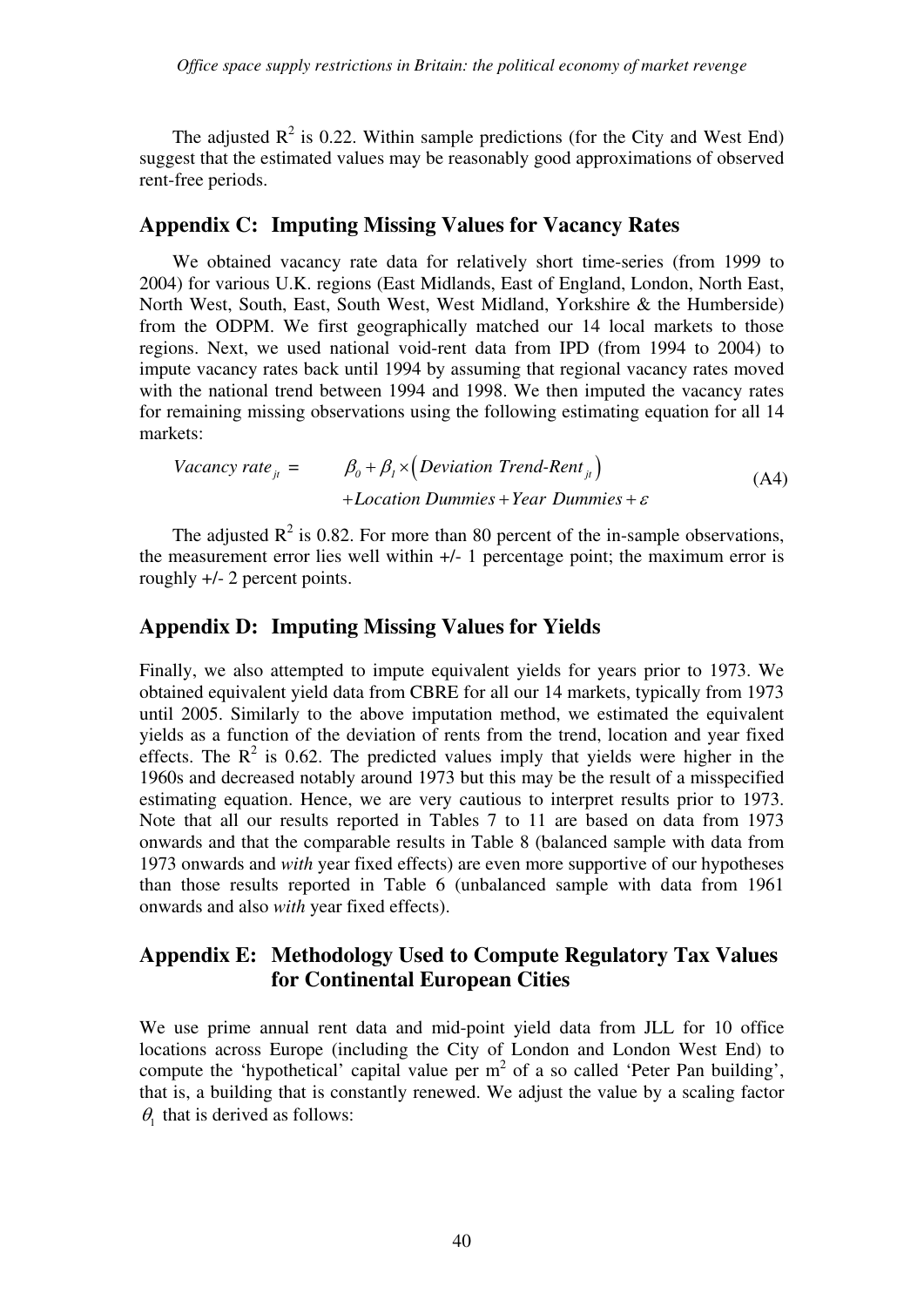The adjusted $R^2$ is 0.22. Within sample predictions (for the City and West End) suggest that the estimated values may be reasonably good approximations of observed rent-free periods.

## Appendix C: Imputing Missing Values for Vacancy Rates

We obtained vacancy rate data for relatively short time-series (from 1999 to 2004) for various U.K. regions (East Midlands, East of England, London, North East, North West, South, East, South West, West Midland, Yorkshire & the Humberside) from the ODPM. We first geographically matched our 14 local markets to those regions. Next, we used national void-rent data from IPD (from 1994 to 2004) to impute vacancy rates back until 1994 by assuming that regional vacancy rates moved with the national trend between 1994 and 1998. We then imputed the vacancy rates for remaining missing observations using the following estimating equation for all 14 markets:

$$\begin{aligned} Vacancy\ rate_{jt} = \quad & \beta_0 + \beta_1 \times \left( Deviation\ Trend\text{-}Rent_{jt} \right) \\ & + Location\ Dummies + Year\ Dummies + \varepsilon \end{aligned} \tag{A4}$$

The adjusted $R^2$ is 0.82. For more than 80 percent of the in-sample observations, the measurement error lies well within +/- 1 percentage point; the maximum error is roughly +/- 2 percent points.

## Appendix D: Imputing Missing Values for Yields

Finally, we also attempted to impute equivalent yields for years prior to 1973. We obtained equivalent yield data from CBRE for all our 14 markets, typically from 1973 until 2005. Similarly to the above imputation method, we estimated the equivalent yields as a function of the deviation of rents from the trend, location and year fixed effects. The $R^2$ is 0.62. The predicted values imply that yields were higher in the 1960s and decreased notably around 1973 but this may be the result of a misspecified estimating equation. Hence, we are very cautious to interpret results prior to 1973. Note that all our results reported in Tables 7 to 11 are based on data from 1973 onwards and that the comparable results in Table 8 (balanced sample with data from 1973 onwards and *with* year fixed effects) are even more supportive of our hypotheses than those results reported in Table 6 (unbalanced sample with data from 1961 onwards and also *with* year fixed effects).

## Appendix E: Methodology Used to Compute Regulatory Tax Values for Continental European Cities

We use prime annual rent data and mid-point yield data from JLL for 10 office locations across Europe (including the City of London and London West End) to compute the 'hypothetical' capital value per $m^2$ of a so called 'Peter Pan building', that is, a building that is constantly renewed. We adjust the value by a scaling factor $\theta_1$ that is derived as follows: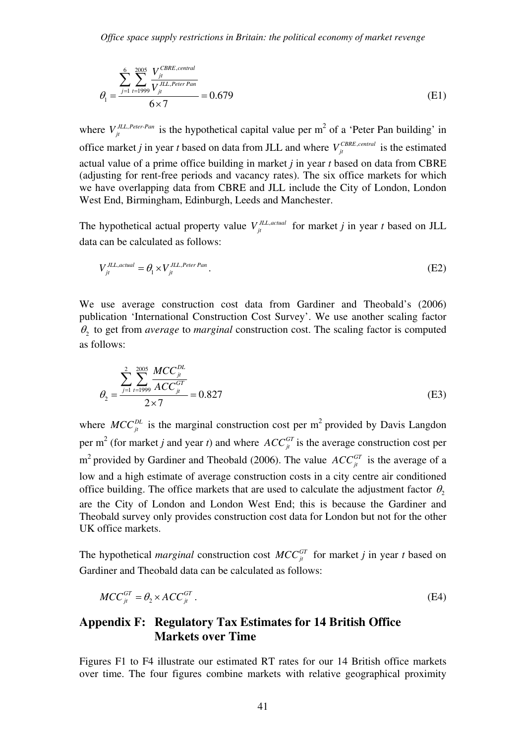$$\theta_1 = \frac{\sum_{j=1}^{6} \sum_{t=1999}^{2005} \frac{V_{jt}^{CBRE,central}}{V_{jt}^{JLL,Peter\,Pan}}}{6 \times 7} = 0.679 \tag{E1}$$

where $V_{jt}^{JLL,Peter\text{-}Pan}$ is the hypothetical capital value per m$^2$ of a 'Peter Pan building' in office market *j* in year *t* based on data from JLL and where $V_{jt}^{CBRE,central}$ is the estimated actual value of a prime office building in market *j* in year *t* based on data from CBRE (adjusting for rent-free periods and vacancy rates). The six office markets for which we have overlapping data from CBRE and JLL include the City of London, London West End, Birmingham, Edinburgh, Leeds and Manchester.

The hypothetical actual property value $V_{jt}^{JLL,actual}$ for market *j* in year *t* based on JLL data can be calculated as follows:

$$V_{jt}^{JLL,actual} = \theta_1 \times V_{jt}^{JLL,Peter\,Pan}. \tag{E2}$$

We use average construction cost data from Gardiner and Theobald's (2006) publication 'International Construction Cost Survey'. We use another scaling factor $\theta_2$ to get from *average* to *marginal* construction cost. The scaling factor is computed as follows:

$$\theta_2 = \frac{\sum_{j=1}^{2} \sum_{t=1999}^{2005} \frac{MCC_{jt}^{DL}}{ACC_{jt}^{GT}}}{2 \times 7} = 0.827 \tag{E3}$$

where $MCC_{jt}^{DL}$ is the marginal construction cost per m$^2$ provided by Davis Langdon per m$^2$ (for market *j* and year *t*) and where $ACC_{jt}^{GT}$ is the average construction cost per m$^2$ provided by Gardiner and Theobald (2006). The value $ACC_{jt}^{GT}$ is the average of a low and a high estimate of average construction costs in a city centre air conditioned office building. The office markets that are used to calculate the adjustment factor $\theta_2$ are the City of London and London West End; this is because the Gardiner and Theobald survey only provides construction cost data for London but not for the other UK office markets.

The hypothetical *marginal* construction cost $MCC_{jt}^{GT}$ for market *j* in year *t* based on Gardiner and Theobald data can be calculated as follows:

$$MCC_{jt}^{GT} = \theta_2 \times ACC_{jt}^{GT}. \tag{E4}$$

## Appendix F: Regulatory Tax Estimates for 14 British Office Markets over Time

Figures F1 to F4 illustrate our estimated RT rates for our 14 British office markets over time. The four figures combine markets with relative geographical proximity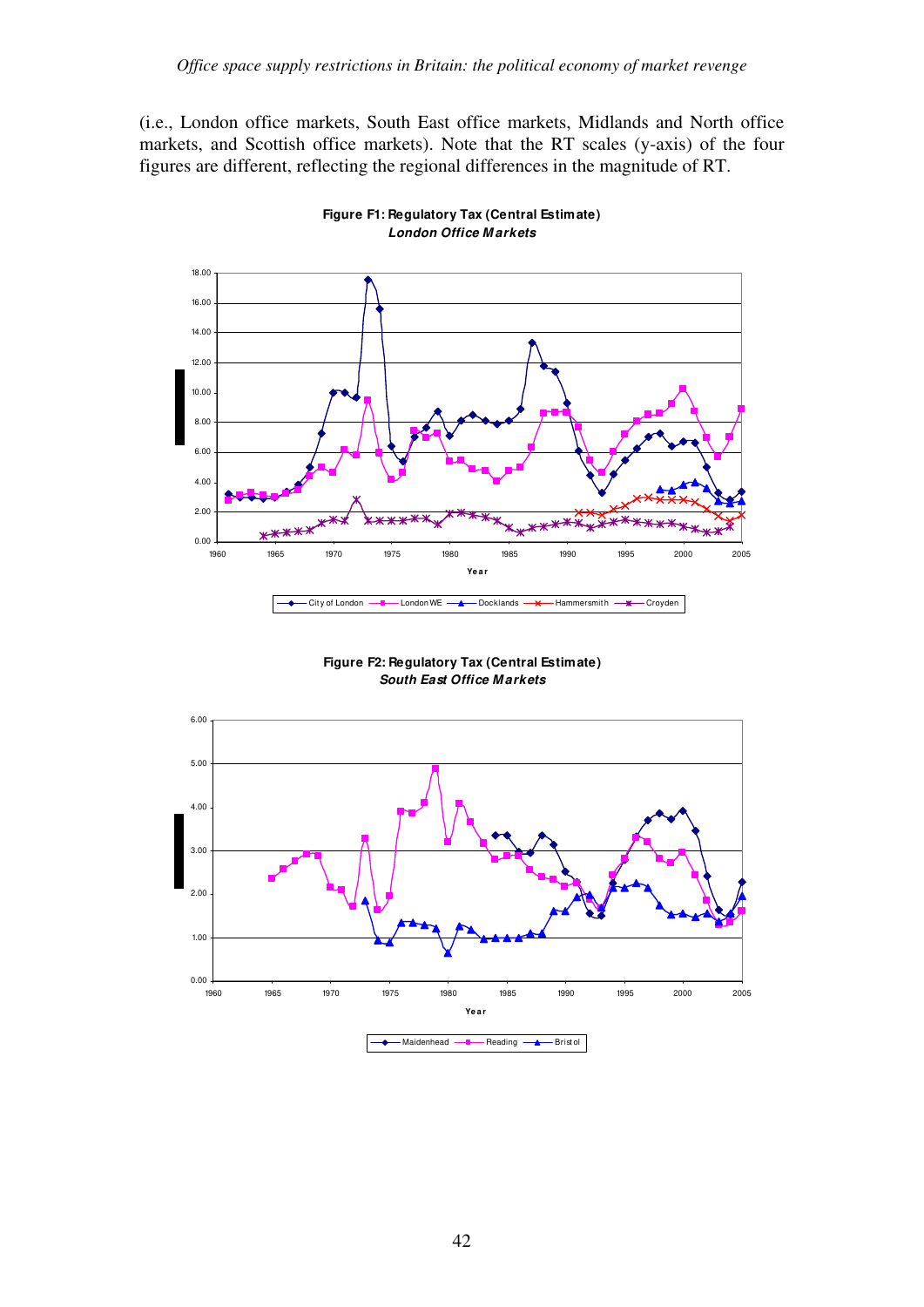(i.e., London office markets, South East office markets, Midlands and North office markets, and Scottish office markets). Note that the RT scales (y-axis) of the four figures are different, reflecting the regional differences in the magnitude of RT.

**Figure F1: Regulatory Tax (Central Estimate)**
***London Office Markets***

**Figure F2: Regulatory Tax (Central Estimate)**
***South East Office Markets***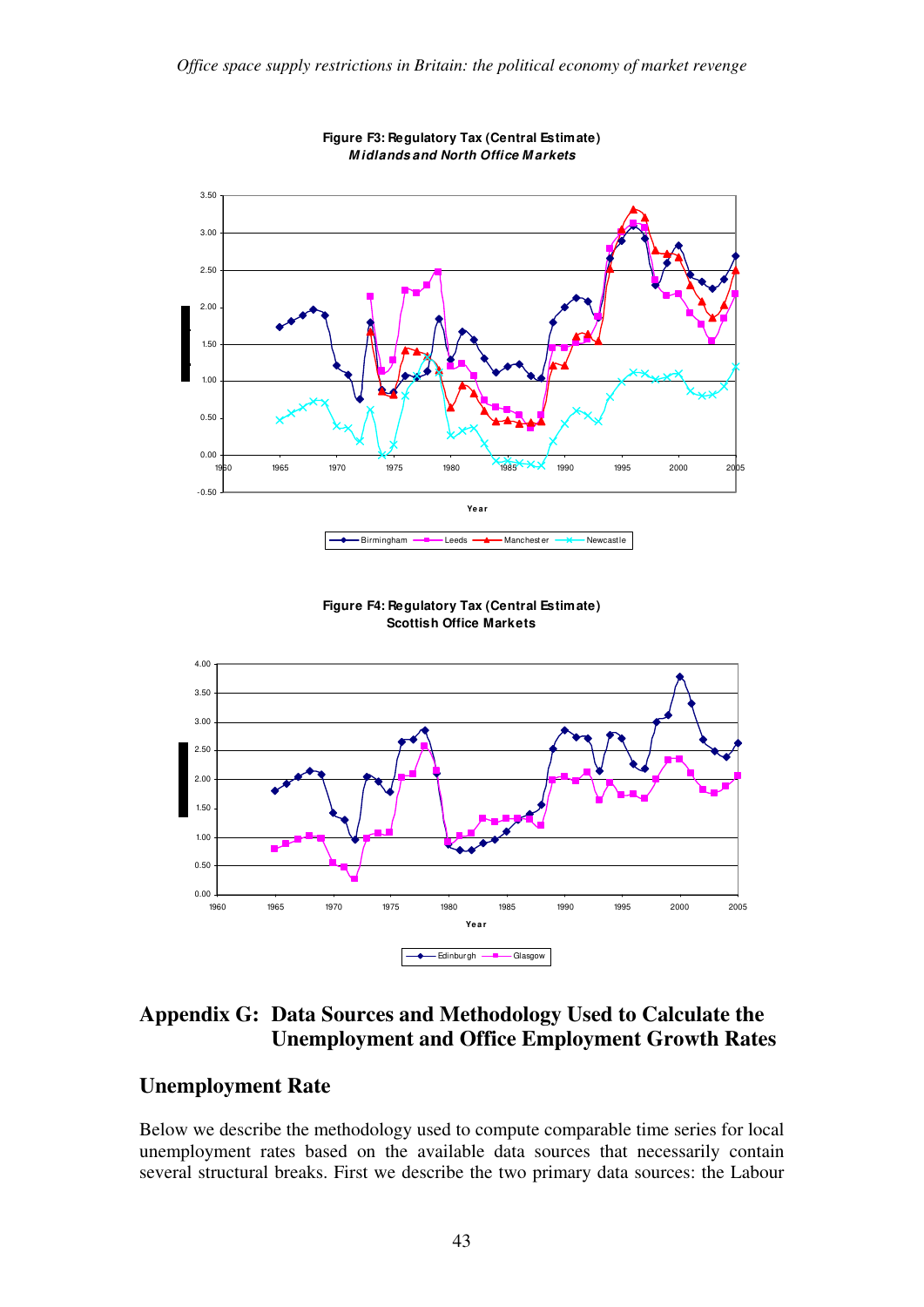**Figure F3: Regulatory Tax (Central Estimate)**
***Midlands and North Office Markets***

**Figure F4: Regulatory Tax (Central Estimate)**
**Scottish Office Markets**

# Appendix G: Data Sources and Methodology Used to Calculate the Unemployment and Office Employment Growth Rates

## Unemployment Rate

Below we describe the methodology used to compute comparable time series for local unemployment rates based on the available data sources that necessarily contain several structural breaks. First we describe the two primary data sources: the Labour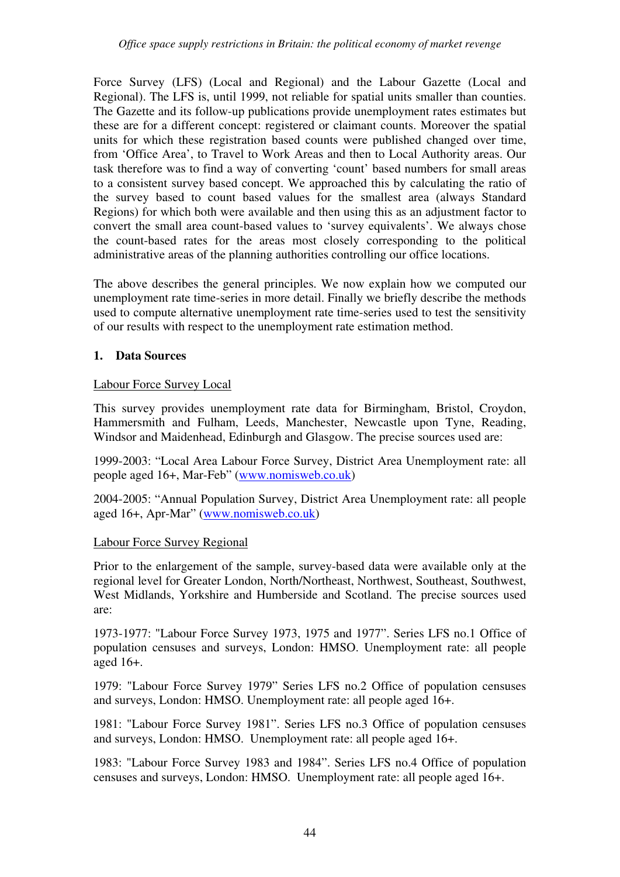Force Survey (LFS) (Local and Regional) and the Labour Gazette (Local and Regional). The LFS is, until 1999, not reliable for spatial units smaller than counties. The Gazette and its follow-up publications provide unemployment rates estimates but these are for a different concept: registered or claimant counts. Moreover the spatial units for which these registration based counts were published changed over time, from 'Office Area', to Travel to Work Areas and then to Local Authority areas. Our task therefore was to find a way of converting 'count' based numbers for small areas to a consistent survey based concept. We approached this by calculating the ratio of the survey based to count based values for the smallest area (always Standard Regions) for which both were available and then using this as an adjustment factor to convert the small area count-based values to 'survey equivalents'. We always chose the count-based rates for the areas most closely corresponding to the political administrative areas of the planning authorities controlling our office locations.

The above describes the general principles. We now explain how we computed our unemployment rate time-series in more detail. Finally we briefly describe the methods used to compute alternative unemployment rate time-series used to test the sensitivity of our results with respect to the unemployment rate estimation method.

## 1. Data Sources

Labour Force Survey Local

This survey provides unemployment rate data for Birmingham, Bristol, Croydon, Hammersmith and Fulham, Leeds, Manchester, Newcastle upon Tyne, Reading, Windsor and Maidenhead, Edinburgh and Glasgow. The precise sources used are:

1999-2003: "Local Area Labour Force Survey, District Area Unemployment rate: all people aged 16+, Mar-Feb" (www.nomisweb.co.uk)

2004-2005: "Annual Population Survey, District Area Unemployment rate: all people aged 16+, Apr-Mar" (www.nomisweb.co.uk)

Labour Force Survey Regional

Prior to the enlargement of the sample, survey-based data were available only at the regional level for Greater London, North/Northeast, Northwest, Southeast, Southwest, West Midlands, Yorkshire and Humberside and Scotland. The precise sources used are:

1973-1977: "Labour Force Survey 1973, 1975 and 1977". Series LFS no.1 Office of population censuses and surveys, London: HMSO. Unemployment rate: all people aged 16+.

1979: "Labour Force Survey 1979" Series LFS no.2 Office of population censuses and surveys, London: HMSO. Unemployment rate: all people aged 16+.

1981: "Labour Force Survey 1981". Series LFS no.3 Office of population censuses and surveys, London: HMSO. Unemployment rate: all people aged 16+.

1983: "Labour Force Survey 1983 and 1984". Series LFS no.4 Office of population censuses and surveys, London: HMSO. Unemployment rate: all people aged 16+.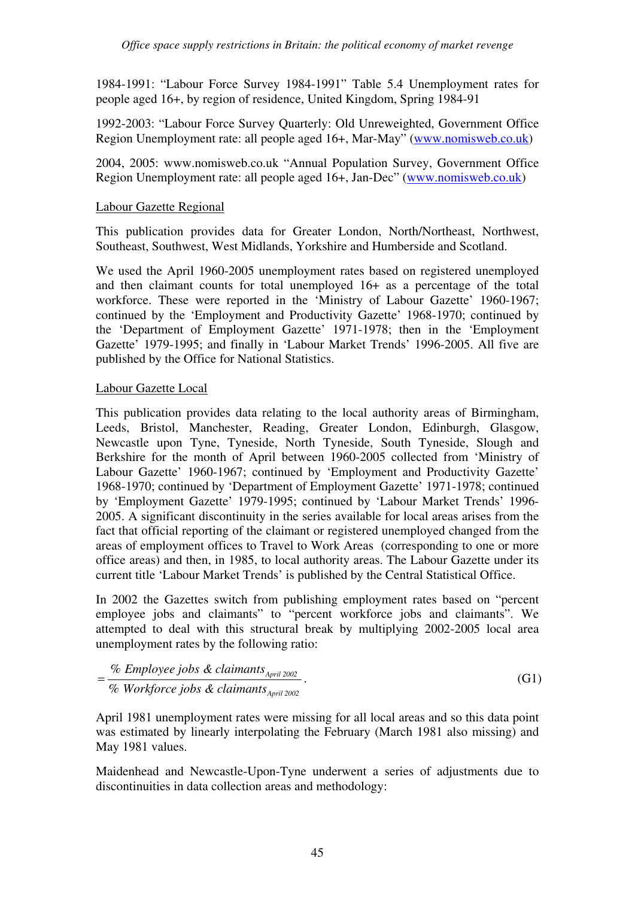1984-1991: "Labour Force Survey 1984-1991" Table 5.4 Unemployment rates for people aged 16+, by region of residence, United Kingdom, Spring 1984-91

1992-2003: "Labour Force Survey Quarterly: Old Unreweighted, Government Office Region Unemployment rate: all people aged 16+, Mar-May" (www.nomisweb.co.uk)

2004, 2005: www.nomisweb.co.uk "Annual Population Survey, Government Office Region Unemployment rate: all people aged 16+, Jan-Dec" (www.nomisweb.co.uk)

Labour Gazette Regional

This publication provides data for Greater London, North/Northeast, Northwest, Southeast, Southwest, West Midlands, Yorkshire and Humberside and Scotland.

We used the April 1960-2005 unemployment rates based on registered unemployed and then claimant counts for total unemployed 16+ as a percentage of the total workforce. These were reported in the 'Ministry of Labour Gazette' 1960-1967; continued by the 'Employment and Productivity Gazette' 1968-1970; continued by the 'Department of Employment Gazette' 1971-1978; then in the 'Employment Gazette' 1979-1995; and finally in 'Labour Market Trends' 1996-2005. All five are published by the Office for National Statistics.

Labour Gazette Local

This publication provides data relating to the local authority areas of Birmingham, Leeds, Bristol, Manchester, Reading, Greater London, Edinburgh, Glasgow, Newcastle upon Tyne, Tyneside, North Tyneside, South Tyneside, Slough and Berkshire for the month of April between 1960-2005 collected from 'Ministry of Labour Gazette' 1960-1967; continued by 'Employment and Productivity Gazette' 1968-1970; continued by 'Department of Employment Gazette' 1971-1978; continued by 'Employment Gazette' 1979-1995; continued by 'Labour Market Trends' 1996-2005. A significant discontinuity in the series available for local areas arises from the fact that official reporting of the claimant or registered unemployed changed from the areas of employment offices to Travel to Work Areas (corresponding to one or more office areas) and then, in 1985, to local authority areas. The Labour Gazette under its current title 'Labour Market Trends' is published by the Central Statistical Office.

In 2002 the Gazettes switch from publishing employment rates based on "percent employee jobs and claimants" to "percent workforce jobs and claimants". We attempted to deal with this structural break by multiplying 2002-2005 local area unemployment rates by the following ratio:

$$= \frac{\%\ Employee\ jobs\ \&\ claimants_{April\ 2002}}{\%\ Workforce\ jobs\ \&\ claimants_{April\ 2002}}. \tag{G1}$$

April 1981 unemployment rates were missing for all local areas and so this data point was estimated by linearly interpolating the February (March 1981 also missing) and May 1981 values.

Maidenhead and Newcastle-Upon-Tyne underwent a series of adjustments due to discontinuities in data collection areas and methodology: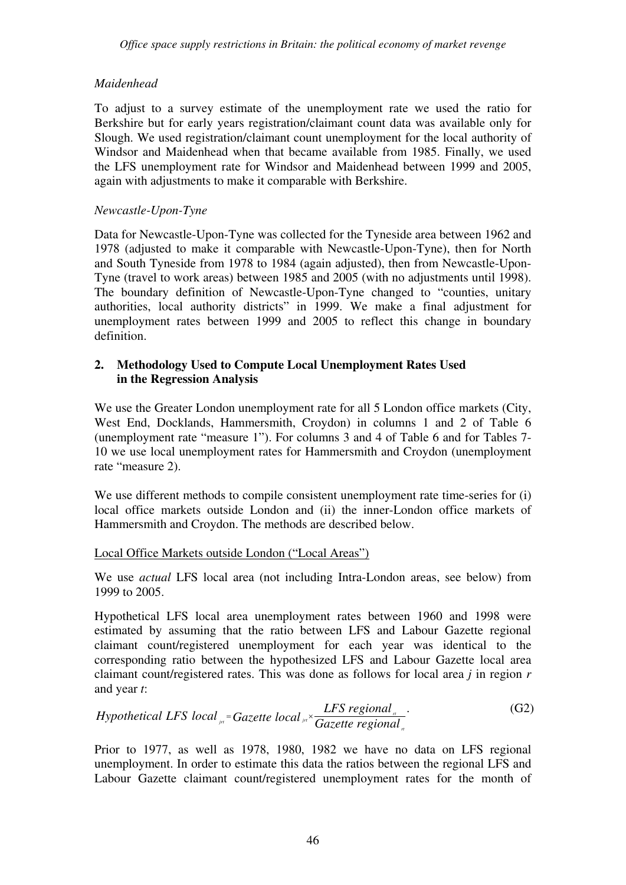*Maidenhead*

To adjust to a survey estimate of the unemployment rate we used the ratio for Berkshire but for early years registration/claimant count data was available only for Slough. We used registration/claimant count unemployment for the local authority of Windsor and Maidenhead when that became available from 1985. Finally, we used the LFS unemployment rate for Windsor and Maidenhead between 1999 and 2005, again with adjustments to make it comparable with Berkshire.

*Newcastle-Upon-Tyne*

Data for Newcastle-Upon-Tyne was collected for the Tyneside area between 1962 and 1978 (adjusted to make it comparable with Newcastle-Upon-Tyne), then for North and South Tyneside from 1978 to 1984 (again adjusted), then from Newcastle-Upon-Tyne (travel to work areas) between 1985 and 2005 (with no adjustments until 1998). The boundary definition of Newcastle-Upon-Tyne changed to "counties, unitary authorities, local authority districts" in 1999. We make a final adjustment for unemployment rates between 1999 and 2005 to reflect this change in boundary definition.

## 2. Methodology Used to Compute Local Unemployment Rates Used in the Regression Analysis

We use the Greater London unemployment rate for all 5 London office markets (City, West End, Docklands, Hammersmith, Croydon) in columns 1 and 2 of Table 6 (unemployment rate "measure 1"). For columns 3 and 4 of Table 6 and for Tables 7-10 we use local unemployment rates for Hammersmith and Croydon (unemployment rate "measure 2).

We use different methods to compile consistent unemployment rate time-series for (i) local office markets outside London and (ii) the inner-London office markets of Hammersmith and Croydon. The methods are described below.

Local Office Markets outside London ("Local Areas")

We use *actual* LFS local area (not including Intra-London areas, see below) from 1999 to 2005.

Hypothetical LFS local area unemployment rates between 1960 and 1998 were estimated by assuming that the ratio between LFS and Labour Gazette regional claimant count/registered unemployment for each year was identical to the corresponding ratio between the hypothesized LFS and Labour Gazette local area claimant count/registered rates. This was done as follows for local area $j$ in region $r$ and year $t$:

$$Hypothetical\ LFS\ local_{jrt} = Gazette\ local_{jrt} \times \frac{LFS\ regional_{rt}}{Gazette\ regional_{rt}}. \tag{G2}$$

Prior to 1977, as well as 1978, 1980, 1982 we have no data on LFS regional unemployment. In order to estimate this data the ratios between the regional LFS and Labour Gazette claimant count/registered unemployment rates for the month of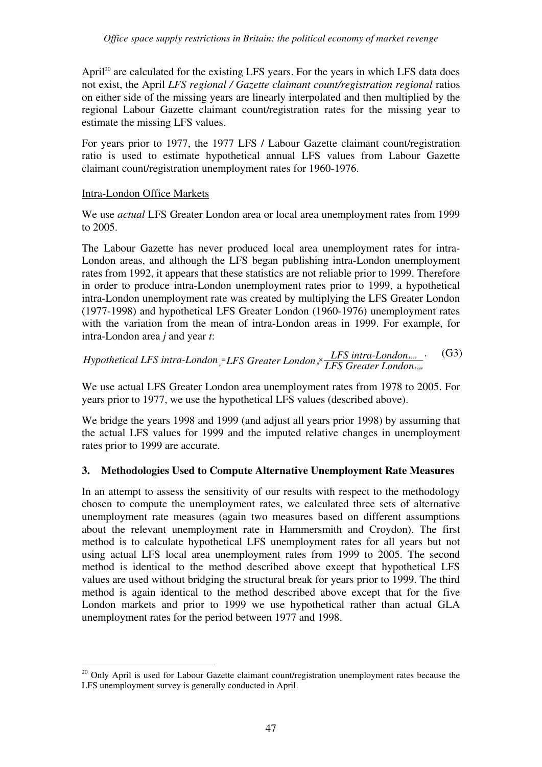April[20] are calculated for the existing LFS years. For the years in which LFS data does not exist, the April *LFS regional / Gazette claimant count/registration regional* ratios on either side of the missing years are linearly interpolated and then multiplied by the regional Labour Gazette claimant count/registration rates for the missing year to estimate the missing LFS values.

For years prior to 1977, the 1977 LFS / Labour Gazette claimant count/registration ratio is used to estimate hypothetical annual LFS values from Labour Gazette claimant count/registration unemployment rates for 1960-1976.

Intra-London Office Markets

We use *actual* LFS Greater London area or local area unemployment rates from 1999 to 2005.

The Labour Gazette has never produced local area unemployment rates for intra-London areas, and although the LFS began publishing intra-London unemployment rates from 1992, it appears that these statistics are not reliable prior to 1999. Therefore in order to produce intra-London unemployment rates prior to 1999, a hypothetical intra-London unemployment rate was created by multiplying the LFS Greater London (1977-1998) and hypothetical LFS Greater London (1960-1976) unemployment rates with the variation from the mean of intra-London areas in 1999. For example, for intra-London area *j* and year *t*:

$$\textit{Hypothetical LFS intra-London}_{jt} = \textit{LFS Greater London}_{jt} \times \frac{\textit{LFS intra-London}_{1999}}{\textit{LFS Greater London}_{1999}} \cdot \qquad \text{(G3)}$$

We use actual LFS Greater London area unemployment rates from 1978 to 2005. For years prior to 1977, we use the hypothetical LFS values (described above).

We bridge the years 1998 and 1999 (and adjust all years prior 1998) by assuming that the actual LFS values for 1999 and the imputed relative changes in unemployment rates prior to 1999 are accurate.

## 3. Methodologies Used to Compute Alternative Unemployment Rate Measures

In an attempt to assess the sensitivity of our results with respect to the methodology chosen to compute the unemployment rates, we calculated three sets of alternative unemployment rate measures (again two measures based on different assumptions about the relevant unemployment rate in Hammersmith and Croydon). The first method is to calculate hypothetical LFS unemployment rates for all years but not using actual LFS local area unemployment rates from 1999 to 2005. The second method is identical to the method described above except that hypothetical LFS values are used without bridging the structural break for years prior to 1999. The third method is again identical to the method described above except that for the five London markets and prior to 1999 we use hypothetical rather than actual GLA unemployment rates for the period between 1977 and 1998.

[20] Only April is used for Labour Gazette claimant count/registration unemployment rates because the LFS unemployment survey is generally conducted in April.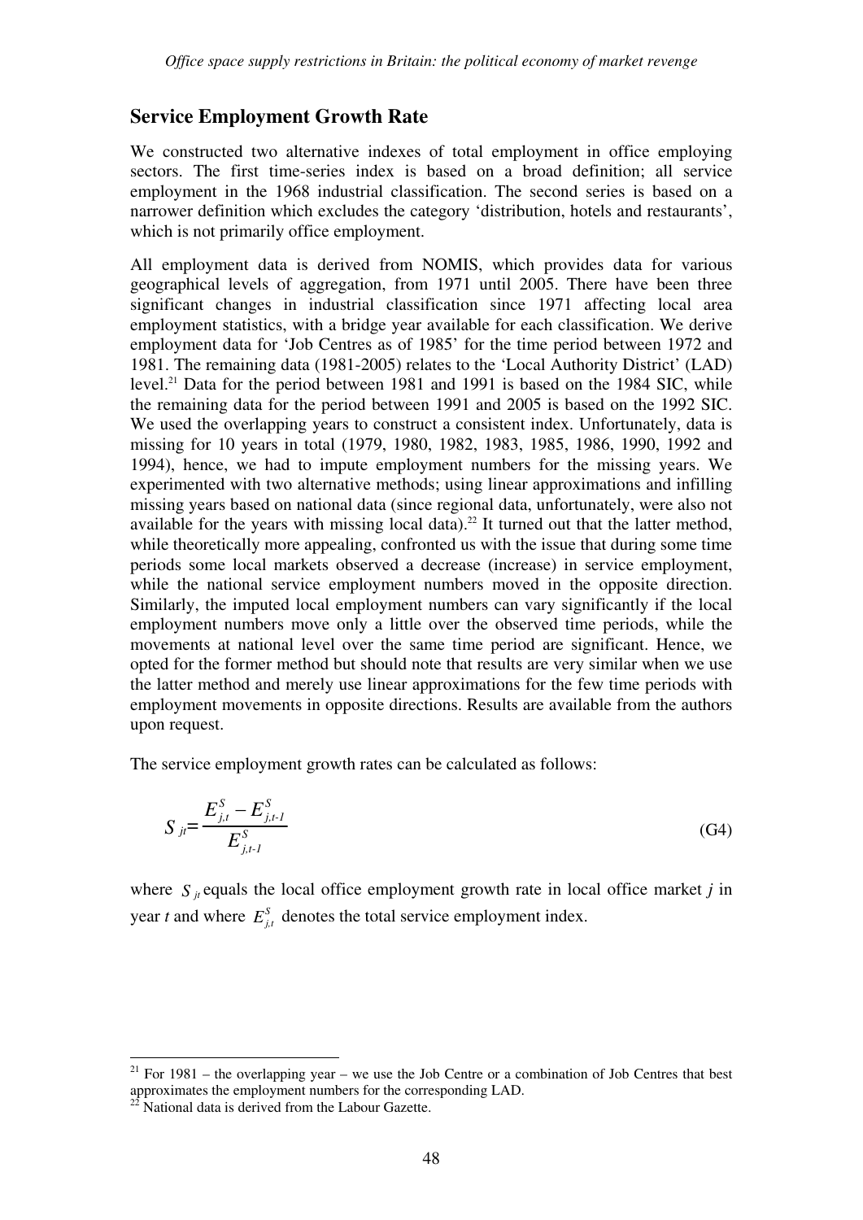## Service Employment Growth Rate

We constructed two alternative indexes of total employment in office employing sectors. The first time-series index is based on a broad definition; all service employment in the 1968 industrial classification. The second series is based on a narrower definition which excludes the category 'distribution, hotels and restaurants', which is not primarily office employment.

All employment data is derived from NOMIS, which provides data for various geographical levels of aggregation, from 1971 until 2005. There have been three significant changes in industrial classification since 1971 affecting local area employment statistics, with a bridge year available for each classification. We derive employment data for 'Job Centres as of 1985' for the time period between 1972 and 1981. The remaining data (1981-2005) relates to the 'Local Authority District' (LAD) level.[21] Data for the period between 1981 and 1991 is based on the 1984 SIC, while the remaining data for the period between 1991 and 2005 is based on the 1992 SIC. We used the overlapping years to construct a consistent index. Unfortunately, data is missing for 10 years in total (1979, 1980, 1982, 1983, 1985, 1986, 1990, 1992 and 1994), hence, we had to impute employment numbers for the missing years. We experimented with two alternative methods; using linear approximations and infilling missing years based on national data (since regional data, unfortunately, were also not available for the years with missing local data).[22] It turned out that the latter method, while theoretically more appealing, confronted us with the issue that during some time periods some local markets observed a decrease (increase) in service employment, while the national service employment numbers moved in the opposite direction. Similarly, the imputed local employment numbers can vary significantly if the local employment numbers move only a little over the observed time periods, while the movements at national level over the same time period are significant. Hence, we opted for the former method but should note that results are very similar when we use the latter method and merely use linear approximations for the few time periods with employment movements in opposite directions. Results are available from the authors upon request.

The service employment growth rates can be calculated as follows:

$$S_{jt} = \frac{E^S_{j,t} - E^S_{j,t-1}}{E^S_{j,t-1}} \tag{G4}$$

where $S_{jt}$ equals the local office employment growth rate in local office market $j$ in year $t$ and where $E^S_{j,t}$ denotes the total service employment index.

[21] For 1981 – the overlapping year – we use the Job Centre or a combination of Job Centres that best approximates the employment numbers for the corresponding LAD.

[22] National data is derived from the Labour Gazette.